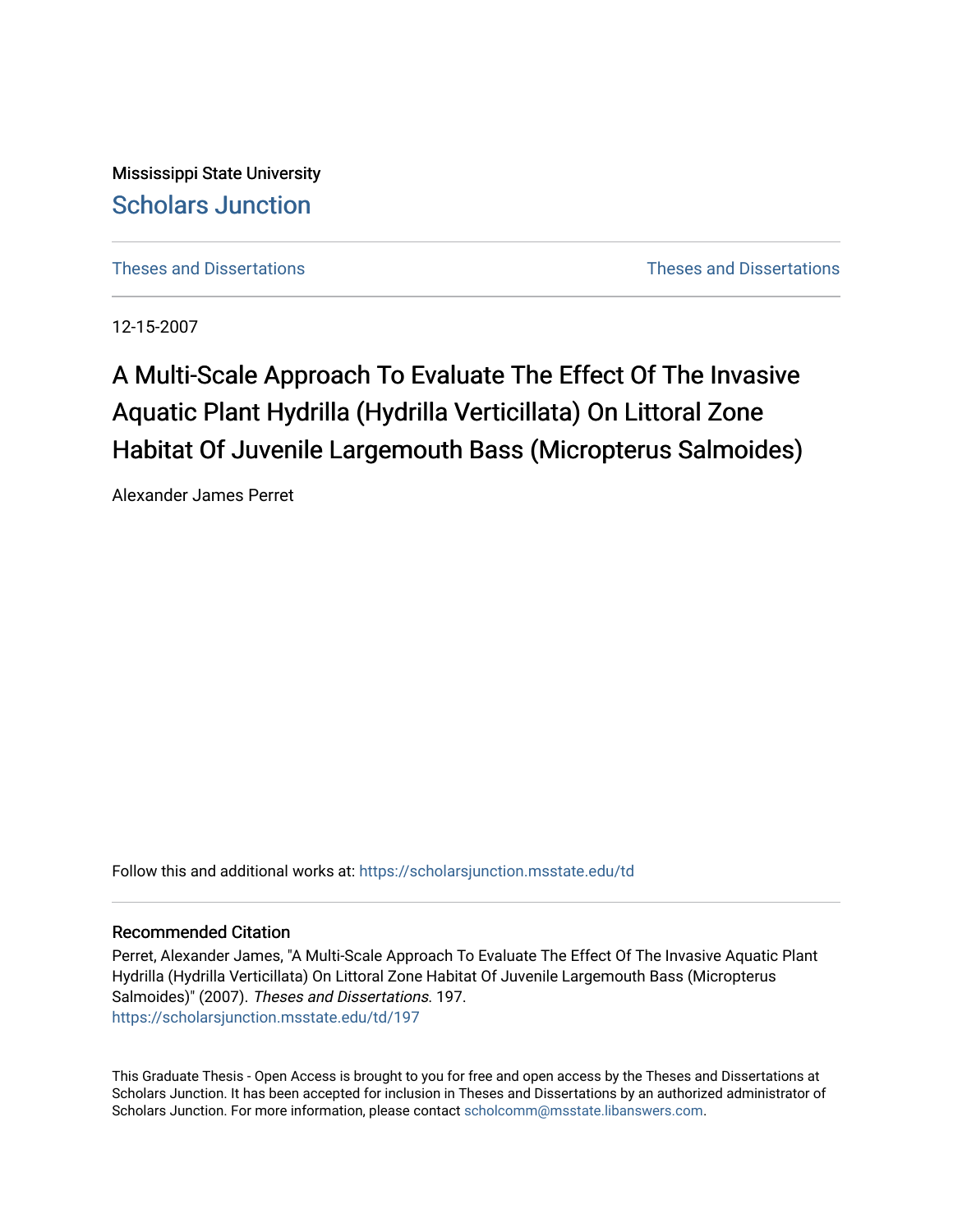Mississippi State University

Scholars Junction

Theses and Dissertations

Theses and Dissertations

12-15-2007

# A Multi-Scale Approach To Evaluate The Effect Of The Invasive Aquatic Plant Hydrilla (Hydrilla Verticillata) On Littoral Zone Habitat Of Juvenile Largemouth Bass (Micropterus Salmoides)

Alexander James Perret

Follow this and additional works at: https://scholarsjunction.msstate.edu/td

### Recommended Citation

Perret, Alexander James, "A Multi-Scale Approach To Evaluate The Effect Of The Invasive Aquatic Plant Hydrilla (Hydrilla Verticillata) On Littoral Zone Habitat Of Juvenile Largemouth Bass (Micropterus Salmoides)" (2007). *Theses and Dissertations*. 197.
https://scholarsjunction.msstate.edu/td/197

This Graduate Thesis - Open Access is brought to you for free and open access by the Theses and Dissertations at Scholars Junction. It has been accepted for inclusion in Theses and Dissertations by an authorized administrator of Scholars Junction. For more information, please contact scholcomm@msstate.libanswers.com.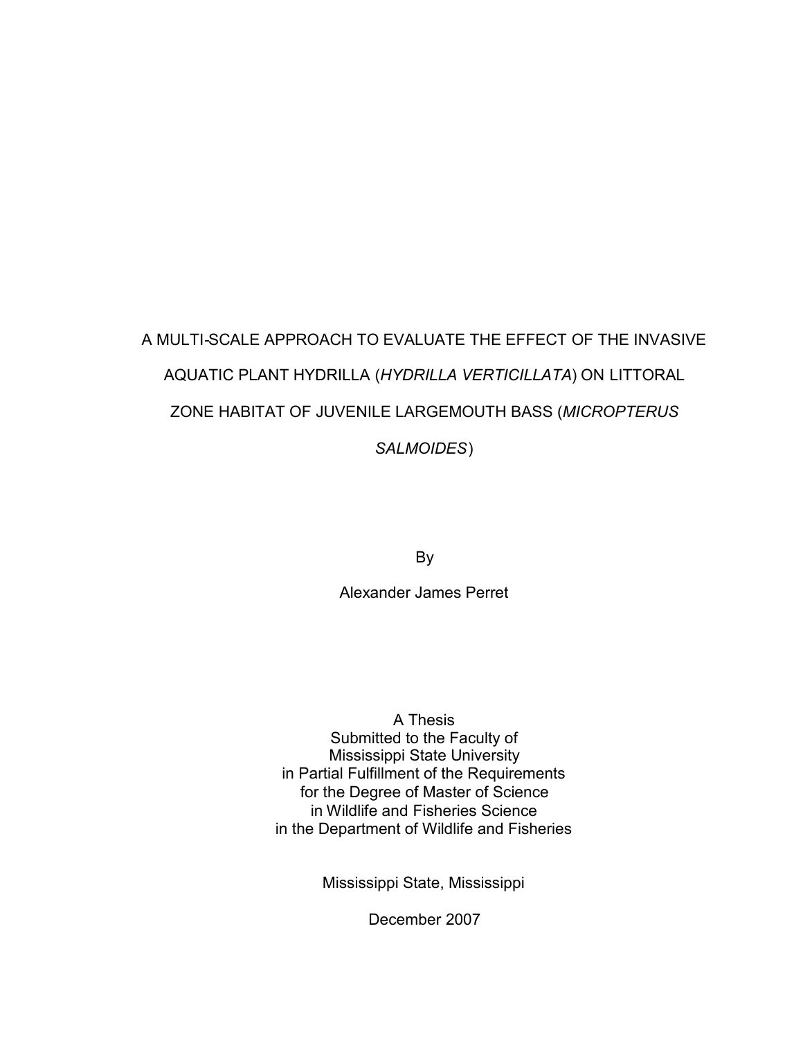# A MULTI-SCALE APPROACH TO EVALUATE THE EFFECT OF THE INVASIVE AQUATIC PLANT HYDRILLA (*HYDRILLA VERTICILLATA*) ON LITTORAL ZONE HABITAT OF JUVENILE LARGEMOUTH BASS (*MICROPTERUS SALMOIDES*)

By

Alexander James Perret

A Thesis
Submitted to the Faculty of
Mississippi State University
in Partial Fulfillment of the Requirements
for the Degree of Master of Science
in Wildlife and Fisheries Science
in the Department of Wildlife and Fisheries

Mississippi State, Mississippi

December 2007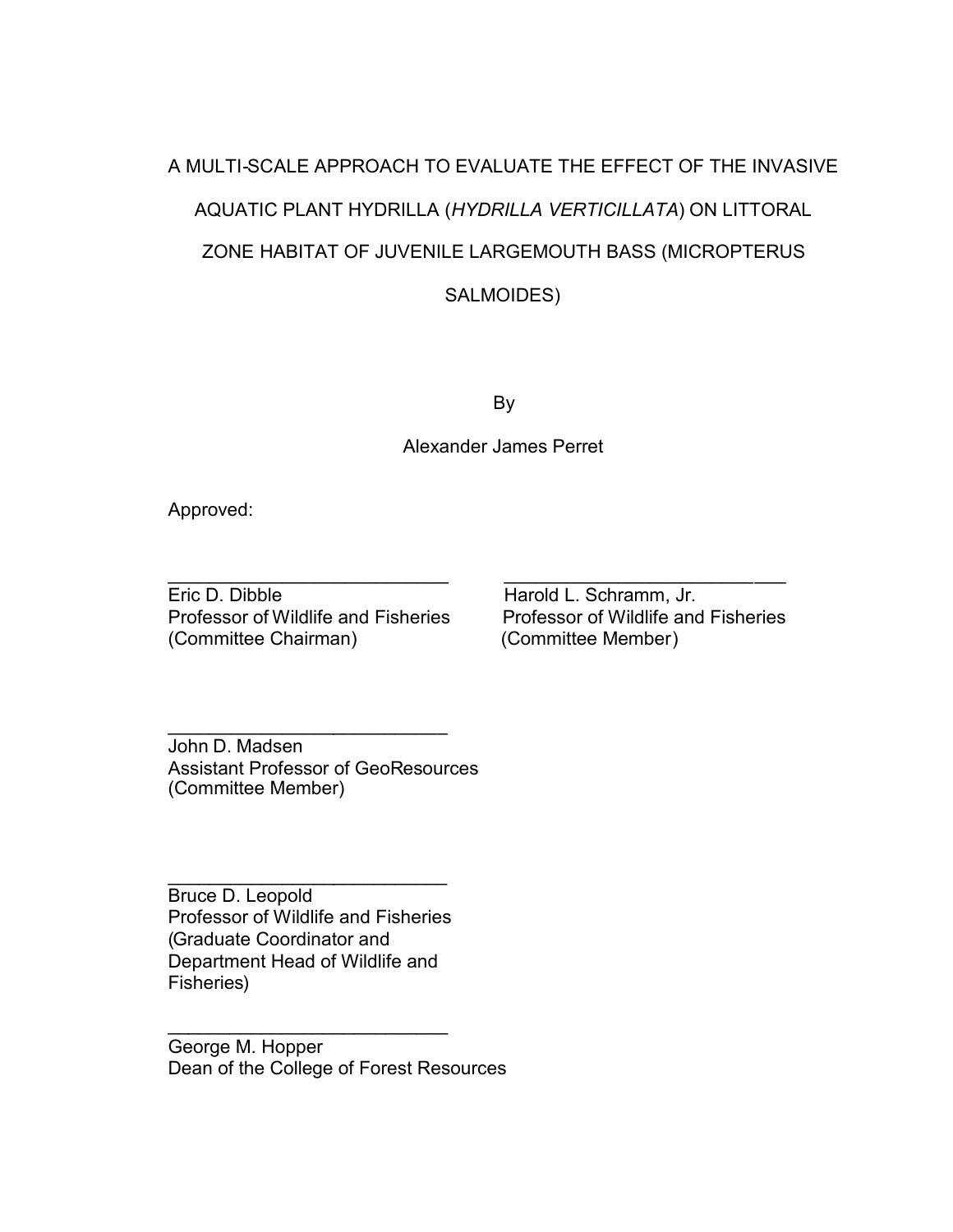A MULTI-SCALE APPROACH TO EVALUATE THE EFFECT OF THE INVASIVE AQUATIC PLANT HYDRILLA (*HYDRILLA VERTICILLATA*) ON LITTORAL ZONE HABITAT OF JUVENILE LARGEMOUTH BASS (MICROPTERUS SALMOIDES)

By

Alexander James Perret

Approved:

\_\_\_\_\_\_\_\_\_\_\_\_\_\_\_\_\_\_\_\_\_\_\_\_\_\_\_\_
Eric D. Dibble
Professor of Wildlife and Fisheries
(Committee Chairman)

\_\_\_\_\_\_\_\_\_\_\_\_\_\_\_\_\_\_\_\_\_\_\_\_\_\_\_\_
Harold L. Schramm, Jr.
Professor of Wildlife and Fisheries
(Committee Member)

\_\_\_\_\_\_\_\_\_\_\_\_\_\_\_\_\_\_\_\_\_\_\_\_\_\_\_\_
John D. Madsen
Assistant Professor of GeoResources
(Committee Member)

\_\_\_\_\_\_\_\_\_\_\_\_\_\_\_\_\_\_\_\_\_\_\_\_\_\_\_\_
Bruce D. Leopold
Professor of Wildlife and Fisheries
(Graduate Coordinator and Department Head of Wildlife and Fisheries)

\_\_\_\_\_\_\_\_\_\_\_\_\_\_\_\_\_\_\_\_\_\_\_\_\_\_\_\_
George M. Hopper
Dean of the College of Forest Resources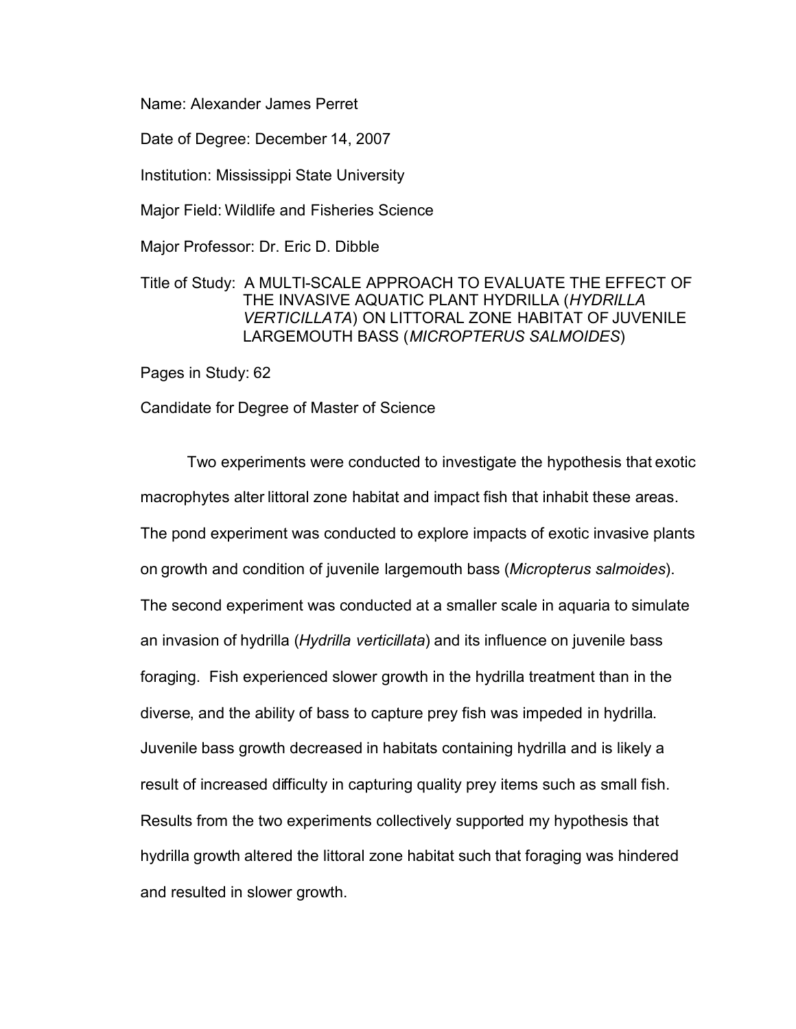Name: Alexander James Perret

Date of Degree: December 14, 2007

Institution: Mississippi State University

Major Field: Wildlife and Fisheries Science

Major Professor: Dr. Eric D. Dibble

Title of Study: A MULTI-SCALE APPROACH TO EVALUATE THE EFFECT OF THE INVASIVE AQUATIC PLANT HYDRILLA (*HYDRILLA VERTICILLATA*) ON LITTORAL ZONE HABITAT OF JUVENILE LARGEMOUTH BASS (*MICROPTERUS SALMOIDES*)

Pages in Study: 62

Candidate for Degree of Master of Science

Two experiments were conducted to investigate the hypothesis that exotic macrophytes alter littoral zone habitat and impact fish that inhabit these areas. The pond experiment was conducted to explore impacts of exotic invasive plants on growth and condition of juvenile largemouth bass (*Micropterus salmoides*). The second experiment was conducted at a smaller scale in aquaria to simulate an invasion of hydrilla (*Hydrilla verticillata*) and its influence on juvenile bass foraging. Fish experienced slower growth in the hydrilla treatment than in the diverse, and the ability of bass to capture prey fish was impeded in hydrilla. Juvenile bass growth decreased in habitats containing hydrilla and is likely a result of increased difficulty in capturing quality prey items such as small fish. Results from the two experiments collectively supported my hypothesis that hydrilla growth altered the littoral zone habitat such that foraging was hindered and resulted in slower growth.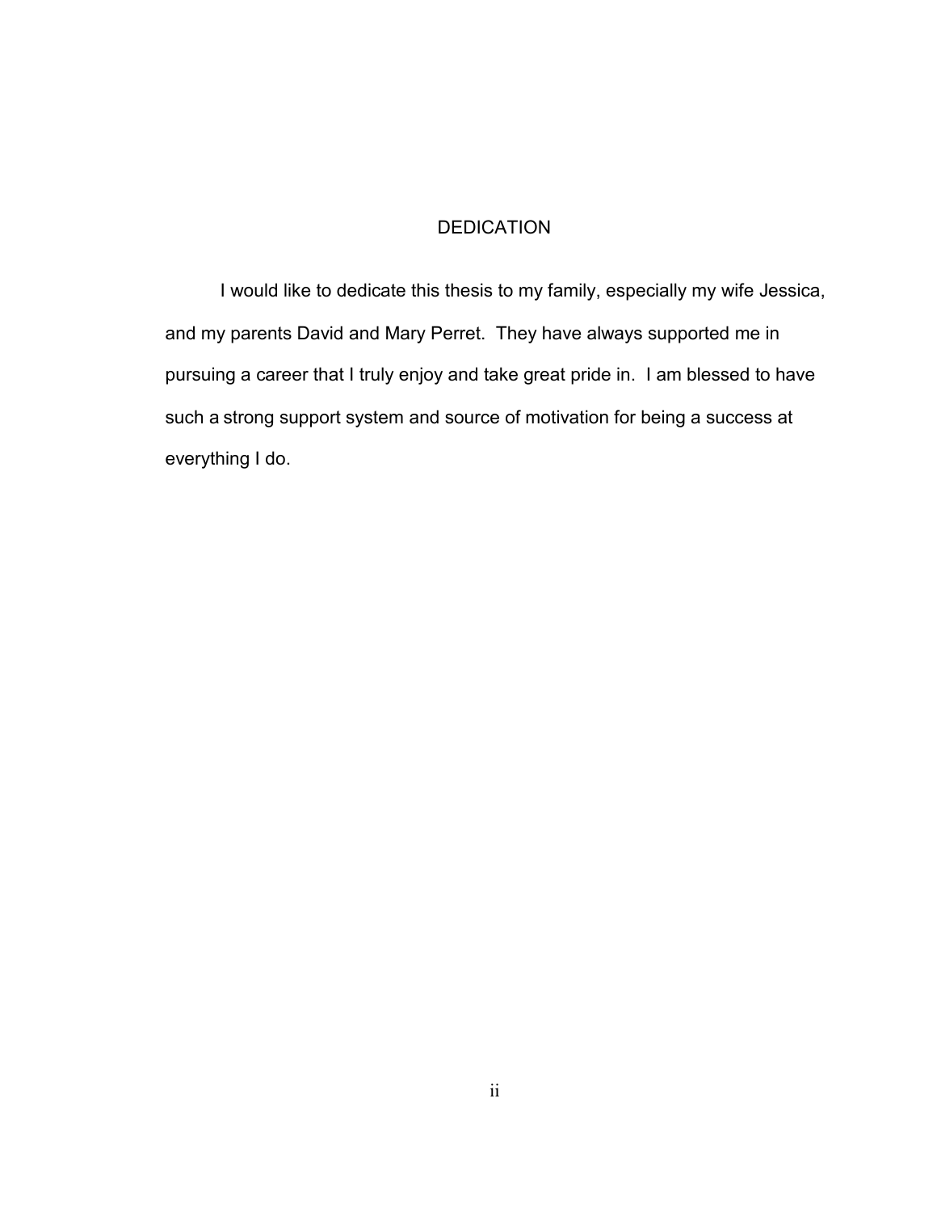# DEDICATION

I would like to dedicate this thesis to my family, especially my wife Jessica, and my parents David and Mary Perret. They have always supported me in pursuing a career that I truly enjoy and take great pride in. I am blessed to have such a strong support system and source of motivation for being a success at everything I do.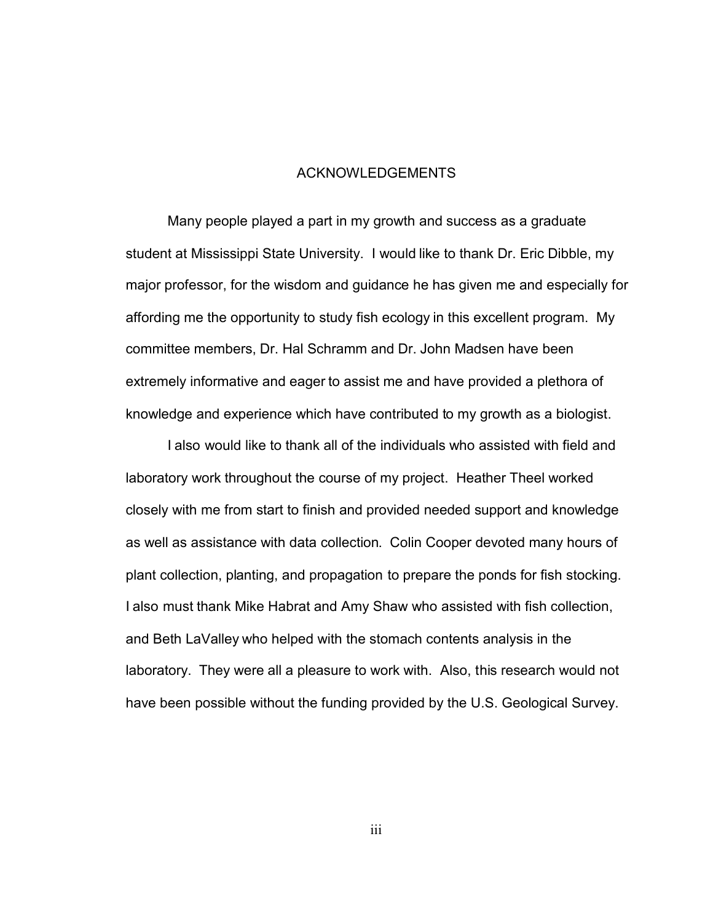# ACKNOWLEDGEMENTS

Many people played a part in my growth and success as a graduate student at Mississippi State University. I would like to thank Dr. Eric Dibble, my major professor, for the wisdom and guidance he has given me and especially for affording me the opportunity to study fish ecology in this excellent program. My committee members, Dr. Hal Schramm and Dr. John Madsen have been extremely informative and eager to assist me and have provided a plethora of knowledge and experience which have contributed to my growth as a biologist.

I also would like to thank all of the individuals who assisted with field and laboratory work throughout the course of my project. Heather Theel worked closely with me from start to finish and provided needed support and knowledge as well as assistance with data collection. Colin Cooper devoted many hours of plant collection, planting, and propagation to prepare the ponds for fish stocking. I also must thank Mike Habrat and Amy Shaw who assisted with fish collection, and Beth LaValley who helped with the stomach contents analysis in the laboratory. They were all a pleasure to work with. Also, this research would not have been possible without the funding provided by the U.S. Geological Survey.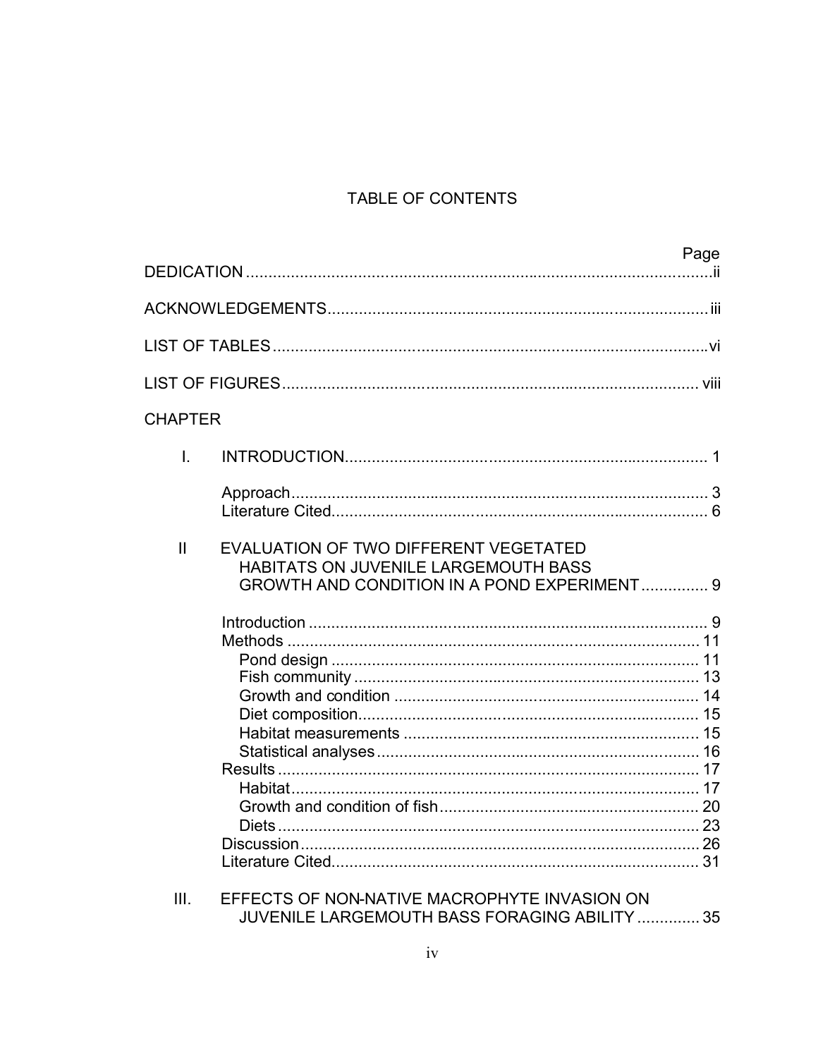# TABLE OF CONTENTS

| | Page |
|---|---|
| DEDICATION | ii |
| ACKNOWLEDGEMENTS | iii |
| LIST OF TABLES | vi |
| LIST OF FIGURES | viii |

CHAPTER

| | | |
|---|---|---|
| I. | INTRODUCTION | 1 |
| | Approach | 3 |
| | Literature Cited | 6 |
| II | EVALUATION OF TWO DIFFERENT VEGETATED HABITATS ON JUVENILE LARGEMOUTH BASS GROWTH AND CONDITION IN A POND EXPERIMENT | 9 |
| | Introduction | 9 |
| | Methods | 11 |
| | Pond design | 11 |
| | Fish community | 13 |
| | Growth and condition | 14 |
| | Diet composition | 15 |
| | Habitat measurements | 15 |
| | Statistical analyses | 16 |
| | Results | 17 |
| | Habitat | 17 |
| | Growth and condition of fish | 20 |
| | Diets | 23 |
| | Discussion | 26 |
| | Literature Cited | 31 |
| III. | EFFECTS OF NON-NATIVE MACROPHYTE INVASION ON JUVENILE LARGEMOUTH BASS FORAGING ABILITY | 35 |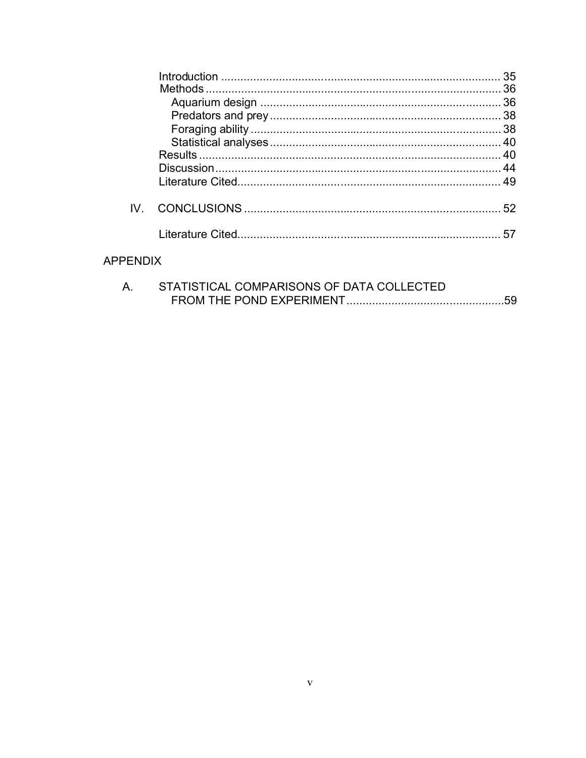Introduction ........................................................................................ 35
Methods .............................................................................................. 36
  Aquarium design ............................................................................. 36
  Predators and prey .......................................................................... 38
  Foraging ability ................................................................................ 38
  Statistical analyses .......................................................................... 40
Results ................................................................................................. 40
Discussion ............................................................................................ 44
Literature Cited..................................................................................... 49

IV. CONCLUSIONS ................................................................................ 52

Literature Cited..................................................................................... 57

APPENDIX

A. STATISTICAL COMPARISONS OF DATA COLLECTED FROM THE POND EXPERIMENT..................................................59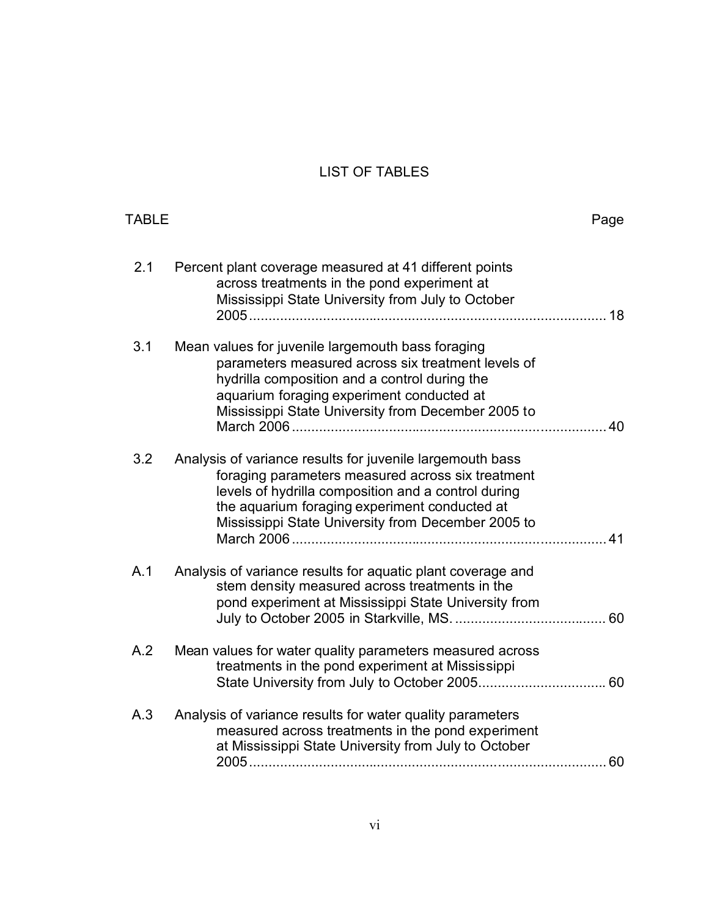# LIST OF TABLES

| TABLE | | Page |
|---|---|---|
| 2.1 | Percent plant coverage measured at 41 different points across treatments in the pond experiment at Mississippi State University from July to October 2005 | 18 |
| 3.1 | Mean values for juvenile largemouth bass foraging parameters measured across six treatment levels of hydrilla composition and a control during the aquarium foraging experiment conducted at Mississippi State University from December 2005 to March 2006 | 40 |
| 3.2 | Analysis of variance results for juvenile largemouth bass foraging parameters measured across six treatment levels of hydrilla composition and a control during the aquarium foraging experiment conducted at Mississippi State University from December 2005 to March 2006 | 41 |
| A.1 | Analysis of variance results for aquatic plant coverage and stem density measured across treatments in the pond experiment at Mississippi State University from July to October 2005 in Starkville, MS. | 60 |
| A.2 | Mean values for water quality parameters measured across treatments in the pond experiment at Mississippi State University from July to October 2005 | 60 |
| A.3 | Analysis of variance results for water quality parameters measured across treatments in the pond experiment at Mississippi State University from July to October 2005 | 60 |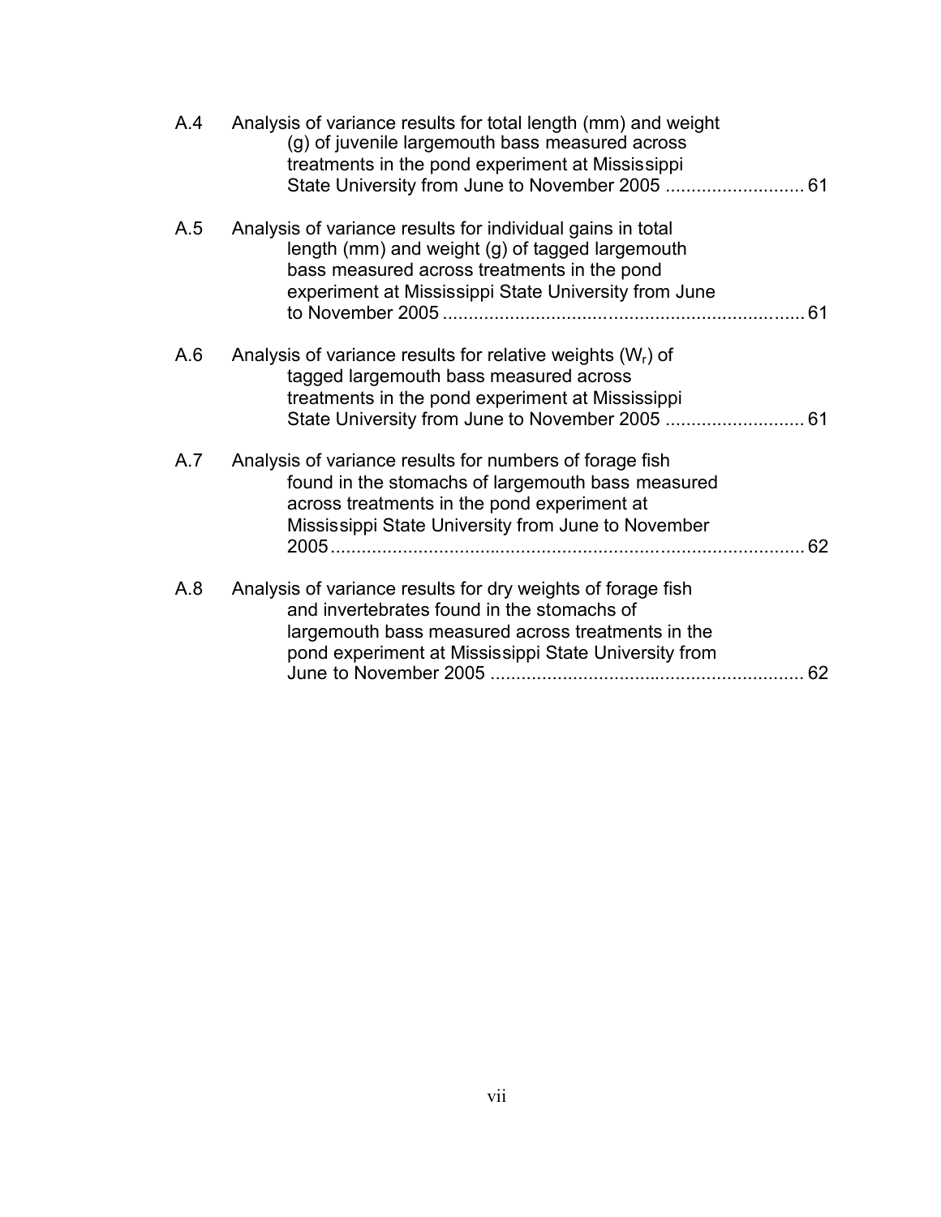| | | |
|---|---|---|
| A.4 | Analysis of variance results for total length (mm) and weight (g) of juvenile largemouth bass measured across treatments in the pond experiment at Mississippi State University from June to November 2005 | 61 |
| A.5 | Analysis of variance results for individual gains in total length (mm) and weight (g) of tagged largemouth bass measured across treatments in the pond experiment at Mississippi State University from June to November 2005 | 61 |
| A.6 | Analysis of variance results for relative weights ($W_r$) of tagged largemouth bass measured across treatments in the pond experiment at Mississippi State University from June to November 2005 | 61 |
| A.7 | Analysis of variance results for numbers of forage fish found in the stomachs of largemouth bass measured across treatments in the pond experiment at Mississippi State University from June to November 2005 | 62 |
| A.8 | Analysis of variance results for dry weights of forage fish and invertebrates found in the stomachs of largemouth bass measured across treatments in the pond experiment at Mississippi State University from June to November 2005 | 62 |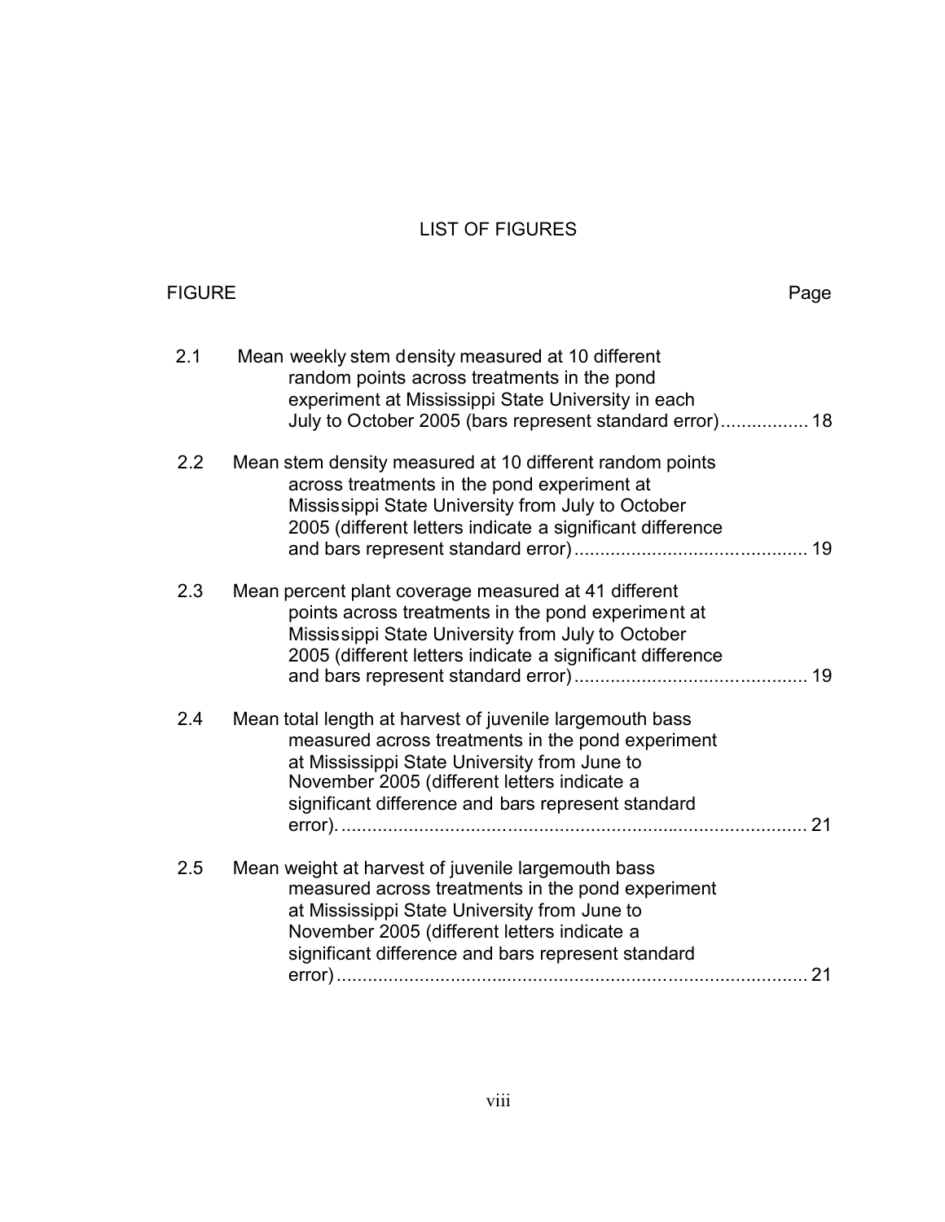# LIST OF FIGURES

| FIGURE | | Page |
|---|---|---|
| 2.1 | Mean weekly stem density measured at 10 different random points across treatments in the pond experiment at Mississippi State University in each July to October 2005 (bars represent standard error) | 18 |
| 2.2 | Mean stem density measured at 10 different random points across treatments in the pond experiment at Mississippi State University from July to October 2005 (different letters indicate a significant difference and bars represent standard error) | 19 |
| 2.3 | Mean percent plant coverage measured at 41 different points across treatments in the pond experiment at Mississippi State University from July to October 2005 (different letters indicate a significant difference and bars represent standard error) | 19 |
| 2.4 | Mean total length at harvest of juvenile largemouth bass measured across treatments in the pond experiment at Mississippi State University from June to November 2005 (different letters indicate a significant difference and bars represent standard error). | 21 |
| 2.5 | Mean weight at harvest of juvenile largemouth bass measured across treatments in the pond experiment at Mississippi State University from June to November 2005 (different letters indicate a significant difference and bars represent standard error) | 21 |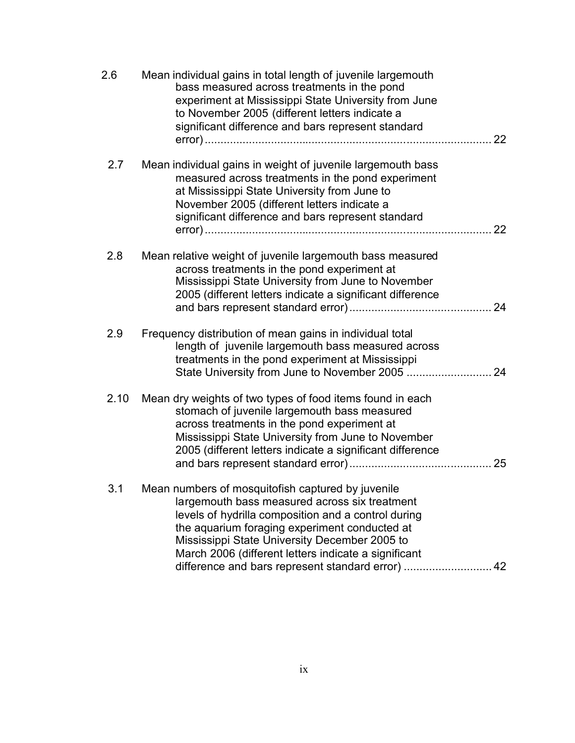| | | |
|---|---|---|
| 2.6 | Mean individual gains in total length of juvenile largemouth bass measured across treatments in the pond experiment at Mississippi State University from June to November 2005 (different letters indicate a significant difference and bars represent standard error) | 22 |
| 2.7 | Mean individual gains in weight of juvenile largemouth bass measured across treatments in the pond experiment at Mississippi State University from June to November 2005 (different letters indicate a significant difference and bars represent standard error) | 22 |
| 2.8 | Mean relative weight of juvenile largemouth bass measured across treatments in the pond experiment at Mississippi State University from June to November 2005 (different letters indicate a significant difference and bars represent standard error) | 24 |
| 2.9 | Frequency distribution of mean gains in individual total length of juvenile largemouth bass measured across treatments in the pond experiment at Mississippi State University from June to November 2005 | 24 |
| 2.10 | Mean dry weights of two types of food items found in each stomach of juvenile largemouth bass measured across treatments in the pond experiment at Mississippi State University from June to November 2005 (different letters indicate a significant difference and bars represent standard error) | 25 |
| 3.1 | Mean numbers of mosquitofish captured by juvenile largemouth bass measured across six treatment levels of hydrilla composition and a control during the aquarium foraging experiment conducted at Mississippi State University December 2005 to March 2006 (different letters indicate a significant difference and bars represent standard error) | 42 |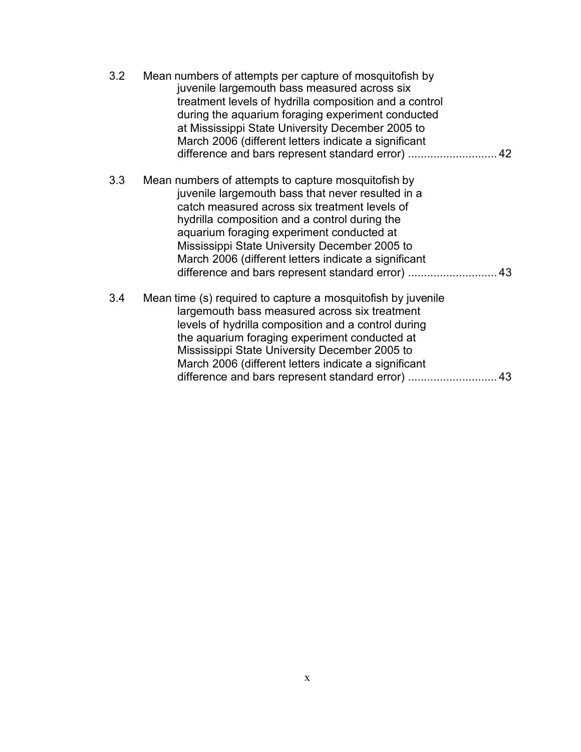3.2 Mean numbers of attempts per capture of mosquitofish by juvenile largemouth bass measured across six treatment levels of hydrilla composition and a control during the aquarium foraging experiment conducted at Mississippi State University December 2005 to March 2006 (different letters indicate a significant difference and bars represent standard error) ............................ 42

3.3 Mean numbers of attempts to capture mosquitofish by juvenile largemouth bass that never resulted in a catch measured across six treatment levels of hydrilla composition and a control during the aquarium foraging experiment conducted at Mississippi State University December 2005 to March 2006 (different letters indicate a significant difference and bars represent standard error) ............................ 43

3.4 Mean time (s) required to capture a mosquitofish by juvenile largemouth bass measured across six treatment levels of hydrilla composition and a control during the aquarium foraging experiment conducted at Mississippi State University December 2005 to March 2006 (different letters indicate a significant difference and bars represent standard error) ............................ 43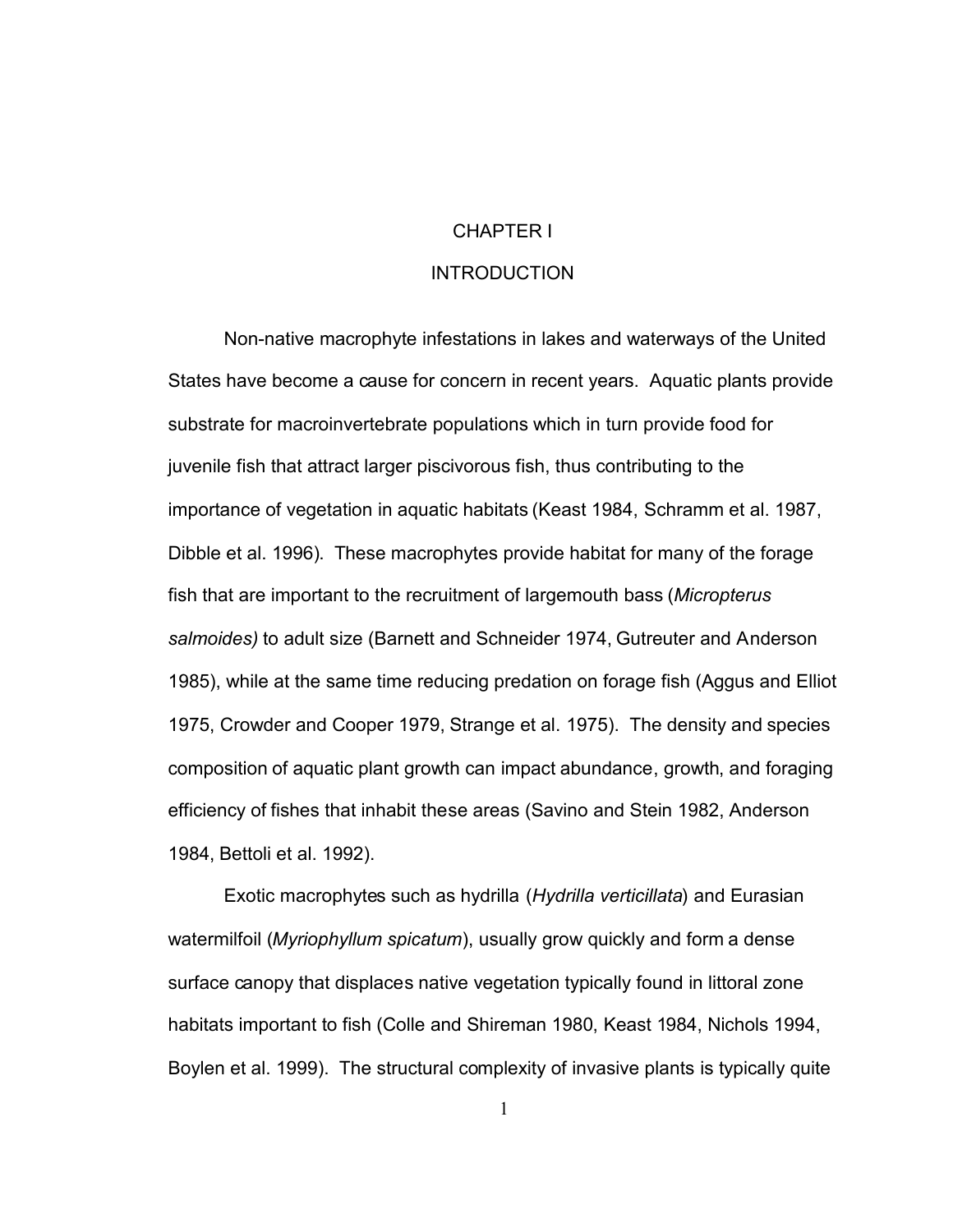# CHAPTER I

## INTRODUCTION

Non-native macrophyte infestations in lakes and waterways of the United States have become a cause for concern in recent years. Aquatic plants provide substrate for macroinvertebrate populations which in turn provide food for juvenile fish that attract larger piscivorous fish, thus contributing to the importance of vegetation in aquatic habitats (Keast 1984, Schramm et al. 1987, Dibble et al. 1996). These macrophytes provide habitat for many of the forage fish that are important to the recruitment of largemouth bass (*Micropterus salmoides)* to adult size (Barnett and Schneider 1974, Gutreuter and Anderson 1985), while at the same time reducing predation on forage fish (Aggus and Elliot 1975, Crowder and Cooper 1979, Strange et al. 1975). The density and species composition of aquatic plant growth can impact abundance, growth, and foraging efficiency of fishes that inhabit these areas (Savino and Stein 1982, Anderson 1984, Bettoli et al. 1992).

Exotic macrophytes such as hydrilla (*Hydrilla verticillata*) and Eurasian watermilfoil (*Myriophyllum spicatum*), usually grow quickly and form a dense surface canopy that displaces native vegetation typically found in littoral zone habitats important to fish (Colle and Shireman 1980, Keast 1984, Nichols 1994, Boylen et al. 1999). The structural complexity of invasive plants is typically quite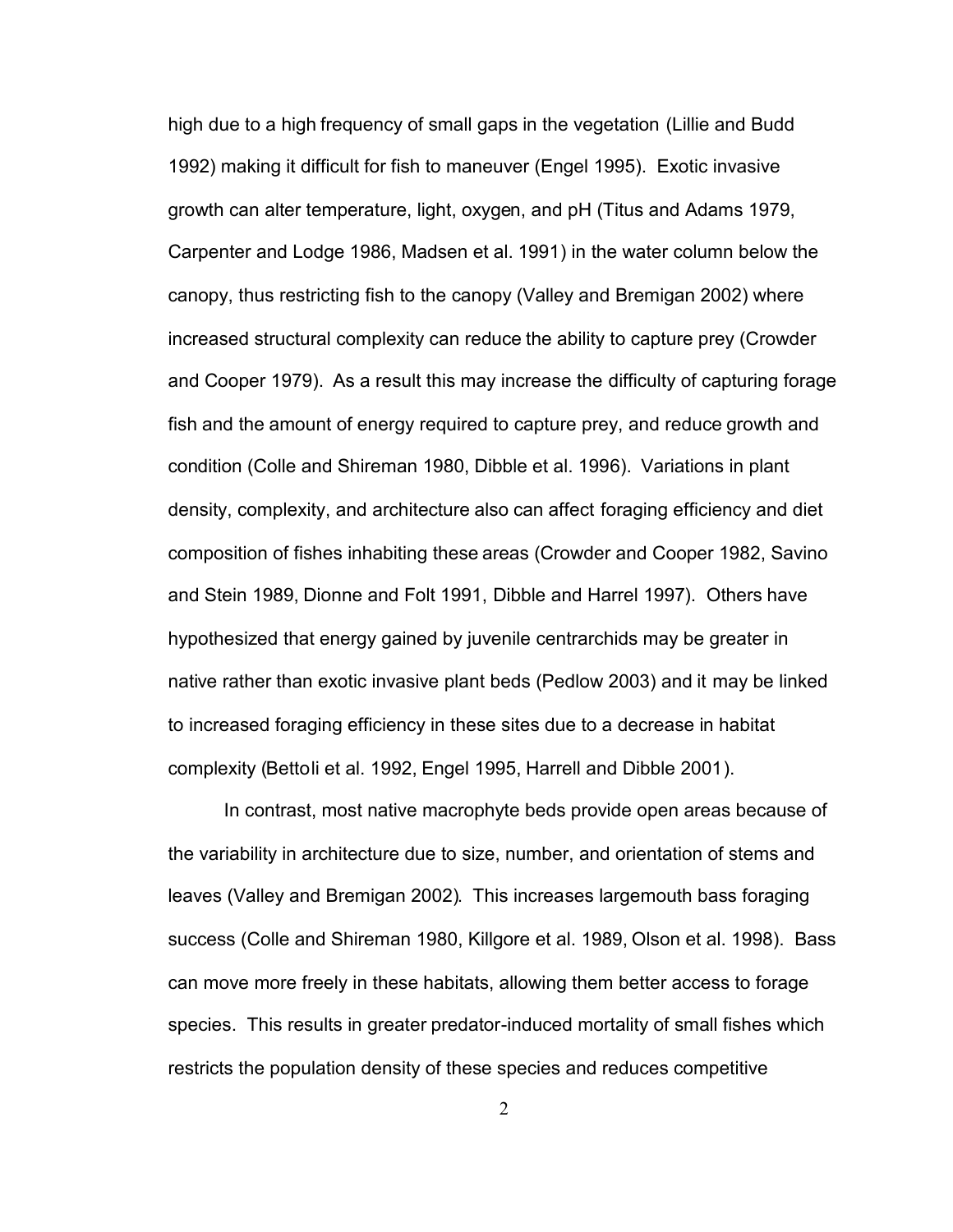high due to a high frequency of small gaps in the vegetation (Lillie and Budd 1992) making it difficult for fish to maneuver (Engel 1995). Exotic invasive growth can alter temperature, light, oxygen, and pH (Titus and Adams 1979, Carpenter and Lodge 1986, Madsen et al. 1991) in the water column below the canopy, thus restricting fish to the canopy (Valley and Bremigan 2002) where increased structural complexity can reduce the ability to capture prey (Crowder and Cooper 1979). As a result this may increase the difficulty of capturing forage fish and the amount of energy required to capture prey, and reduce growth and condition (Colle and Shireman 1980, Dibble et al. 1996). Variations in plant density, complexity, and architecture also can affect foraging efficiency and diet composition of fishes inhabiting these areas (Crowder and Cooper 1982, Savino and Stein 1989, Dionne and Folt 1991, Dibble and Harrel 1997). Others have hypothesized that energy gained by juvenile centrarchids may be greater in native rather than exotic invasive plant beds (Pedlow 2003) and it may be linked to increased foraging efficiency in these sites due to a decrease in habitat complexity (Bettoli et al. 1992, Engel 1995, Harrell and Dibble 2001).

In contrast, most native macrophyte beds provide open areas because of the variability in architecture due to size, number, and orientation of stems and leaves (Valley and Bremigan 2002). This increases largemouth bass foraging success (Colle and Shireman 1980, Killgore et al. 1989, Olson et al. 1998). Bass can move more freely in these habitats, allowing them better access to forage species. This results in greater predator-induced mortality of small fishes which restricts the population density of these species and reduces competitive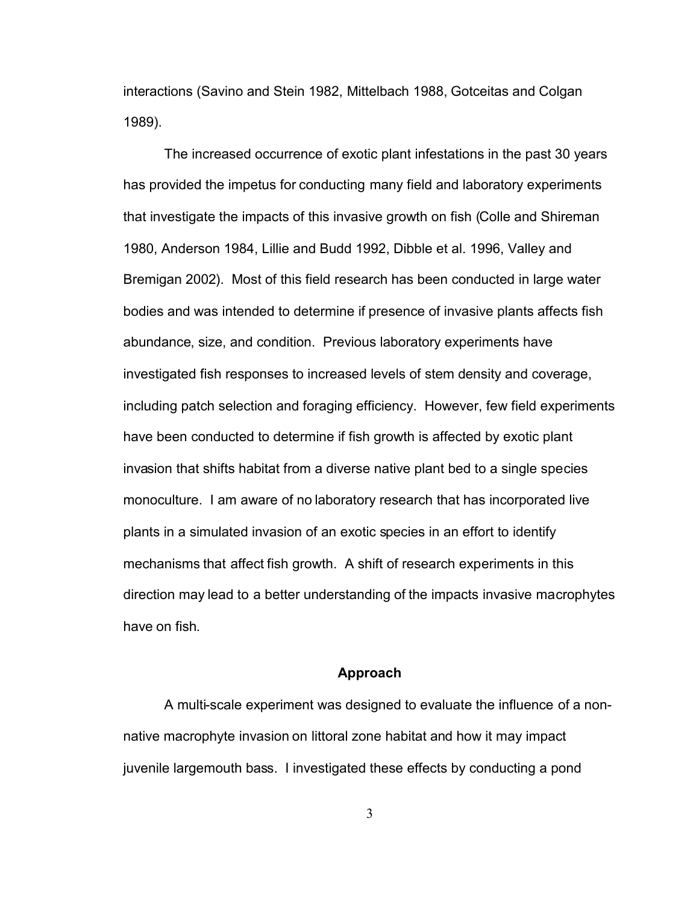interactions (Savino and Stein 1982, Mittelbach 1988, Gotceitas and Colgan 1989).

The increased occurrence of exotic plant infestations in the past 30 years has provided the impetus for conducting many field and laboratory experiments that investigate the impacts of this invasive growth on fish (Colle and Shireman 1980, Anderson 1984, Lillie and Budd 1992, Dibble et al. 1996, Valley and Bremigan 2002). Most of this field research has been conducted in large water bodies and was intended to determine if presence of invasive plants affects fish abundance, size, and condition. Previous laboratory experiments have investigated fish responses to increased levels of stem density and coverage, including patch selection and foraging efficiency. However, few field experiments have been conducted to determine if fish growth is affected by exotic plant invasion that shifts habitat from a diverse native plant bed to a single species monoculture. I am aware of no laboratory research that has incorporated live plants in a simulated invasion of an exotic species in an effort to identify mechanisms that affect fish growth. A shift of research experiments in this direction may lead to a better understanding of the impacts invasive macrophytes have on fish.

## Approach

A multi-scale experiment was designed to evaluate the influence of a non-native macrophyte invasion on littoral zone habitat and how it may impact juvenile largemouth bass. I investigated these effects by conducting a pond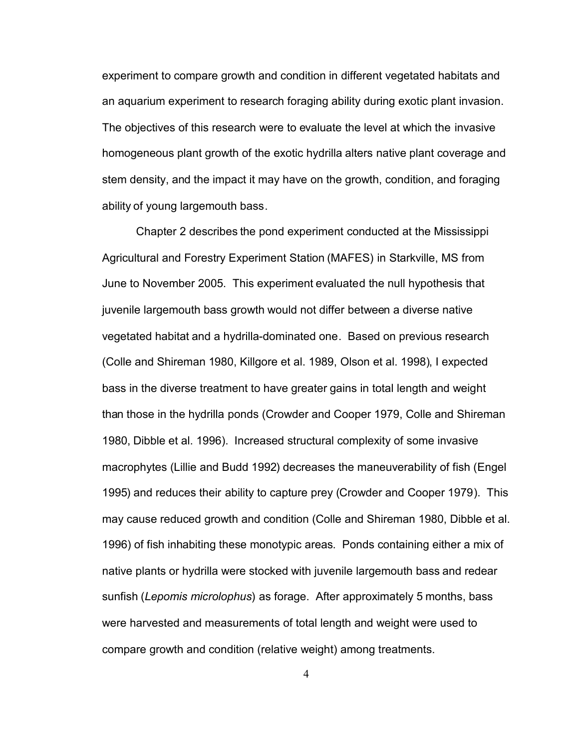experiment to compare growth and condition in different vegetated habitats and an aquarium experiment to research foraging ability during exotic plant invasion. The objectives of this research were to evaluate the level at which the invasive homogeneous plant growth of the exotic hydrilla alters native plant coverage and stem density, and the impact it may have on the growth, condition, and foraging ability of young largemouth bass.

Chapter 2 describes the pond experiment conducted at the Mississippi Agricultural and Forestry Experiment Station (MAFES) in Starkville, MS from June to November 2005. This experiment evaluated the null hypothesis that juvenile largemouth bass growth would not differ between a diverse native vegetated habitat and a hydrilla-dominated one. Based on previous research (Colle and Shireman 1980, Killgore et al. 1989, Olson et al. 1998), I expected bass in the diverse treatment to have greater gains in total length and weight than those in the hydrilla ponds (Crowder and Cooper 1979, Colle and Shireman 1980, Dibble et al. 1996). Increased structural complexity of some invasive macrophytes (Lillie and Budd 1992) decreases the maneuverability of fish (Engel 1995) and reduces their ability to capture prey (Crowder and Cooper 1979). This may cause reduced growth and condition (Colle and Shireman 1980, Dibble et al. 1996) of fish inhabiting these monotypic areas. Ponds containing either a mix of native plants or hydrilla were stocked with juvenile largemouth bass and redear sunfish (*Lepomis microlophus*) as forage. After approximately 5 months, bass were harvested and measurements of total length and weight were used to compare growth and condition (relative weight) among treatments.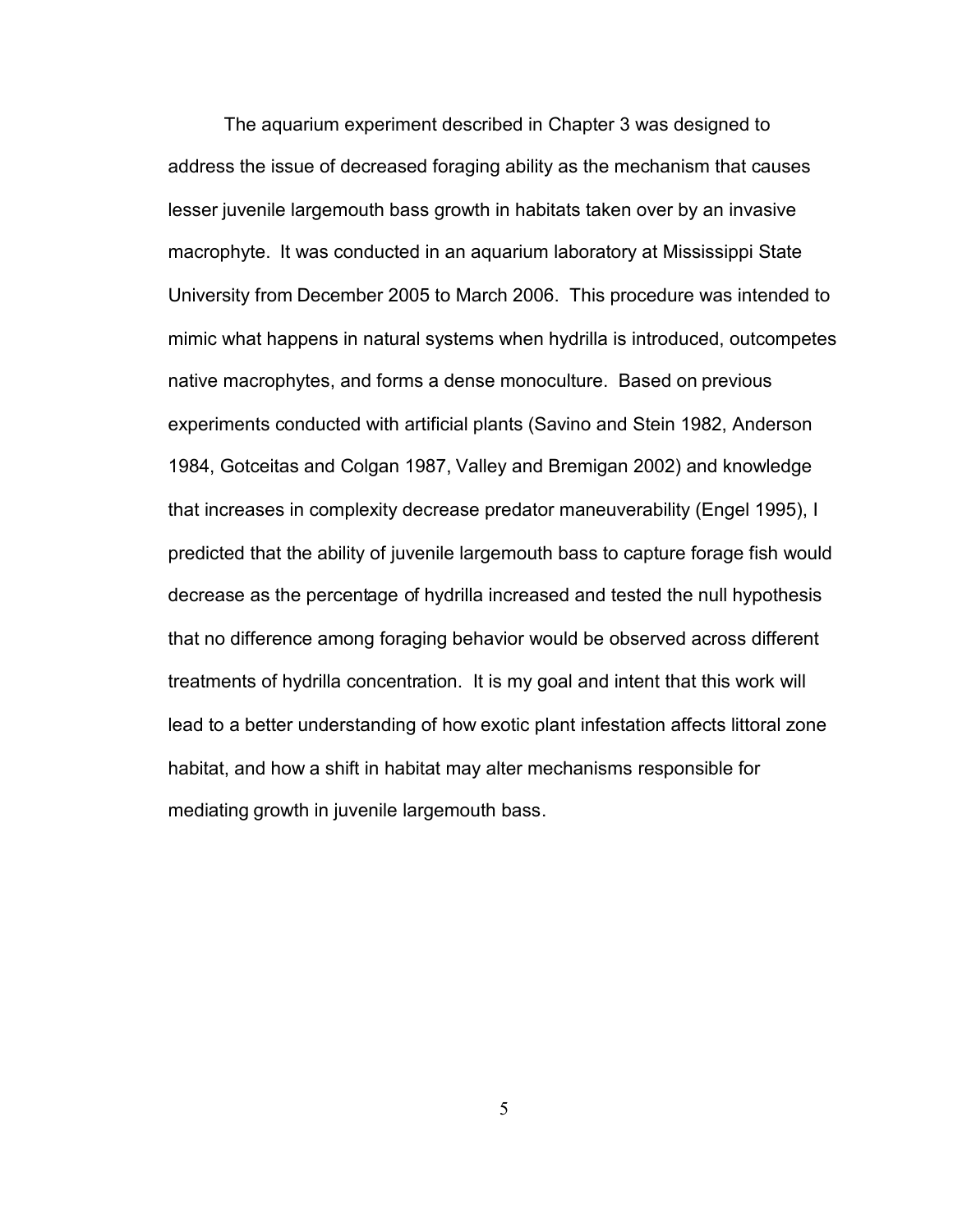The aquarium experiment described in Chapter 3 was designed to address the issue of decreased foraging ability as the mechanism that causes lesser juvenile largemouth bass growth in habitats taken over by an invasive macrophyte. It was conducted in an aquarium laboratory at Mississippi State University from December 2005 to March 2006. This procedure was intended to mimic what happens in natural systems when hydrilla is introduced, outcompetes native macrophytes, and forms a dense monoculture. Based on previous experiments conducted with artificial plants (Savino and Stein 1982, Anderson 1984, Gotceitas and Colgan 1987, Valley and Bremigan 2002) and knowledge that increases in complexity decrease predator maneuverability (Engel 1995), I predicted that the ability of juvenile largemouth bass to capture forage fish would decrease as the percentage of hydrilla increased and tested the null hypothesis that no difference among foraging behavior would be observed across different treatments of hydrilla concentration. It is my goal and intent that this work will lead to a better understanding of how exotic plant infestation affects littoral zone habitat, and how a shift in habitat may alter mechanisms responsible for mediating growth in juvenile largemouth bass.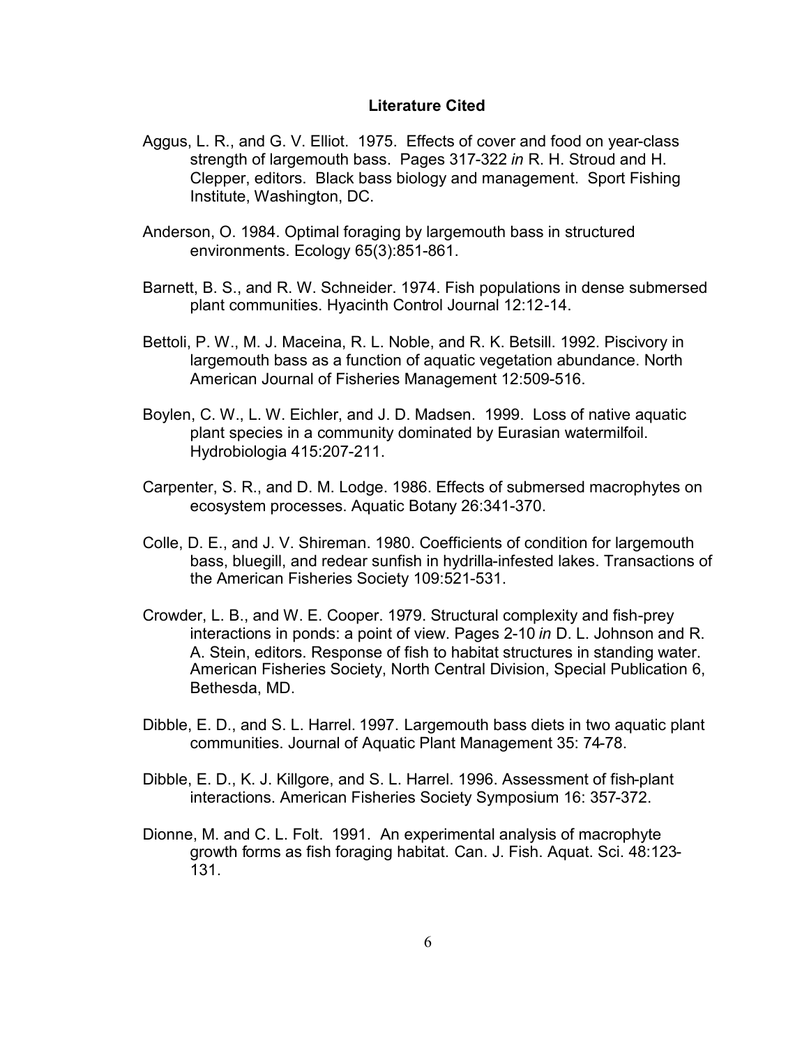## Literature Cited

Aggus, L. R., and G. V. Elliot. 1975. Effects of cover and food on year-class strength of largemouth bass. Pages 317-322 *in* R. H. Stroud and H. Clepper, editors. Black bass biology and management. Sport Fishing Institute, Washington, DC.

Anderson, O. 1984. Optimal foraging by largemouth bass in structured environments. Ecology 65(3):851-861.

Barnett, B. S., and R. W. Schneider. 1974. Fish populations in dense submersed plant communities. Hyacinth Control Journal 12:12-14.

Bettoli, P. W., M. J. Maceina, R. L. Noble, and R. K. Betsill. 1992. Piscivory in largemouth bass as a function of aquatic vegetation abundance. North American Journal of Fisheries Management 12:509-516.

Boylen, C. W., L. W. Eichler, and J. D. Madsen. 1999. Loss of native aquatic plant species in a community dominated by Eurasian watermilfoil. Hydrobiologia 415:207-211.

Carpenter, S. R., and D. M. Lodge. 1986. Effects of submersed macrophytes on ecosystem processes. Aquatic Botany 26:341-370.

Colle, D. E., and J. V. Shireman. 1980. Coefficients of condition for largemouth bass, bluegill, and redear sunfish in hydrilla-infested lakes. Transactions of the American Fisheries Society 109:521-531.

Crowder, L. B., and W. E. Cooper. 1979. Structural complexity and fish-prey interactions in ponds: a point of view. Pages 2-10 *in* D. L. Johnson and R. A. Stein, editors. Response of fish to habitat structures in standing water. American Fisheries Society, North Central Division, Special Publication 6, Bethesda, MD.

Dibble, E. D., and S. L. Harrel. 1997. Largemouth bass diets in two aquatic plant communities. Journal of Aquatic Plant Management 35: 74-78.

Dibble, E. D., K. J. Killgore, and S. L. Harrel. 1996. Assessment of fish-plant interactions. American Fisheries Society Symposium 16: 357-372.

Dionne, M. and C. L. Folt. 1991. An experimental analysis of macrophyte growth forms as fish foraging habitat. Can. J. Fish. Aquat. Sci. 48:123-131.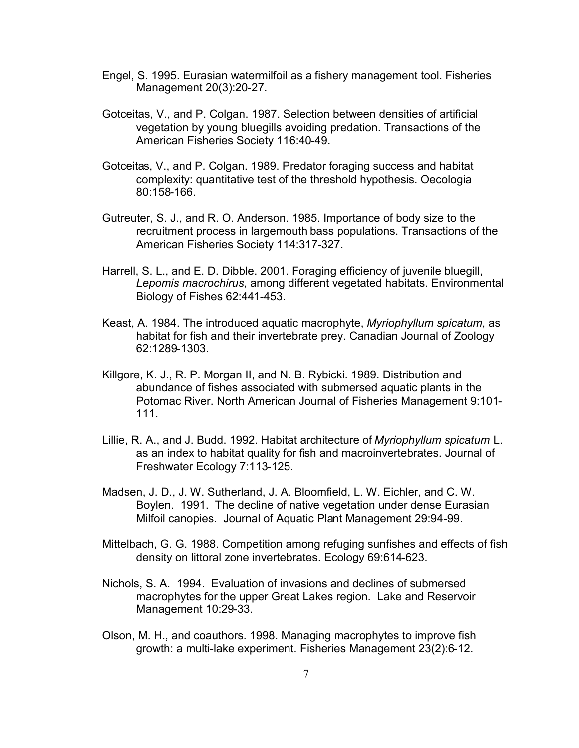Engel, S. 1995. Eurasian watermilfoil as a fishery management tool. Fisheries Management 20(3):20-27.

Gotceitas, V., and P. Colgan. 1987. Selection between densities of artificial vegetation by young bluegills avoiding predation. Transactions of the American Fisheries Society 116:40-49.

Gotceitas, V., and P. Colgan. 1989. Predator foraging success and habitat complexity: quantitative test of the threshold hypothesis. Oecologia 80:158-166.

Gutreuter, S. J., and R. O. Anderson. 1985. Importance of body size to the recruitment process in largemouth bass populations. Transactions of the American Fisheries Society 114:317-327.

Harrell, S. L., and E. D. Dibble. 2001. Foraging efficiency of juvenile bluegill, *Lepomis macrochirus*, among different vegetated habitats. Environmental Biology of Fishes 62:441-453.

Keast, A. 1984. The introduced aquatic macrophyte, *Myriophyllum spicatum*, as habitat for fish and their invertebrate prey. Canadian Journal of Zoology 62:1289-1303.

Killgore, K. J., R. P. Morgan II, and N. B. Rybicki. 1989. Distribution and abundance of fishes associated with submersed aquatic plants in the Potomac River. North American Journal of Fisheries Management 9:101-111.

Lillie, R. A., and J. Budd. 1992. Habitat architecture of *Myriophyllum spicatum* L. as an index to habitat quality for fish and macroinvertebrates. Journal of Freshwater Ecology 7:113-125.

Madsen, J. D., J. W. Sutherland, J. A. Bloomfield, L. W. Eichler, and C. W. Boylen. 1991. The decline of native vegetation under dense Eurasian Milfoil canopies. Journal of Aquatic Plant Management 29:94-99.

Mittelbach, G. G. 1988. Competition among refuging sunfishes and effects of fish density on littoral zone invertebrates. Ecology 69:614-623.

Nichols, S. A. 1994. Evaluation of invasions and declines of submersed macrophytes for the upper Great Lakes region. Lake and Reservoir Management 10:29-33.

Olson, M. H., and coauthors. 1998. Managing macrophytes to improve fish growth: a multi-lake experiment. Fisheries Management 23(2):6-12.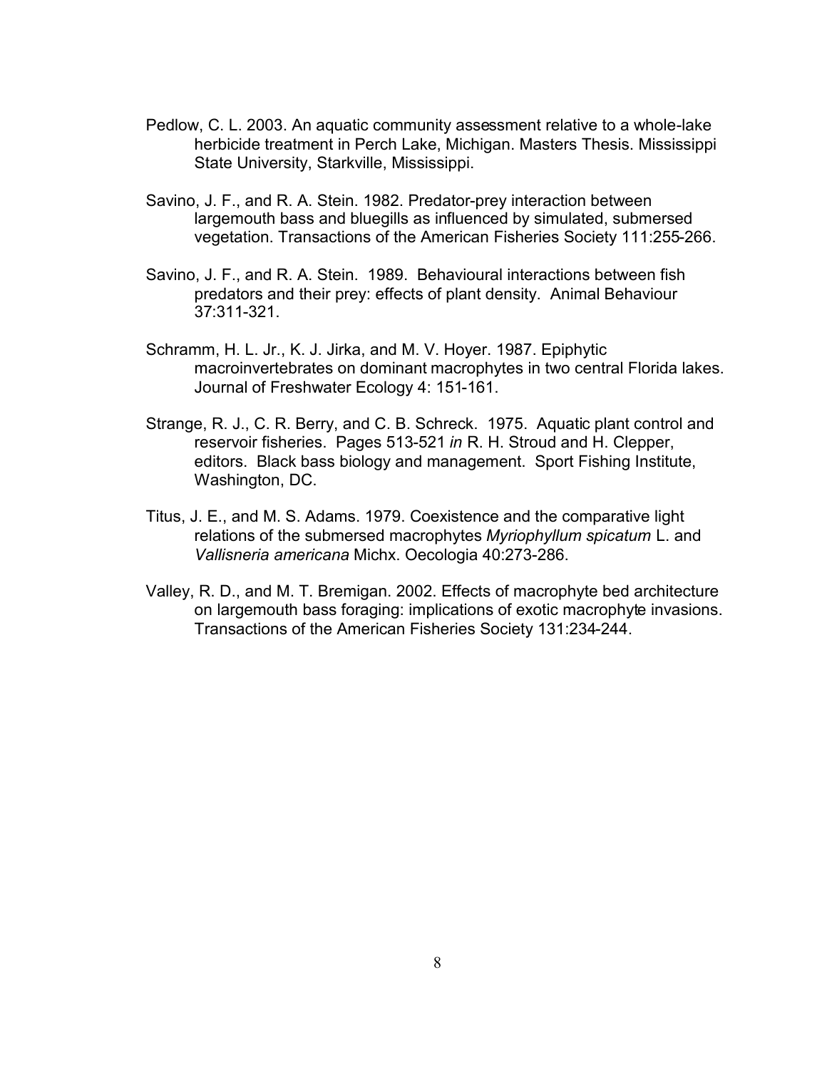Pedlow, C. L. 2003. An aquatic community assessment relative to a whole-lake herbicide treatment in Perch Lake, Michigan. Masters Thesis. Mississippi State University, Starkville, Mississippi.

Savino, J. F., and R. A. Stein. 1982. Predator-prey interaction between largemouth bass and bluegills as influenced by simulated, submersed vegetation. Transactions of the American Fisheries Society 111:255-266.

Savino, J. F., and R. A. Stein. 1989. Behavioural interactions between fish predators and their prey: effects of plant density. Animal Behaviour 37:311-321.

Schramm, H. L. Jr., K. J. Jirka, and M. V. Hoyer. 1987. Epiphytic macroinvertebrates on dominant macrophytes in two central Florida lakes. Journal of Freshwater Ecology 4: 151-161.

Strange, R. J., C. R. Berry, and C. B. Schreck. 1975. Aquatic plant control and reservoir fisheries. Pages 513-521 *in* R. H. Stroud and H. Clepper, editors. Black bass biology and management. Sport Fishing Institute, Washington, DC.

Titus, J. E., and M. S. Adams. 1979. Coexistence and the comparative light relations of the submersed macrophytes *Myriophyllum spicatum* L. and *Vallisneria americana* Michx. Oecologia 40:273-286.

Valley, R. D., and M. T. Bremigan. 2002. Effects of macrophyte bed architecture on largemouth bass foraging: implications of exotic macrophyte invasions. Transactions of the American Fisheries Society 131:234-244.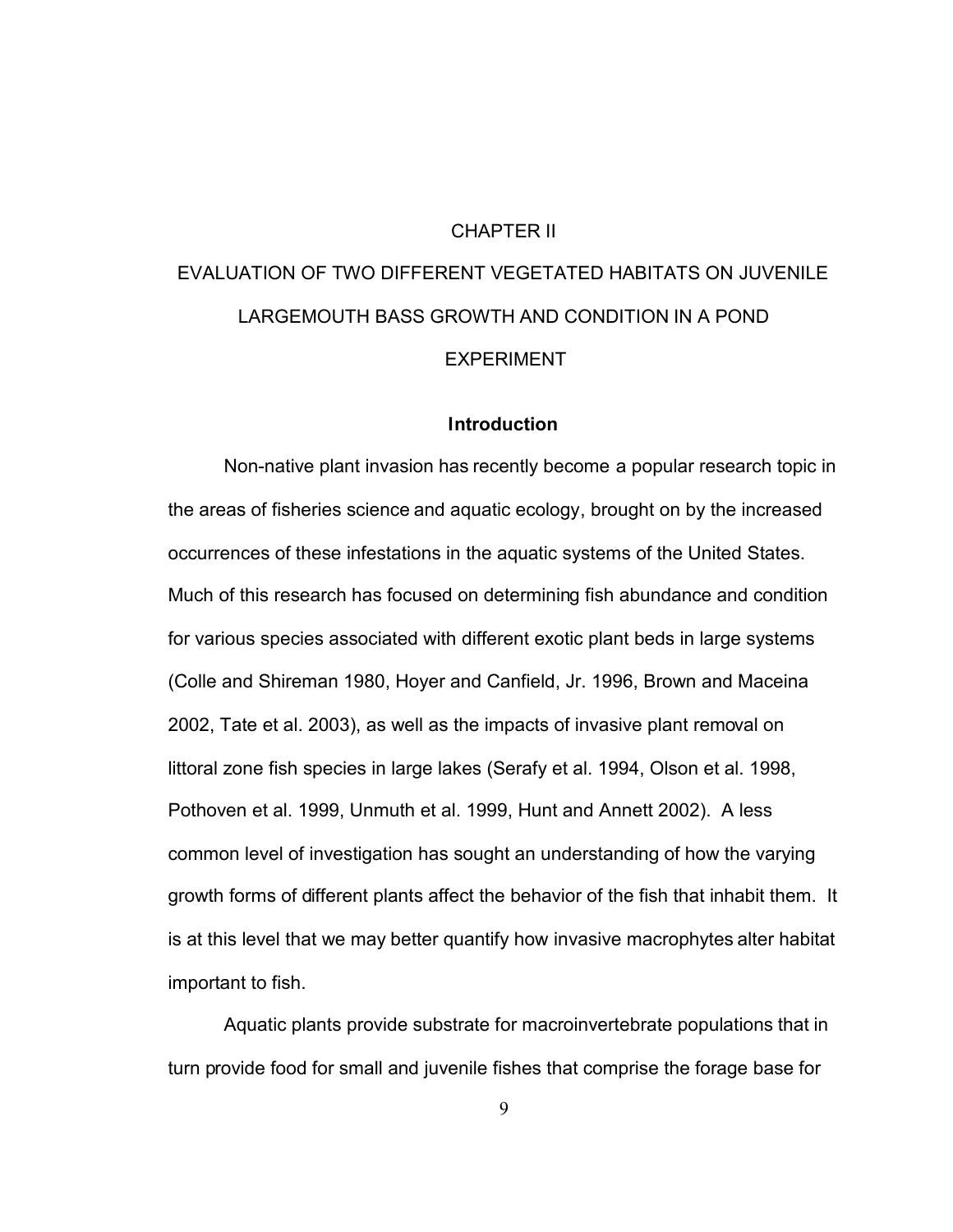# CHAPTER II

# EVALUATION OF TWO DIFFERENT VEGETATED HABITATS ON JUVENILE LARGEMOUTH BASS GROWTH AND CONDITION IN A POND EXPERIMENT

## Introduction

Non-native plant invasion has recently become a popular research topic in the areas of fisheries science and aquatic ecology, brought on by the increased occurrences of these infestations in the aquatic systems of the United States. Much of this research has focused on determining fish abundance and condition for various species associated with different exotic plant beds in large systems (Colle and Shireman 1980, Hoyer and Canfield, Jr. 1996, Brown and Maceina 2002, Tate et al. 2003), as well as the impacts of invasive plant removal on littoral zone fish species in large lakes (Serafy et al. 1994, Olson et al. 1998, Pothoven et al. 1999, Unmuth et al. 1999, Hunt and Annett 2002). A less common level of investigation has sought an understanding of how the varying growth forms of different plants affect the behavior of the fish that inhabit them. It is at this level that we may better quantify how invasive macrophytes alter habitat important to fish.

Aquatic plants provide substrate for macroinvertebrate populations that in turn provide food for small and juvenile fishes that comprise the forage base for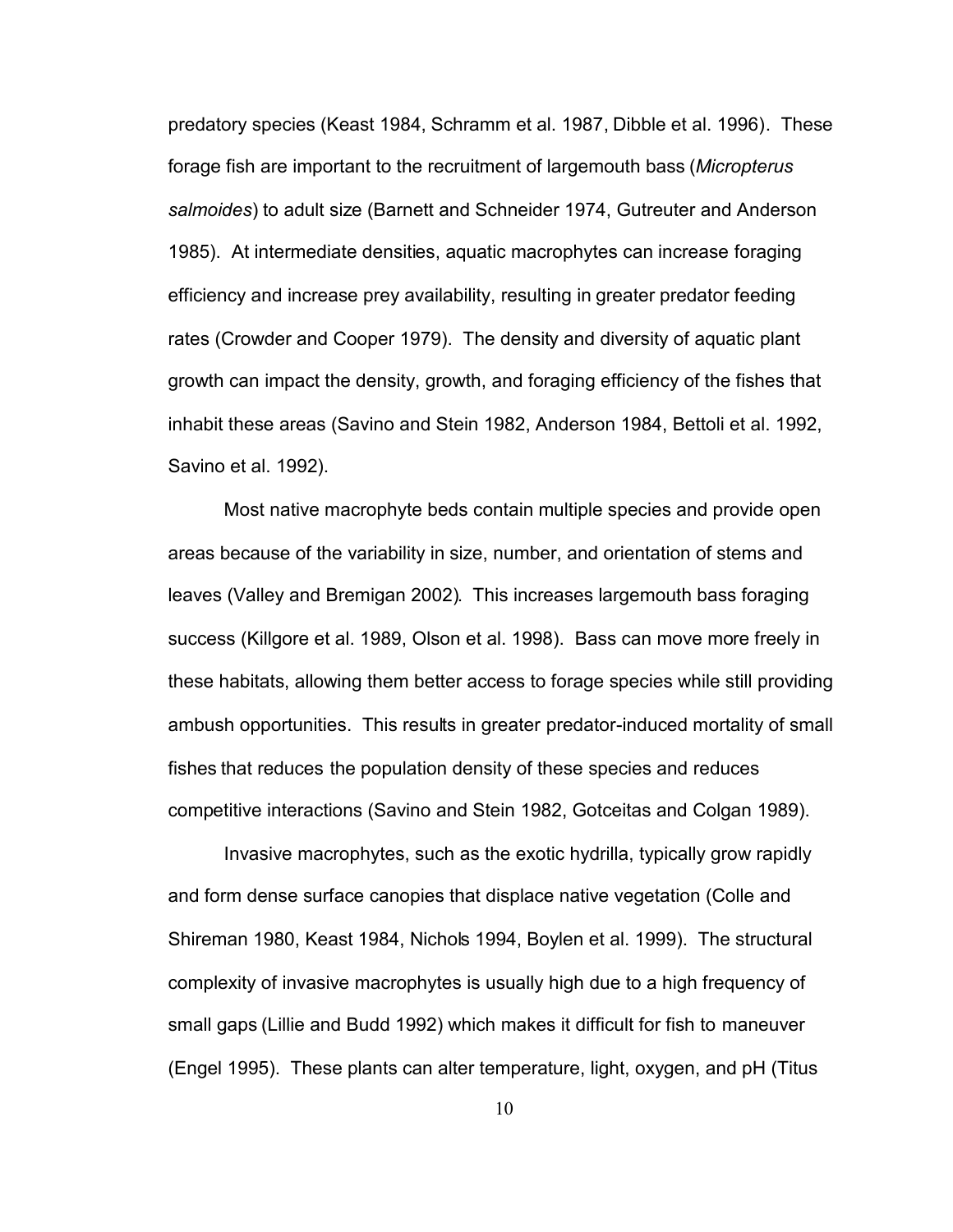predatory species (Keast 1984, Schramm et al. 1987, Dibble et al. 1996). These forage fish are important to the recruitment of largemouth bass (*Micropterus salmoides*) to adult size (Barnett and Schneider 1974, Gutreuter and Anderson 1985). At intermediate densities, aquatic macrophytes can increase foraging efficiency and increase prey availability, resulting in greater predator feeding rates (Crowder and Cooper 1979). The density and diversity of aquatic plant growth can impact the density, growth, and foraging efficiency of the fishes that inhabit these areas (Savino and Stein 1982, Anderson 1984, Bettoli et al. 1992, Savino et al. 1992).

Most native macrophyte beds contain multiple species and provide open areas because of the variability in size, number, and orientation of stems and leaves (Valley and Bremigan 2002). This increases largemouth bass foraging success (Killgore et al. 1989, Olson et al. 1998). Bass can move more freely in these habitats, allowing them better access to forage species while still providing ambush opportunities. This results in greater predator-induced mortality of small fishes that reduces the population density of these species and reduces competitive interactions (Savino and Stein 1982, Gotceitas and Colgan 1989).

Invasive macrophytes, such as the exotic hydrilla, typically grow rapidly and form dense surface canopies that displace native vegetation (Colle and Shireman 1980, Keast 1984, Nichols 1994, Boylen et al. 1999). The structural complexity of invasive macrophytes is usually high due to a high frequency of small gaps (Lillie and Budd 1992) which makes it difficult for fish to maneuver (Engel 1995). These plants can alter temperature, light, oxygen, and pH (Titus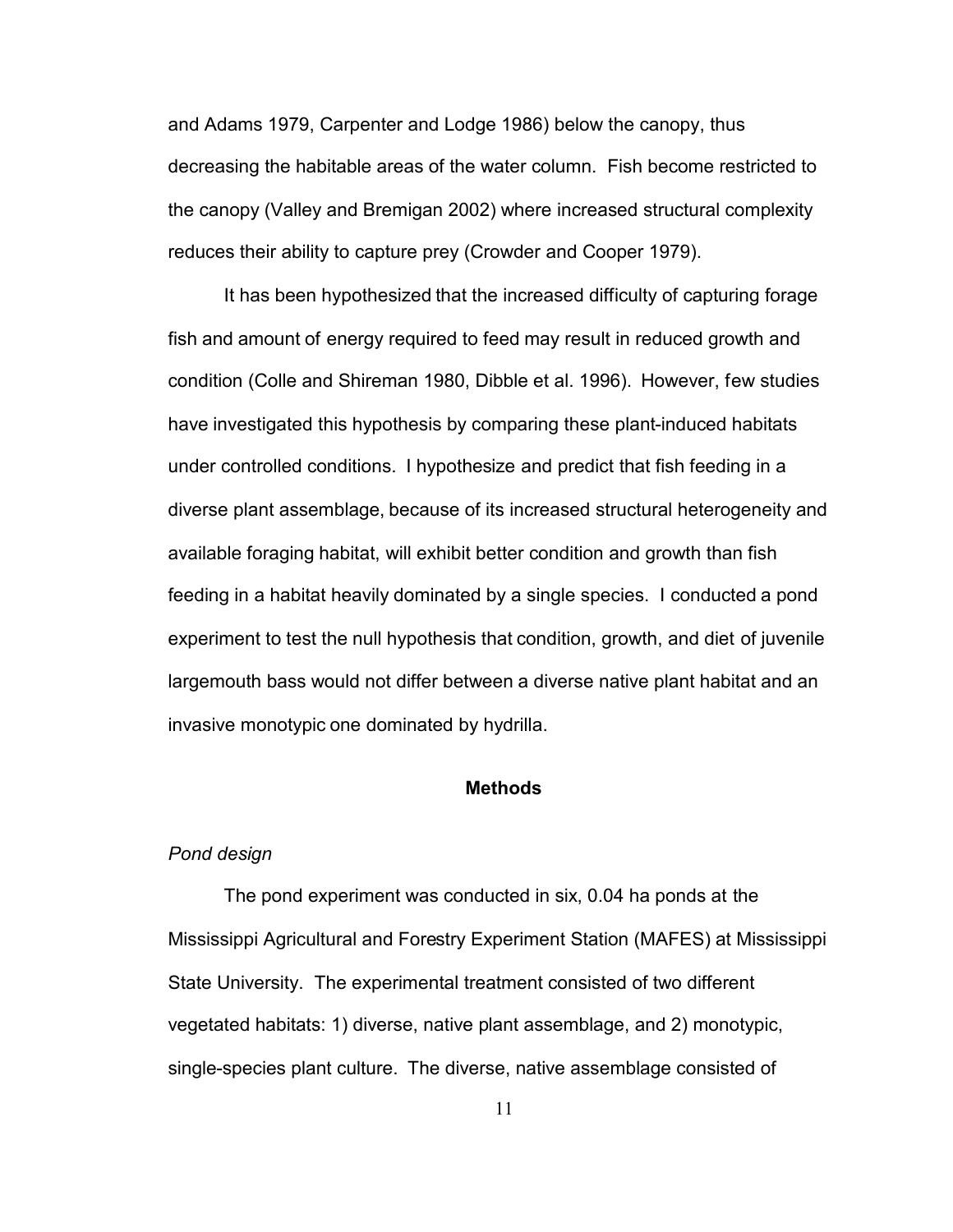and Adams 1979, Carpenter and Lodge 1986) below the canopy, thus decreasing the habitable areas of the water column. Fish become restricted to the canopy (Valley and Bremigan 2002) where increased structural complexity reduces their ability to capture prey (Crowder and Cooper 1979).

It has been hypothesized that the increased difficulty of capturing forage fish and amount of energy required to feed may result in reduced growth and condition (Colle and Shireman 1980, Dibble et al. 1996). However, few studies have investigated this hypothesis by comparing these plant-induced habitats under controlled conditions. I hypothesize and predict that fish feeding in a diverse plant assemblage, because of its increased structural heterogeneity and available foraging habitat, will exhibit better condition and growth than fish feeding in a habitat heavily dominated by a single species. I conducted a pond experiment to test the null hypothesis that condition, growth, and diet of juvenile largemouth bass would not differ between a diverse native plant habitat and an invasive monotypic one dominated by hydrilla.

## Methods

### *Pond design*

The pond experiment was conducted in six, 0.04 ha ponds at the Mississippi Agricultural and Forestry Experiment Station (MAFES) at Mississippi State University. The experimental treatment consisted of two different vegetated habitats: 1) diverse, native plant assemblage, and 2) monotypic, single-species plant culture. The diverse, native assemblage consisted of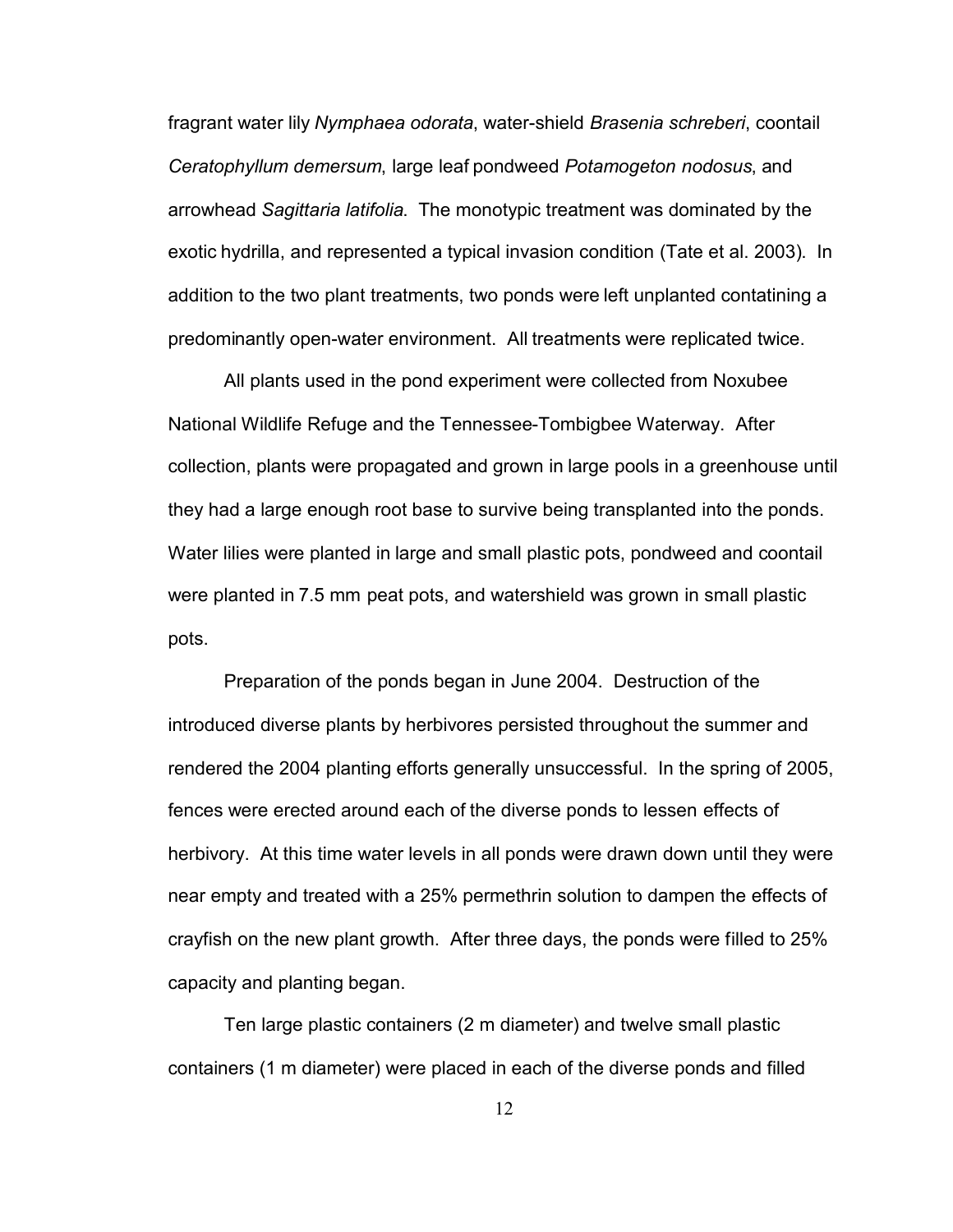fragrant water lily *Nymphaea odorata*, water-shield *Brasenia schreberi*, coontail *Ceratophyllum demersum*, large leaf pondweed *Potamogeton nodosus*, and arrowhead *Sagittaria latifolia*. The monotypic treatment was dominated by the exotic hydrilla, and represented a typical invasion condition (Tate et al. 2003). In addition to the two plant treatments, two ponds were left unplanted contatining a predominantly open-water environment. All treatments were replicated twice.

All plants used in the pond experiment were collected from Noxubee National Wildlife Refuge and the Tennessee-Tombigbee Waterway. After collection, plants were propagated and grown in large pools in a greenhouse until they had a large enough root base to survive being transplanted into the ponds. Water lilies were planted in large and small plastic pots, pondweed and coontail were planted in 7.5 mm peat pots, and watershield was grown in small plastic pots.

Preparation of the ponds began in June 2004. Destruction of the introduced diverse plants by herbivores persisted throughout the summer and rendered the 2004 planting efforts generally unsuccessful. In the spring of 2005, fences were erected around each of the diverse ponds to lessen effects of herbivory. At this time water levels in all ponds were drawn down until they were near empty and treated with a 25% permethrin solution to dampen the effects of crayfish on the new plant growth. After three days, the ponds were filled to 25% capacity and planting began.

Ten large plastic containers (2 m diameter) and twelve small plastic containers (1 m diameter) were placed in each of the diverse ponds and filled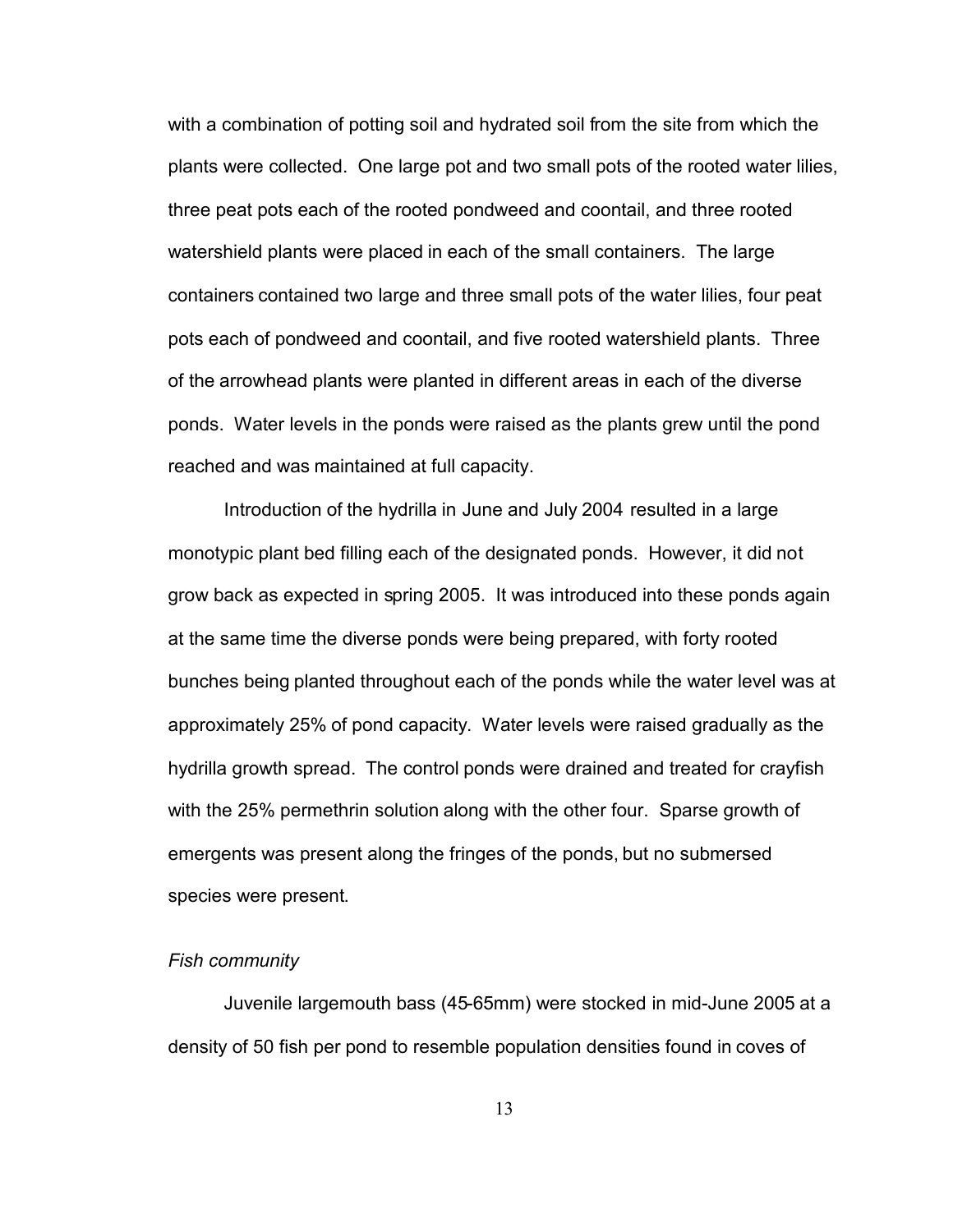with a combination of potting soil and hydrated soil from the site from which the plants were collected. One large pot and two small pots of the rooted water lilies, three peat pots each of the rooted pondweed and coontail, and three rooted watershield plants were placed in each of the small containers. The large containers contained two large and three small pots of the water lilies, four peat pots each of pondweed and coontail, and five rooted watershield plants. Three of the arrowhead plants were planted in different areas in each of the diverse ponds. Water levels in the ponds were raised as the plants grew until the pond reached and was maintained at full capacity.

Introduction of the hydrilla in June and July 2004 resulted in a large monotypic plant bed filling each of the designated ponds. However, it did not grow back as expected in spring 2005. It was introduced into these ponds again at the same time the diverse ponds were being prepared, with forty rooted bunches being planted throughout each of the ponds while the water level was at approximately 25% of pond capacity. Water levels were raised gradually as the hydrilla growth spread. The control ponds were drained and treated for crayfish with the 25% permethrin solution along with the other four. Sparse growth of emergents was present along the fringes of the ponds, but no submersed species were present.

*Fish community*

Juvenile largemouth bass (45-65mm) were stocked in mid-June 2005 at a density of 50 fish per pond to resemble population densities found in coves of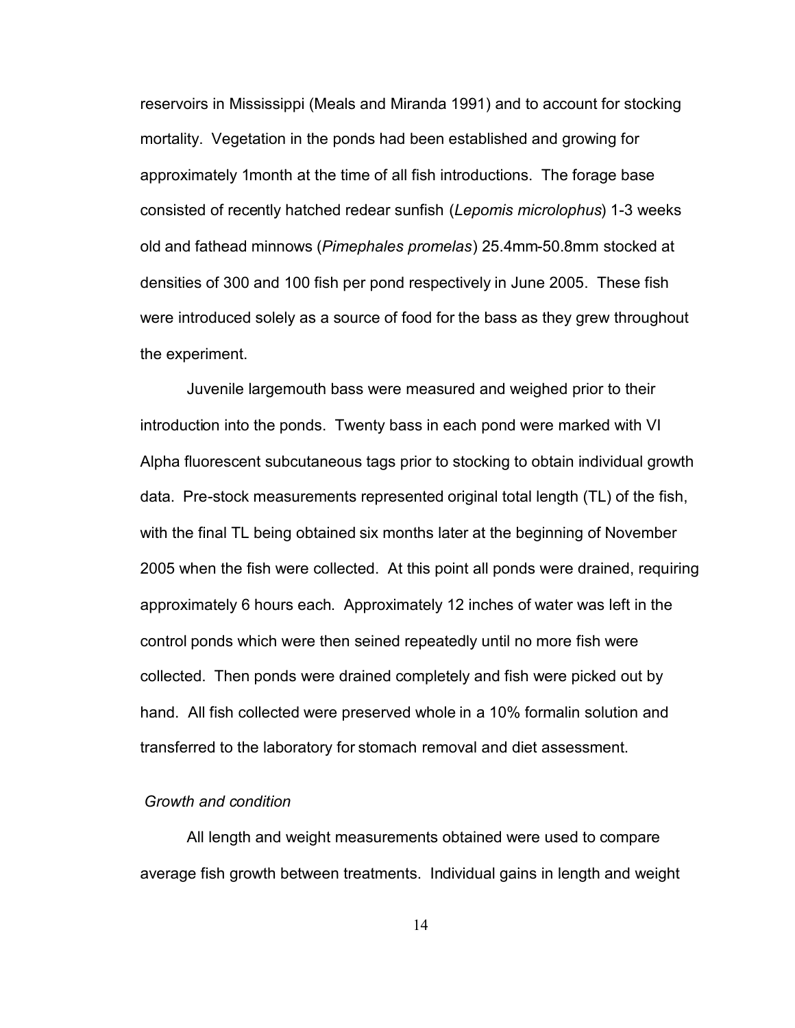reservoirs in Mississippi (Meals and Miranda 1991) and to account for stocking mortality. Vegetation in the ponds had been established and growing for approximately 1month at the time of all fish introductions. The forage base consisted of recently hatched redear sunfish (*Lepomis microlophus*) 1-3 weeks old and fathead minnows (*Pimephales promelas*) 25.4mm-50.8mm stocked at densities of 300 and 100 fish per pond respectively in June 2005. These fish were introduced solely as a source of food for the bass as they grew throughout the experiment.

Juvenile largemouth bass were measured and weighed prior to their introduction into the ponds. Twenty bass in each pond were marked with VI Alpha fluorescent subcutaneous tags prior to stocking to obtain individual growth data. Pre-stock measurements represented original total length (TL) of the fish, with the final TL being obtained six months later at the beginning of November 2005 when the fish were collected. At this point all ponds were drained, requiring approximately 6 hours each. Approximately 12 inches of water was left in the control ponds which were then seined repeatedly until no more fish were collected. Then ponds were drained completely and fish were picked out by hand. All fish collected were preserved whole in a 10% formalin solution and transferred to the laboratory for stomach removal and diet assessment.

*Growth and condition*

All length and weight measurements obtained were used to compare average fish growth between treatments. Individual gains in length and weight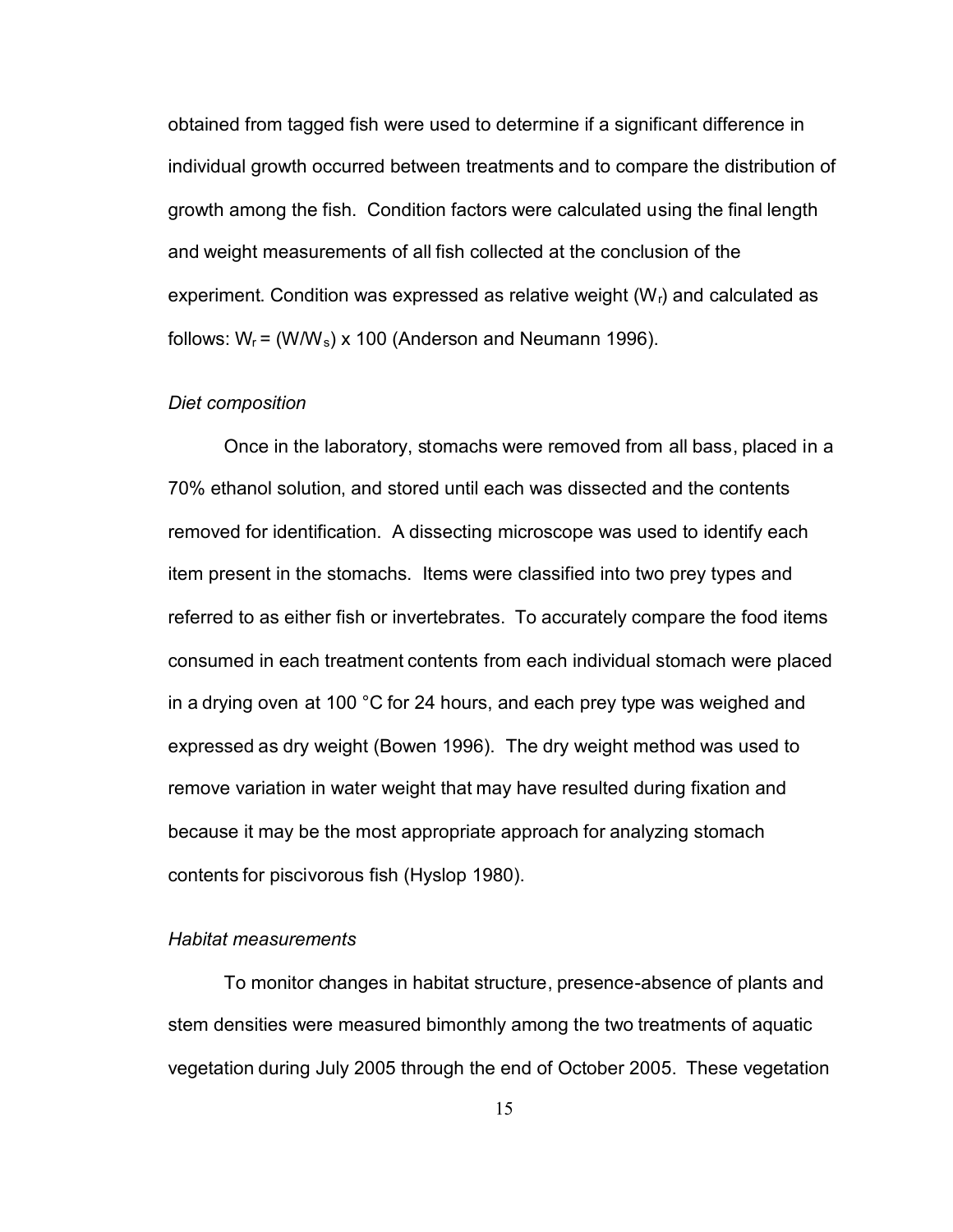obtained from tagged fish were used to determine if a significant difference in individual growth occurred between treatments and to compare the distribution of growth among the fish. Condition factors were calculated using the final length and weight measurements of all fish collected at the conclusion of the experiment. Condition was expressed as relative weight ($W_r$) and calculated as follows: $W_r = (W/W_s) \times 100$ (Anderson and Neumann 1996).

*Diet composition*

Once in the laboratory, stomachs were removed from all bass, placed in a 70% ethanol solution, and stored until each was dissected and the contents removed for identification. A dissecting microscope was used to identify each item present in the stomachs. Items were classified into two prey types and referred to as either fish or invertebrates. To accurately compare the food items consumed in each treatment contents from each individual stomach were placed in a drying oven at 100 °C for 24 hours, and each prey type was weighed and expressed as dry weight (Bowen 1996). The dry weight method was used to remove variation in water weight that may have resulted during fixation and because it may be the most appropriate approach for analyzing stomach contents for piscivorous fish (Hyslop 1980).

*Habitat measurements*

To monitor changes in habitat structure, presence-absence of plants and stem densities were measured bimonthly among the two treatments of aquatic vegetation during July 2005 through the end of October 2005. These vegetation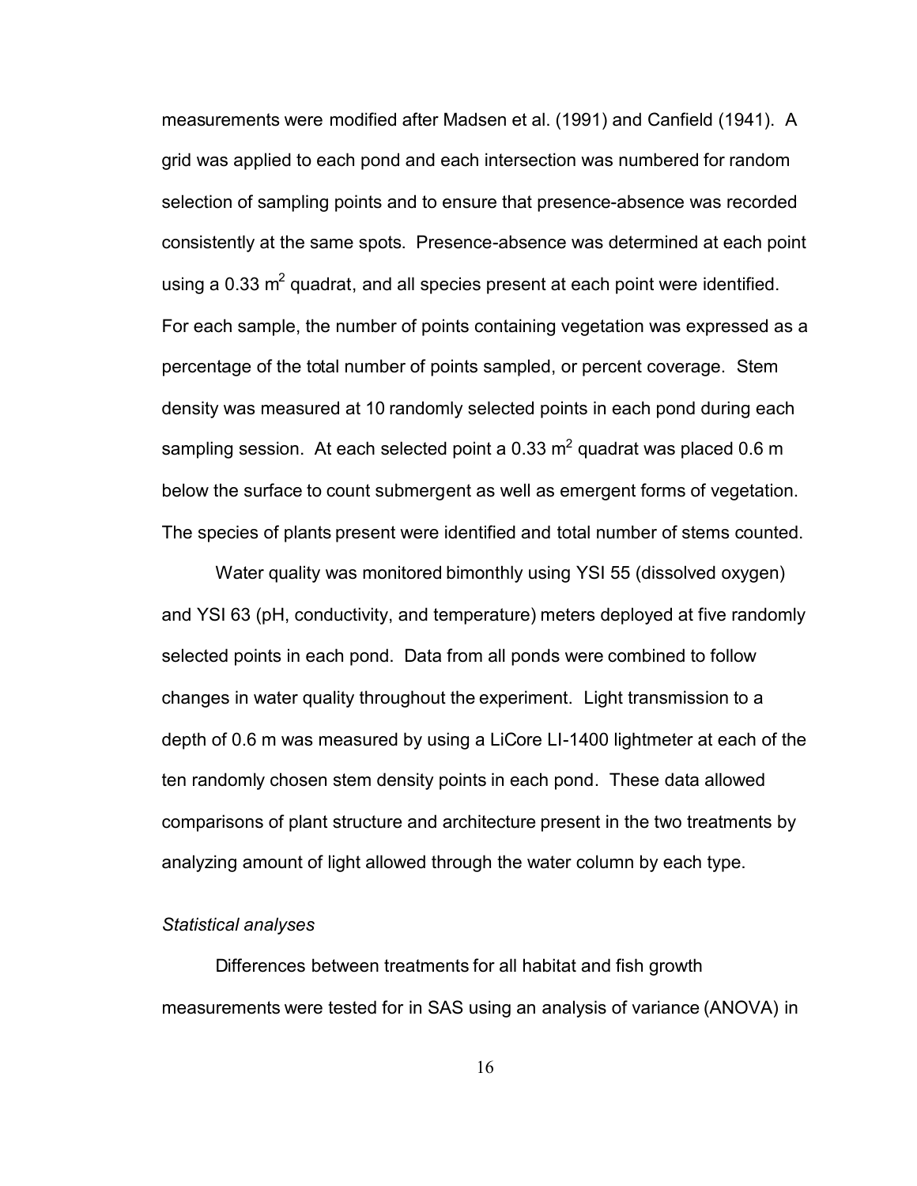measurements were modified after Madsen et al. (1991) and Canfield (1941). A grid was applied to each pond and each intersection was numbered for random selection of sampling points and to ensure that presence-absence was recorded consistently at the same spots. Presence-absence was determined at each point using a 0.33 $m^2$ quadrat, and all species present at each point were identified. For each sample, the number of points containing vegetation was expressed as a percentage of the total number of points sampled, or percent coverage. Stem density was measured at 10 randomly selected points in each pond during each sampling session. At each selected point a 0.33 $m^2$ quadrat was placed 0.6 m below the surface to count submergent as well as emergent forms of vegetation. The species of plants present were identified and total number of stems counted.

Water quality was monitored bimonthly using YSI 55 (dissolved oxygen) and YSI 63 (pH, conductivity, and temperature) meters deployed at five randomly selected points in each pond. Data from all ponds were combined to follow changes in water quality throughout the experiment. Light transmission to a depth of 0.6 m was measured by using a LiCore LI-1400 lightmeter at each of the ten randomly chosen stem density points in each pond. These data allowed comparisons of plant structure and architecture present in the two treatments by analyzing amount of light allowed through the water column by each type.

*Statistical analyses*

Differences between treatments for all habitat and fish growth measurements were tested for in SAS using an analysis of variance (ANOVA) in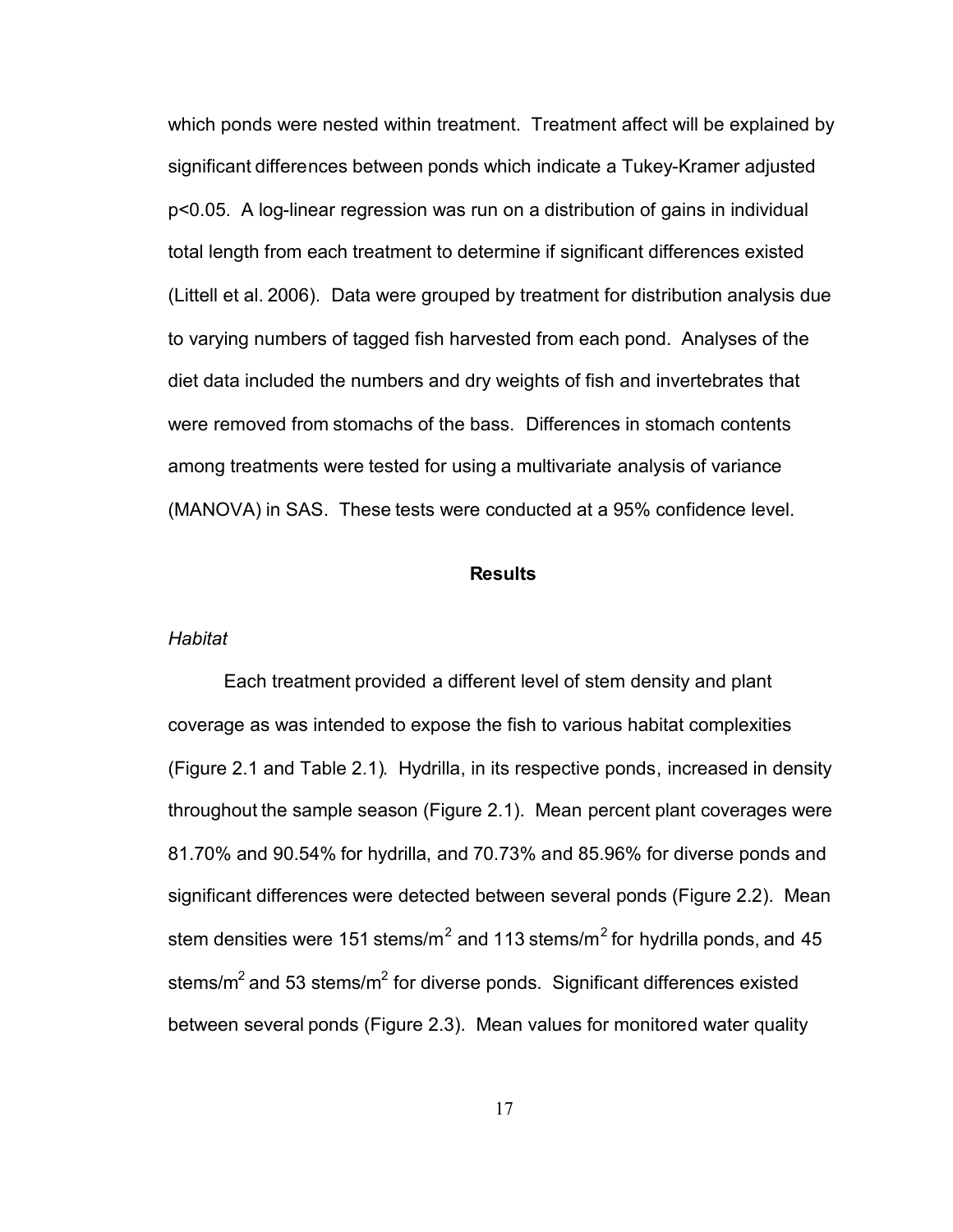which ponds were nested within treatment. Treatment affect will be explained by significant differences between ponds which indicate a Tukey-Kramer adjusted $p<0.05$. A log-linear regression was run on a distribution of gains in individual total length from each treatment to determine if significant differences existed (Littell et al. 2006). Data were grouped by treatment for distribution analysis due to varying numbers of tagged fish harvested from each pond. Analyses of the diet data included the numbers and dry weights of fish and invertebrates that were removed from stomachs of the bass. Differences in stomach contents among treatments were tested for using a multivariate analysis of variance (MANOVA) in SAS. These tests were conducted at a 95% confidence level.

## Results

*Habitat*

Each treatment provided a different level of stem density and plant coverage as was intended to expose the fish to various habitat complexities (Figure 2.1 and Table 2.1). Hydrilla, in its respective ponds, increased in density throughout the sample season (Figure 2.1). Mean percent plant coverages were 81.70% and 90.54% for hydrilla, and 70.73% and 85.96% for diverse ponds and significant differences were detected between several ponds (Figure 2.2). Mean stem densities were 151 stems/$m^2$ and 113 stems/$m^2$ for hydrilla ponds, and 45 stems/$m^2$ and 53 stems/$m^2$ for diverse ponds. Significant differences existed between several ponds (Figure 2.3). Mean values for monitored water quality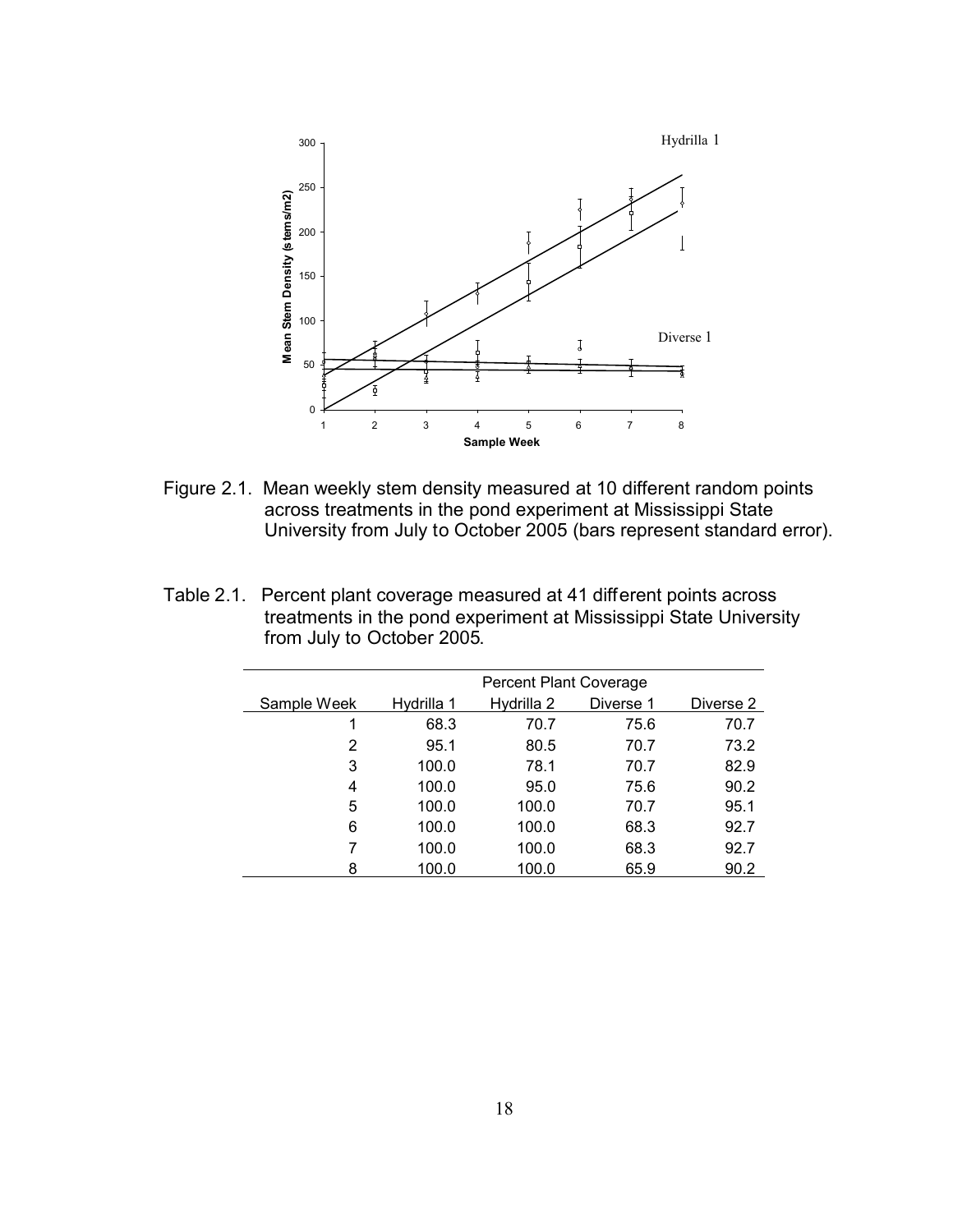Figure 2.1. Mean weekly stem density measured at 10 different random points across treatments in the pond experiment at Mississippi State University from July to October 2005 (bars represent standard error).

Table 2.1. Percent plant coverage measured at 41 different points across treatments in the pond experiment at Mississippi State University from July to October 2005.

| | Percent Plant Coverage | | | |
|---|---|---|---|---|
| Sample Week | Hydrilla 1 | Hydrilla 2 | Diverse 1 | Diverse 2 |
| 1 | 68.3 | 70.7 | 75.6 | 70.7 |
| 2 | 95.1 | 80.5 | 70.7 | 73.2 |
| 3 | 100.0 | 78.1 | 70.7 | 82.9 |
| 4 | 100.0 | 95.0 | 75.6 | 90.2 |
| 5 | 100.0 | 100.0 | 70.7 | 95.1 |
| 6 | 100.0 | 100.0 | 68.3 | 92.7 |
| 7 | 100.0 | 100.0 | 68.3 | 92.7 |
| 8 | 100.0 | 100.0 | 65.9 | 90.2 |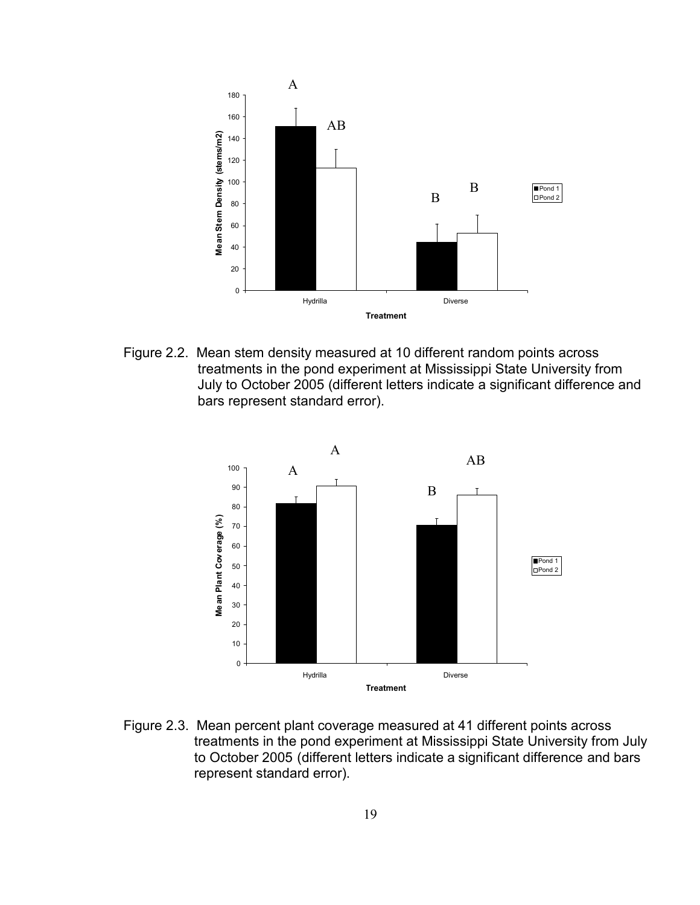Figure 2.2. Mean stem density measured at 10 different random points across treatments in the pond experiment at Mississippi State University from July to October 2005 (different letters indicate a significant difference and bars represent standard error).

Figure 2.3. Mean percent plant coverage measured at 41 different points across treatments in the pond experiment at Mississippi State University from July to October 2005 (different letters indicate a significant difference and bars represent standard error).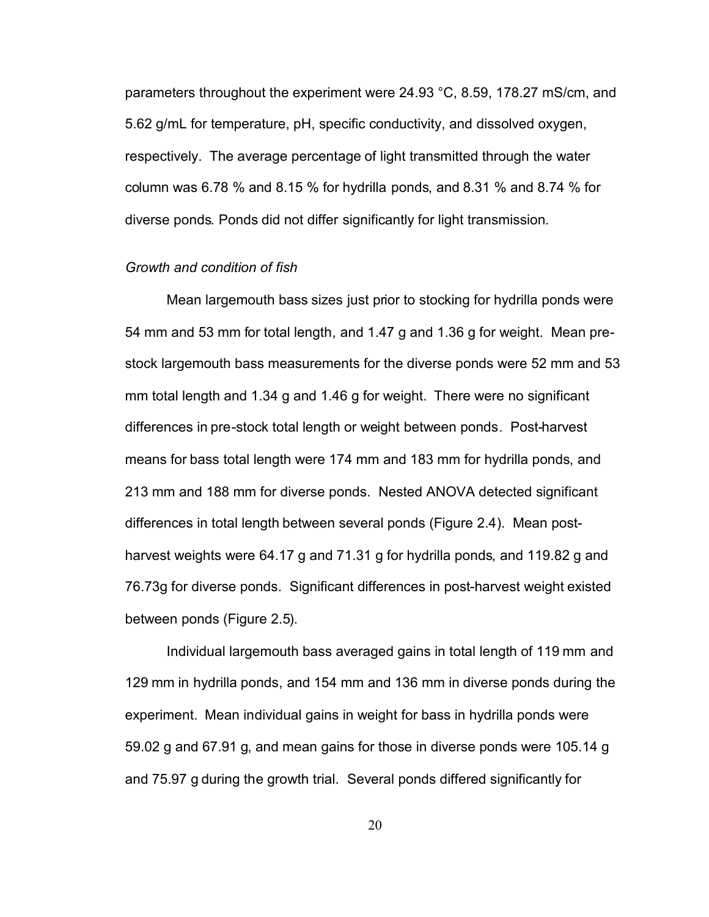parameters throughout the experiment were 24.93 °C, 8.59, 178.27 mS/cm, and 5.62 g/mL for temperature, pH, specific conductivity, and dissolved oxygen, respectively. The average percentage of light transmitted through the water column was 6.78 % and 8.15 % for hydrilla ponds, and 8.31 % and 8.74 % for diverse ponds. Ponds did not differ significantly for light transmission.

*Growth and condition of fish*

Mean largemouth bass sizes just prior to stocking for hydrilla ponds were 54 mm and 53 mm for total length, and 1.47 g and 1.36 g for weight. Mean pre-stock largemouth bass measurements for the diverse ponds were 52 mm and 53 mm total length and 1.34 g and 1.46 g for weight. There were no significant differences in pre-stock total length or weight between ponds. Post-harvest means for bass total length were 174 mm and 183 mm for hydrilla ponds, and 213 mm and 188 mm for diverse ponds. Nested ANOVA detected significant differences in total length between several ponds (Figure 2.4). Mean post-harvest weights were 64.17 g and 71.31 g for hydrilla ponds, and 119.82 g and 76.73g for diverse ponds. Significant differences in post-harvest weight existed between ponds (Figure 2.5).

Individual largemouth bass averaged gains in total length of 119 mm and 129 mm in hydrilla ponds, and 154 mm and 136 mm in diverse ponds during the experiment. Mean individual gains in weight for bass in hydrilla ponds were 59.02 g and 67.91 g, and mean gains for those in diverse ponds were 105.14 g and 75.97 g during the growth trial. Several ponds differed significantly for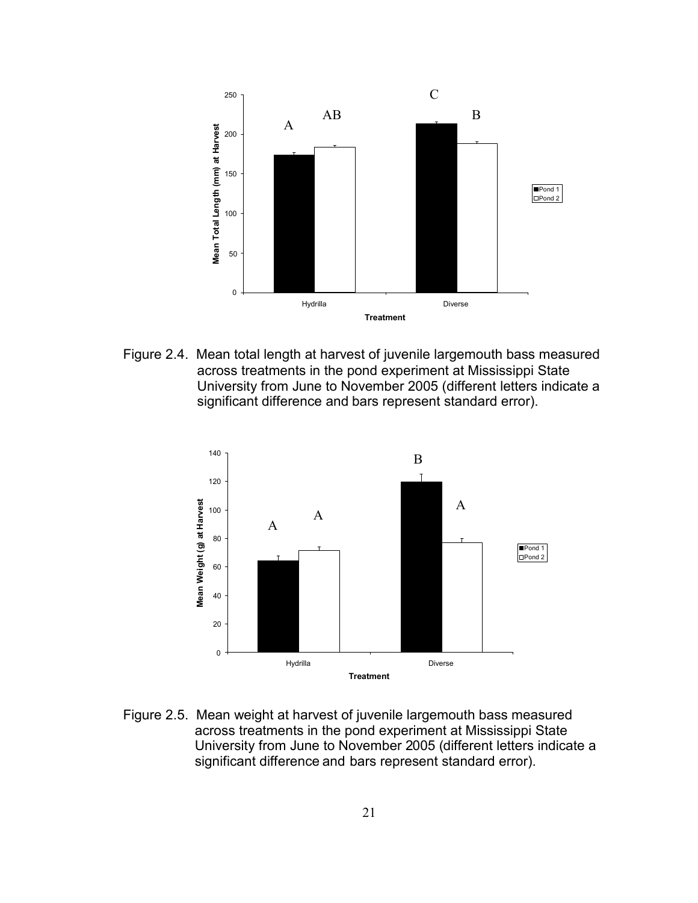Figure 2.4. Mean total length at harvest of juvenile largemouth bass measured across treatments in the pond experiment at Mississippi State University from June to November 2005 (different letters indicate a significant difference and bars represent standard error).

Figure 2.5. Mean weight at harvest of juvenile largemouth bass measured across treatments in the pond experiment at Mississippi State University from June to November 2005 (different letters indicate a significant difference and bars represent standard error).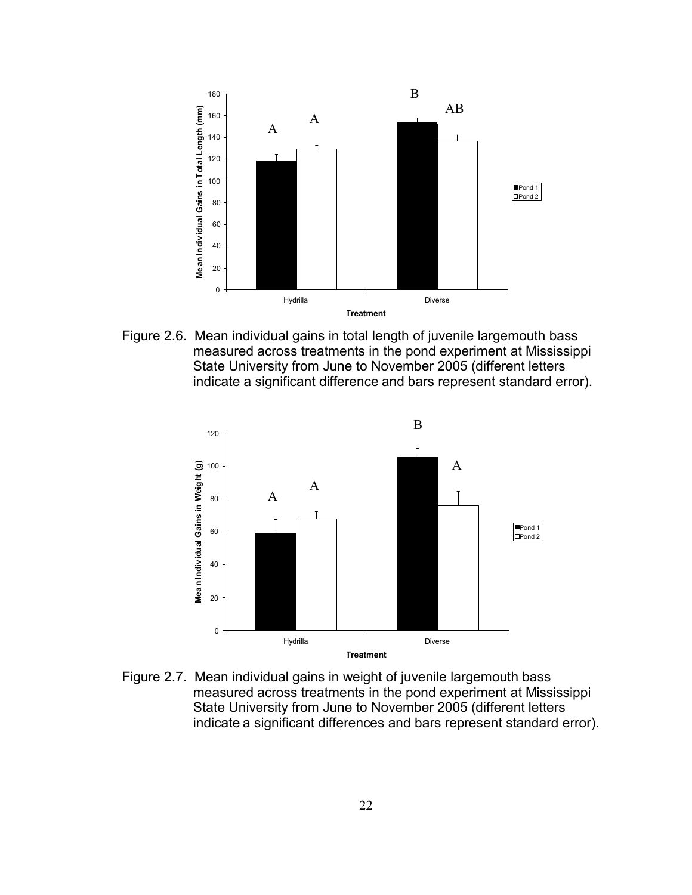Figure 2.6. Mean individual gains in total length of juvenile largemouth bass measured across treatments in the pond experiment at Mississippi State University from June to November 2005 (different letters indicate a significant difference and bars represent standard error).

Figure 2.7. Mean individual gains in weight of juvenile largemouth bass measured across treatments in the pond experiment at Mississippi State University from June to November 2005 (different letters indicate a significant differences and bars represent standard error).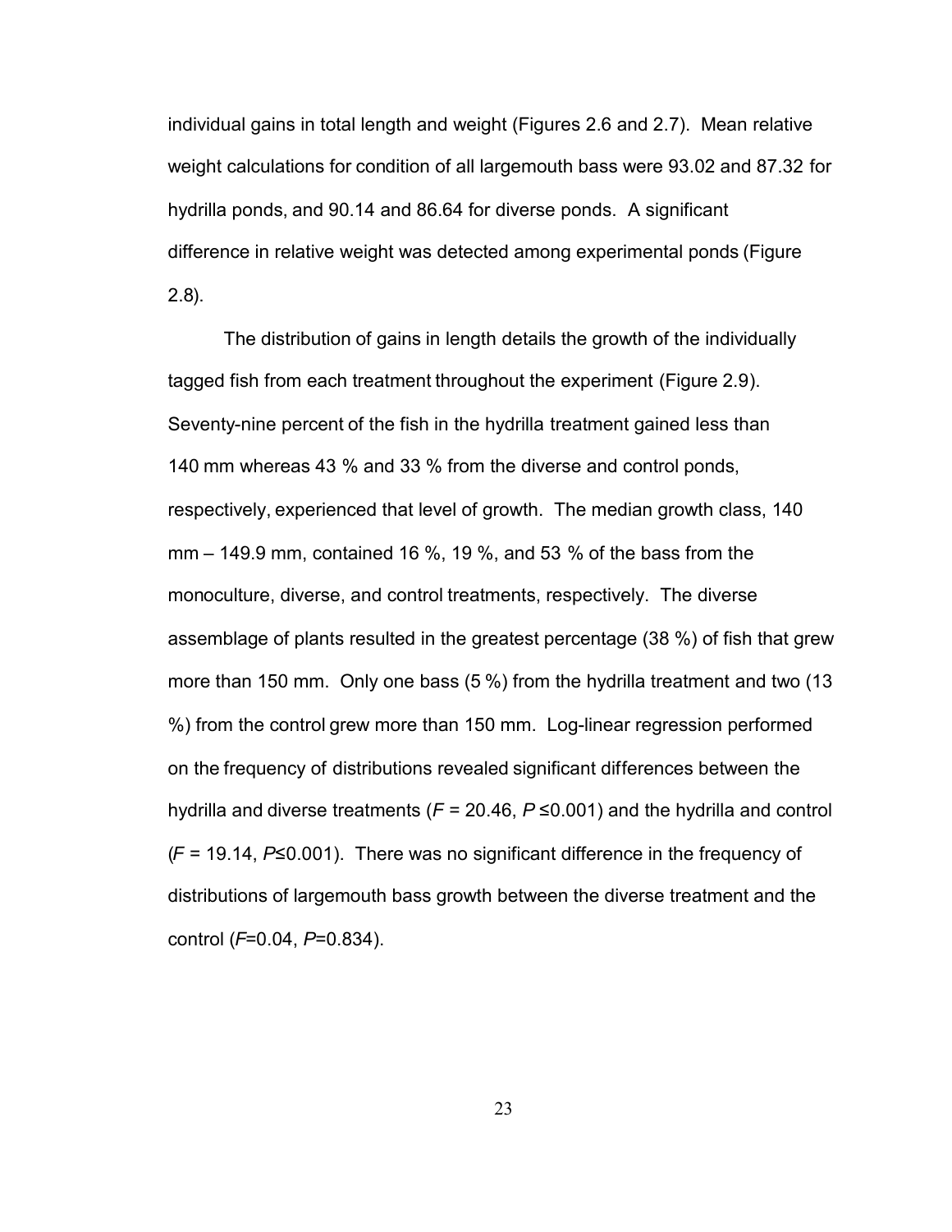individual gains in total length and weight (Figures 2.6 and 2.7). Mean relative weight calculations for condition of all largemouth bass were 93.02 and 87.32 for hydrilla ponds, and 90.14 and 86.64 for diverse ponds. A significant difference in relative weight was detected among experimental ponds (Figure 2.8).

The distribution of gains in length details the growth of the individually tagged fish from each treatment throughout the experiment (Figure 2.9). Seventy-nine percent of the fish in the hydrilla treatment gained less than 140 mm whereas 43 % and 33 % from the diverse and control ponds, respectively, experienced that level of growth. The median growth class, 140 mm – 149.9 mm, contained 16 %, 19 %, and 53 % of the bass from the monoculture, diverse, and control treatments, respectively. The diverse assemblage of plants resulted in the greatest percentage (38 %) of fish that grew more than 150 mm. Only one bass (5 %) from the hydrilla treatment and two (13 %) from the control grew more than 150 mm. Log-linear regression performed on the frequency of distributions revealed significant differences between the hydrilla and diverse treatments ($F$ = 20.46, $P \leq 0.001$) and the hydrilla and control ($F$ = 19.14, $P \leq 0.001$). There was no significant difference in the frequency of distributions of largemouth bass growth between the diverse treatment and the control ($F$=0.04, $P$=0.834).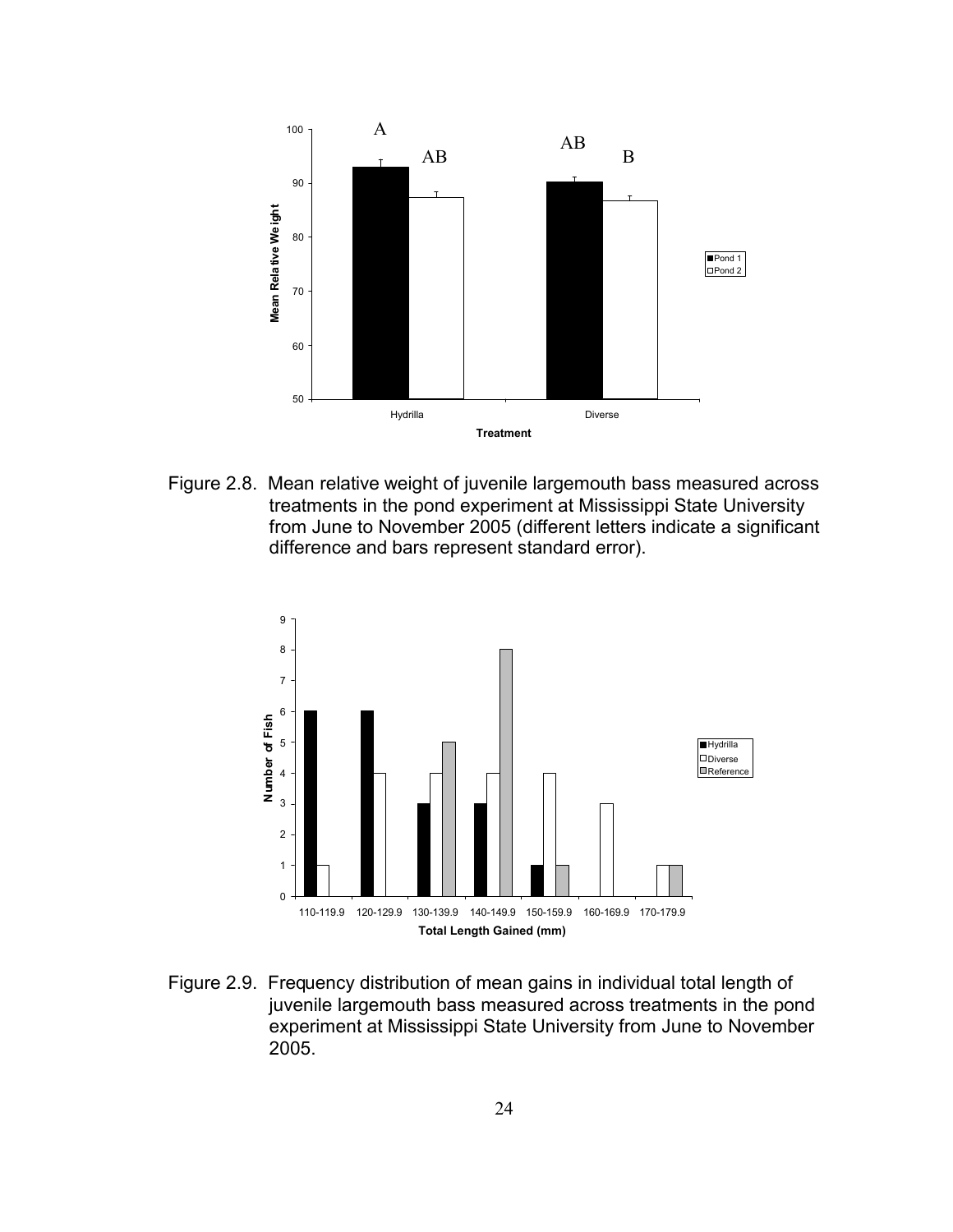Figure 2.8. Mean relative weight of juvenile largemouth bass measured across treatments in the pond experiment at Mississippi State University from June to November 2005 (different letters indicate a significant difference and bars represent standard error).

Figure 2.9. Frequency distribution of mean gains in individual total length of juvenile largemouth bass measured across treatments in the pond experiment at Mississippi State University from June to November 2005.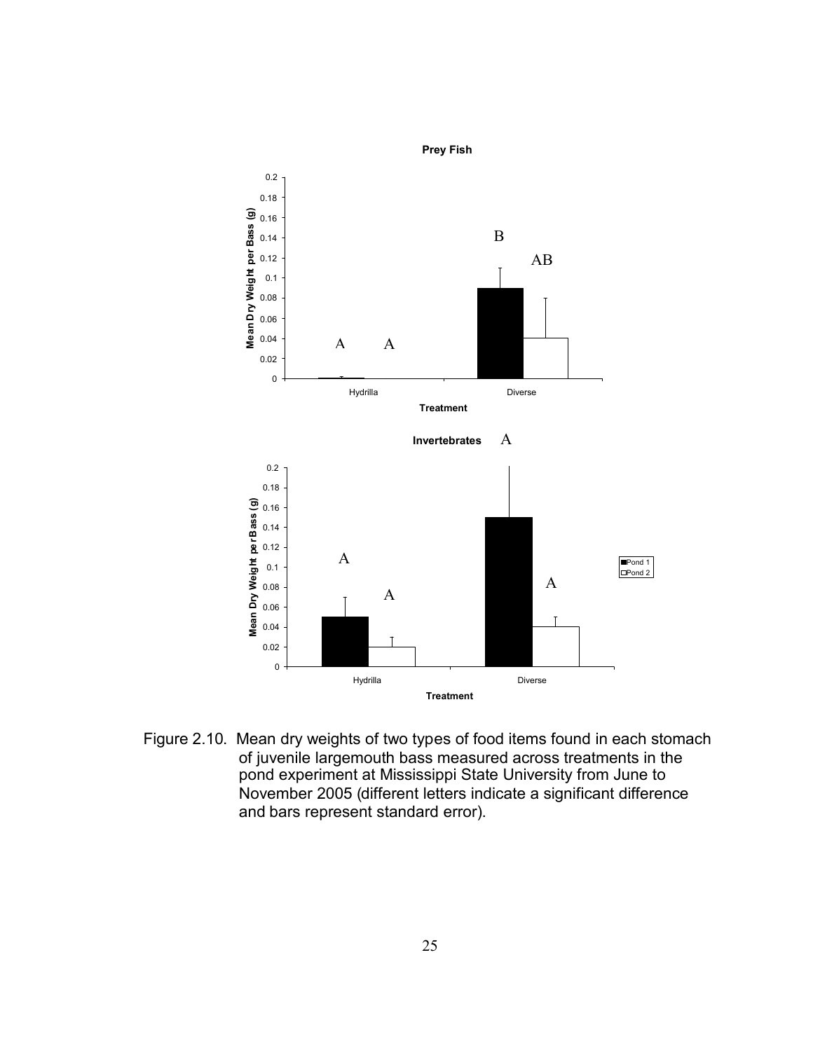Figure 2.10. Mean dry weights of two types of food items found in each stomach of juvenile largemouth bass measured across treatments in the pond experiment at Mississippi State University from June to November 2005 (different letters indicate a significant difference and bars represent standard error).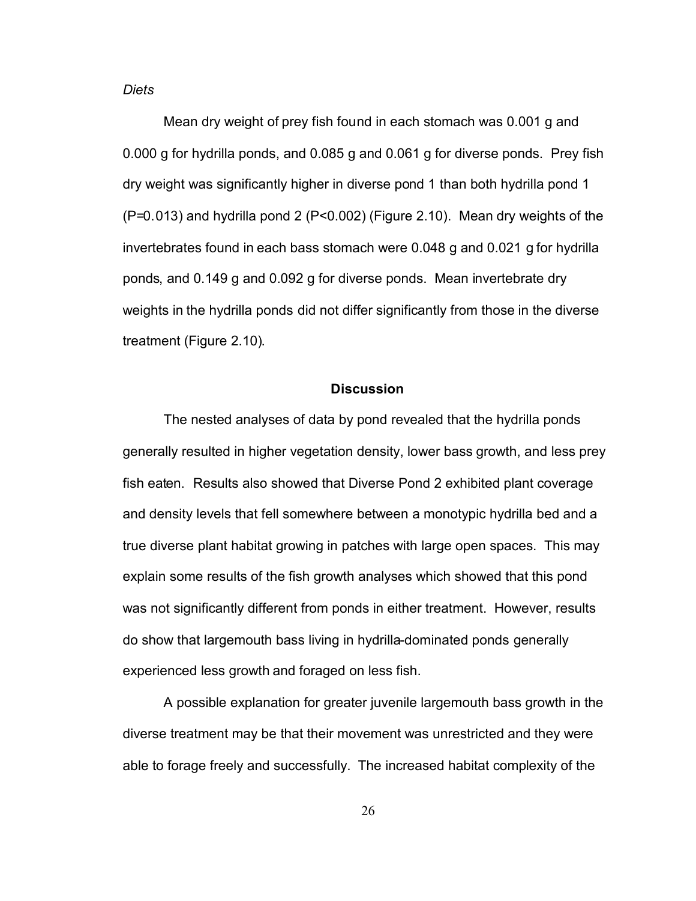*Diets*

Mean dry weight of prey fish found in each stomach was 0.001 g and 0.000 g for hydrilla ponds, and 0.085 g and 0.061 g for diverse ponds. Prey fish dry weight was significantly higher in diverse pond 1 than both hydrilla pond 1 ($P=0.013$) and hydrilla pond 2 ($P<0.002$) (Figure 2.10). Mean dry weights of the invertebrates found in each bass stomach were 0.048 g and 0.021 g for hydrilla ponds, and 0.149 g and 0.092 g for diverse ponds. Mean invertebrate dry weights in the hydrilla ponds did not differ significantly from those in the diverse treatment (Figure 2.10).

## Discussion

The nested analyses of data by pond revealed that the hydrilla ponds generally resulted in higher vegetation density, lower bass growth, and less prey fish eaten. Results also showed that Diverse Pond 2 exhibited plant coverage and density levels that fell somewhere between a monotypic hydrilla bed and a true diverse plant habitat growing in patches with large open spaces. This may explain some results of the fish growth analyses which showed that this pond was not significantly different from ponds in either treatment. However, results do show that largemouth bass living in hydrilla-dominated ponds generally experienced less growth and foraged on less fish.

A possible explanation for greater juvenile largemouth bass growth in the diverse treatment may be that their movement was unrestricted and they were able to forage freely and successfully. The increased habitat complexity of the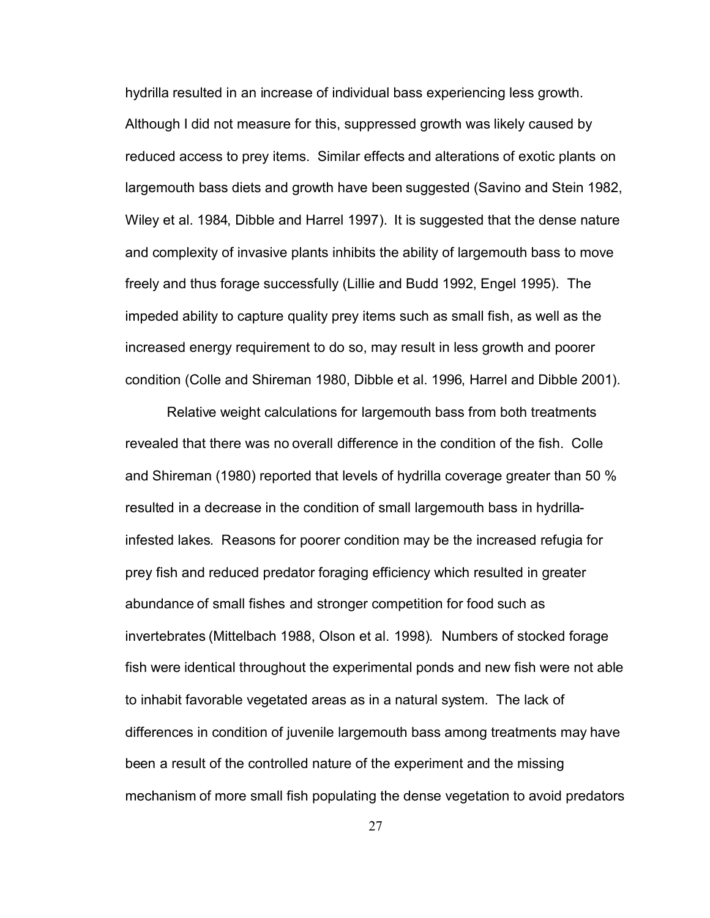hydrilla resulted in an increase of individual bass experiencing less growth. Although I did not measure for this, suppressed growth was likely caused by reduced access to prey items. Similar effects and alterations of exotic plants on largemouth bass diets and growth have been suggested (Savino and Stein 1982, Wiley et al. 1984, Dibble and Harrel 1997). It is suggested that the dense nature and complexity of invasive plants inhibits the ability of largemouth bass to move freely and thus forage successfully (Lillie and Budd 1992, Engel 1995). The impeded ability to capture quality prey items such as small fish, as well as the increased energy requirement to do so, may result in less growth and poorer condition (Colle and Shireman 1980, Dibble et al. 1996, Harrel and Dibble 2001).

Relative weight calculations for largemouth bass from both treatments revealed that there was no overall difference in the condition of the fish. Colle and Shireman (1980) reported that levels of hydrilla coverage greater than 50 % resulted in a decrease in the condition of small largemouth bass in hydrilla-infested lakes. Reasons for poorer condition may be the increased refugia for prey fish and reduced predator foraging efficiency which resulted in greater abundance of small fishes and stronger competition for food such as invertebrates (Mittelbach 1988, Olson et al. 1998). Numbers of stocked forage fish were identical throughout the experimental ponds and new fish were not able to inhabit favorable vegetated areas as in a natural system. The lack of differences in condition of juvenile largemouth bass among treatments may have been a result of the controlled nature of the experiment and the missing mechanism of more small fish populating the dense vegetation to avoid predators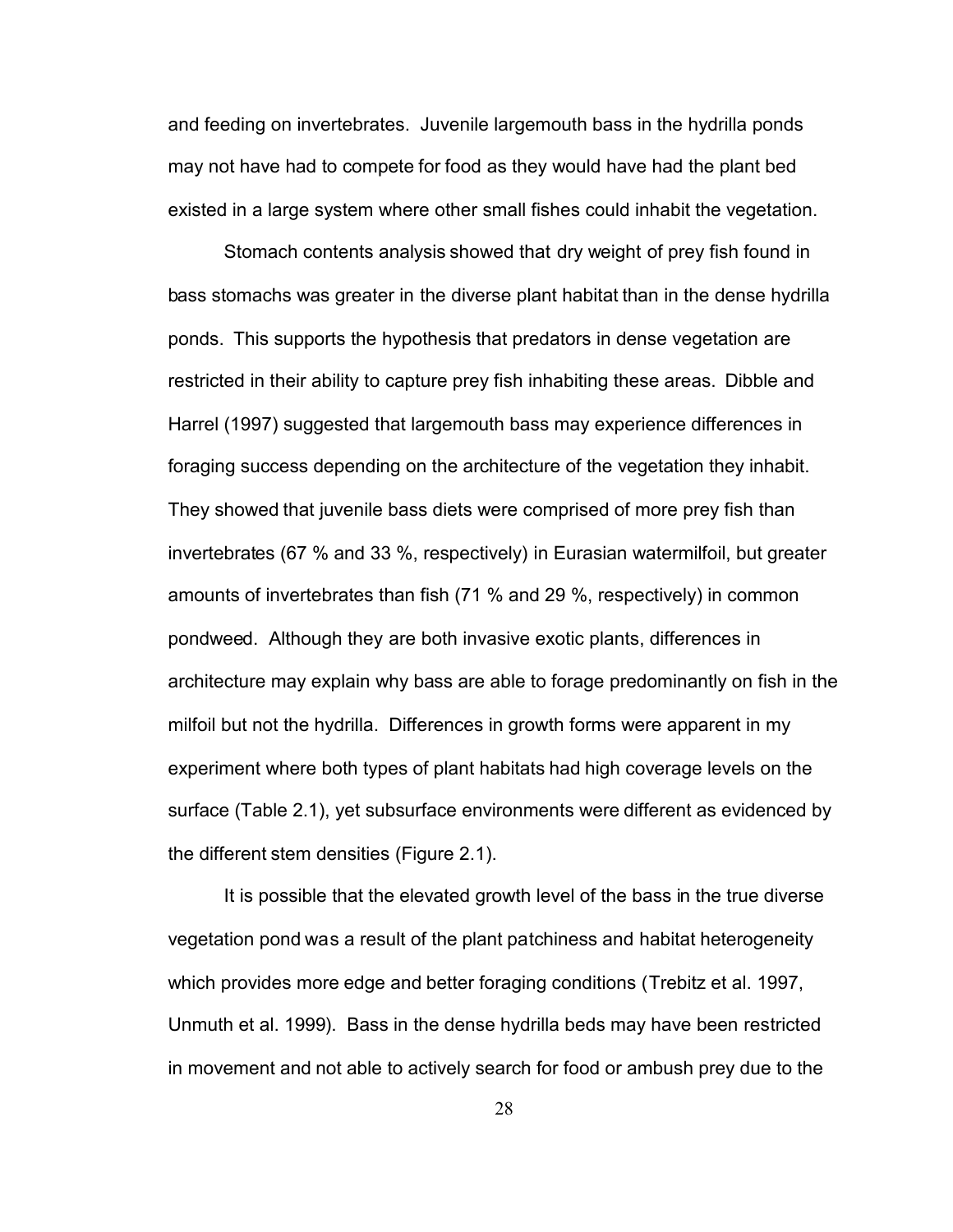and feeding on invertebrates. Juvenile largemouth bass in the hydrilla ponds may not have had to compete for food as they would have had the plant bed existed in a large system where other small fishes could inhabit the vegetation.

Stomach contents analysis showed that dry weight of prey fish found in bass stomachs was greater in the diverse plant habitat than in the dense hydrilla ponds. This supports the hypothesis that predators in dense vegetation are restricted in their ability to capture prey fish inhabiting these areas. Dibble and Harrel (1997) suggested that largemouth bass may experience differences in foraging success depending on the architecture of the vegetation they inhabit. They showed that juvenile bass diets were comprised of more prey fish than invertebrates (67 % and 33 %, respectively) in Eurasian watermilfoil, but greater amounts of invertebrates than fish (71 % and 29 %, respectively) in common pondweed. Although they are both invasive exotic plants, differences in architecture may explain why bass are able to forage predominantly on fish in the milfoil but not the hydrilla. Differences in growth forms were apparent in my experiment where both types of plant habitats had high coverage levels on the surface (Table 2.1), yet subsurface environments were different as evidenced by the different stem densities (Figure 2.1).

It is possible that the elevated growth level of the bass in the true diverse vegetation pond was a result of the plant patchiness and habitat heterogeneity which provides more edge and better foraging conditions (Trebitz et al. 1997, Unmuth et al. 1999). Bass in the dense hydrilla beds may have been restricted in movement and not able to actively search for food or ambush prey due to the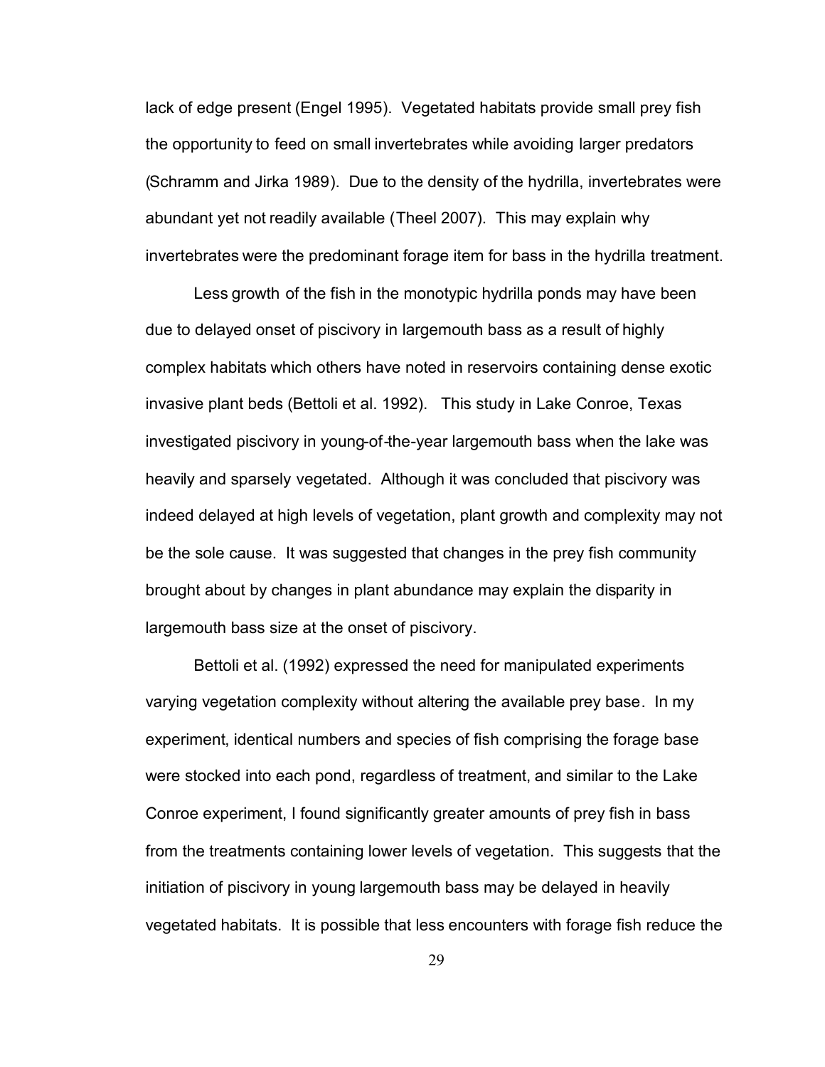lack of edge present (Engel 1995). Vegetated habitats provide small prey fish the opportunity to feed on small invertebrates while avoiding larger predators (Schramm and Jirka 1989). Due to the density of the hydrilla, invertebrates were abundant yet not readily available (Theel 2007). This may explain why invertebrates were the predominant forage item for bass in the hydrilla treatment.

Less growth of the fish in the monotypic hydrilla ponds may have been due to delayed onset of piscivory in largemouth bass as a result of highly complex habitats which others have noted in reservoirs containing dense exotic invasive plant beds (Bettoli et al. 1992). This study in Lake Conroe, Texas investigated piscivory in young-of-the-year largemouth bass when the lake was heavily and sparsely vegetated. Although it was concluded that piscivory was indeed delayed at high levels of vegetation, plant growth and complexity may not be the sole cause. It was suggested that changes in the prey fish community brought about by changes in plant abundance may explain the disparity in largemouth bass size at the onset of piscivory.

Bettoli et al. (1992) expressed the need for manipulated experiments varying vegetation complexity without altering the available prey base. In my experiment, identical numbers and species of fish comprising the forage base were stocked into each pond, regardless of treatment, and similar to the Lake Conroe experiment, I found significantly greater amounts of prey fish in bass from the treatments containing lower levels of vegetation. This suggests that the initiation of piscivory in young largemouth bass may be delayed in heavily vegetated habitats. It is possible that less encounters with forage fish reduce the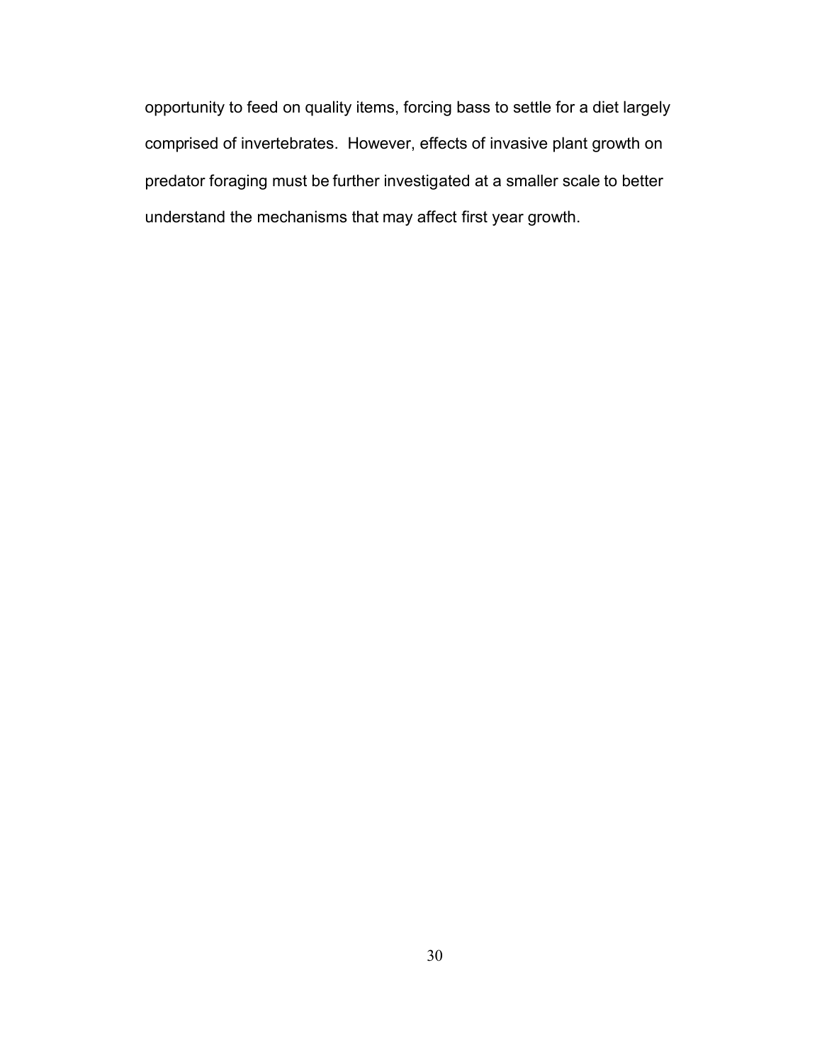opportunity to feed on quality items, forcing bass to settle for a diet largely comprised of invertebrates. However, effects of invasive plant growth on predator foraging must be further investigated at a smaller scale to better understand the mechanisms that may affect first year growth.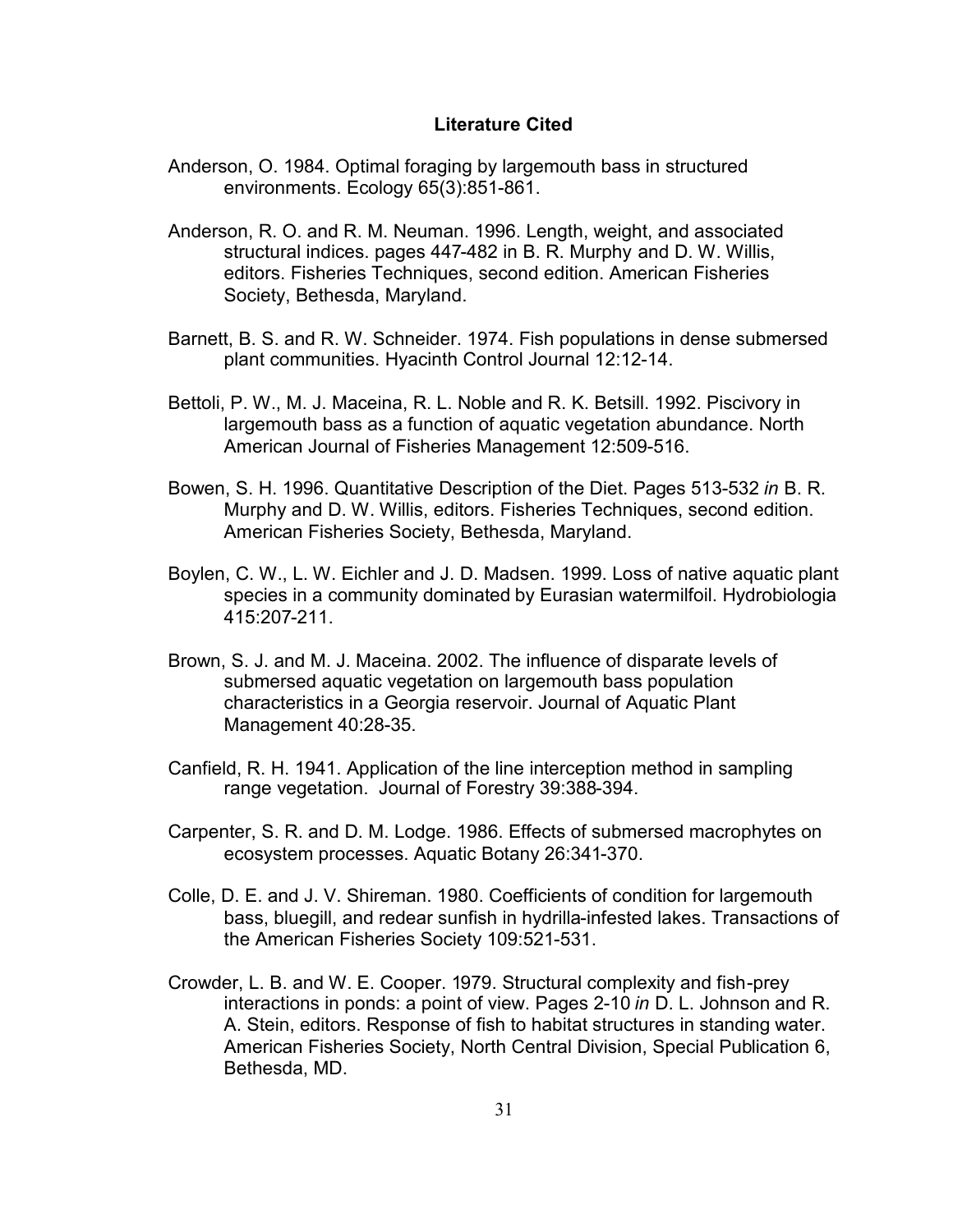## Literature Cited

Anderson, O. 1984. Optimal foraging by largemouth bass in structured environments. Ecology 65(3):851-861.

Anderson, R. O. and R. M. Neuman. 1996. Length, weight, and associated structural indices. pages 447-482 in B. R. Murphy and D. W. Willis, editors. Fisheries Techniques, second edition. American Fisheries Society, Bethesda, Maryland.

Barnett, B. S. and R. W. Schneider. 1974. Fish populations in dense submersed plant communities. Hyacinth Control Journal 12:12-14.

Bettoli, P. W., M. J. Maceina, R. L. Noble and R. K. Betsill. 1992. Piscivory in largemouth bass as a function of aquatic vegetation abundance. North American Journal of Fisheries Management 12:509-516.

Bowen, S. H. 1996. Quantitative Description of the Diet. Pages 513-532 *in* B. R. Murphy and D. W. Willis, editors. Fisheries Techniques, second edition. American Fisheries Society, Bethesda, Maryland.

Boylen, C. W., L. W. Eichler and J. D. Madsen. 1999. Loss of native aquatic plant species in a community dominated by Eurasian watermilfoil. Hydrobiologia 415:207-211.

Brown, S. J. and M. J. Maceina. 2002. The influence of disparate levels of submersed aquatic vegetation on largemouth bass population characteristics in a Georgia reservoir. Journal of Aquatic Plant Management 40:28-35.

Canfield, R. H. 1941. Application of the line interception method in sampling range vegetation. Journal of Forestry 39:388-394.

Carpenter, S. R. and D. M. Lodge. 1986. Effects of submersed macrophytes on ecosystem processes. Aquatic Botany 26:341-370.

Colle, D. E. and J. V. Shireman. 1980. Coefficients of condition for largemouth bass, bluegill, and redear sunfish in hydrilla-infested lakes. Transactions of the American Fisheries Society 109:521-531.

Crowder, L. B. and W. E. Cooper. 1979. Structural complexity and fish-prey interactions in ponds: a point of view. Pages 2-10 *in* D. L. Johnson and R. A. Stein, editors. Response of fish to habitat structures in standing water. American Fisheries Society, North Central Division, Special Publication 6, Bethesda, MD.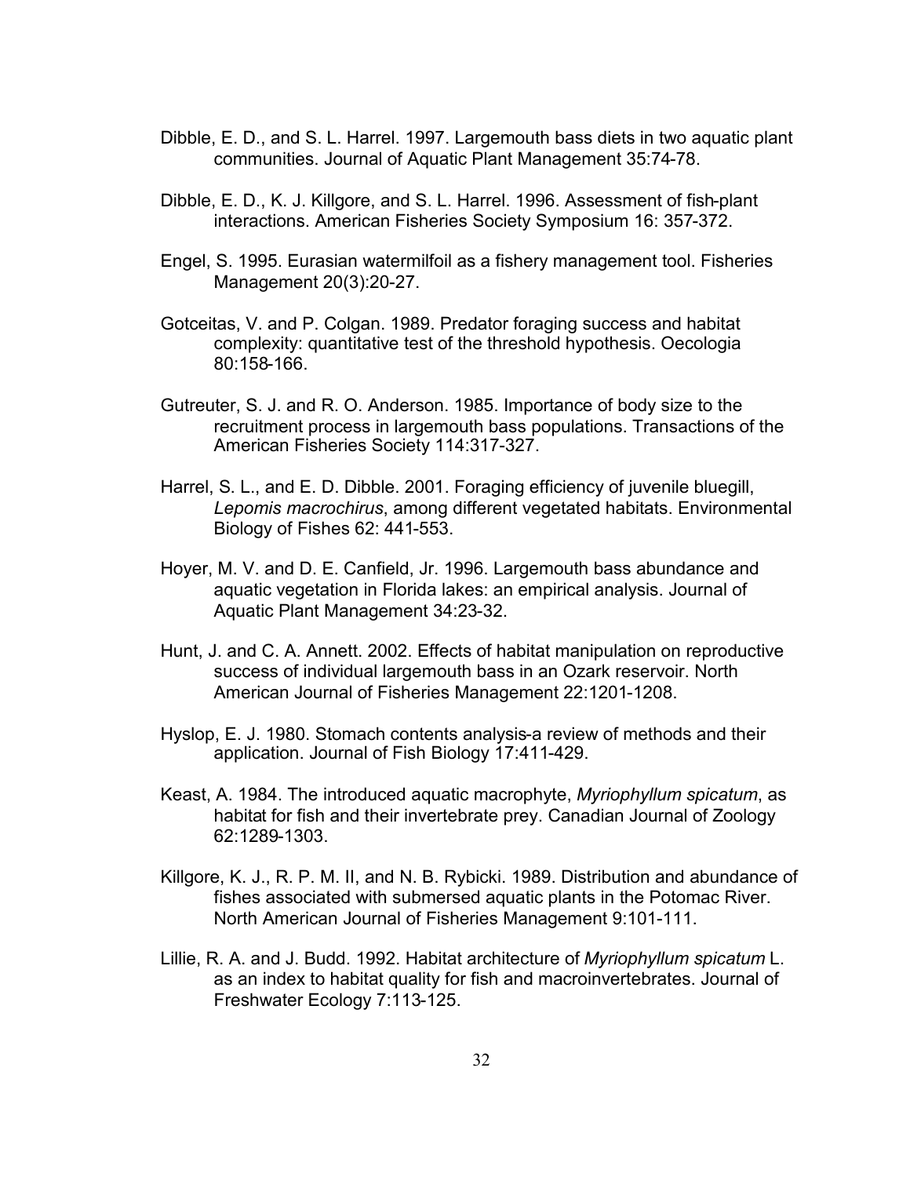Dibble, E. D., and S. L. Harrel. 1997. Largemouth bass diets in two aquatic plant communities. Journal of Aquatic Plant Management 35:74-78.

Dibble, E. D., K. J. Killgore, and S. L. Harrel. 1996. Assessment of fish-plant interactions. American Fisheries Society Symposium 16: 357-372.

Engel, S. 1995. Eurasian watermilfoil as a fishery management tool. Fisheries Management 20(3):20-27.

Gotceitas, V. and P. Colgan. 1989. Predator foraging success and habitat complexity: quantitative test of the threshold hypothesis. Oecologia 80:158-166.

Gutreuter, S. J. and R. O. Anderson. 1985. Importance of body size to the recruitment process in largemouth bass populations. Transactions of the American Fisheries Society 114:317-327.

Harrel, S. L., and E. D. Dibble. 2001. Foraging efficiency of juvenile bluegill, *Lepomis macrochirus*, among different vegetated habitats. Environmental Biology of Fishes 62: 441-553.

Hoyer, M. V. and D. E. Canfield, Jr. 1996. Largemouth bass abundance and aquatic vegetation in Florida lakes: an empirical analysis. Journal of Aquatic Plant Management 34:23-32.

Hunt, J. and C. A. Annett. 2002. Effects of habitat manipulation on reproductive success of individual largemouth bass in an Ozark reservoir. North American Journal of Fisheries Management 22:1201-1208.

Hyslop, E. J. 1980. Stomach contents analysis-a review of methods and their application. Journal of Fish Biology 17:411-429.

Keast, A. 1984. The introduced aquatic macrophyte, *Myriophyllum spicatum*, as habitat for fish and their invertebrate prey. Canadian Journal of Zoology 62:1289-1303.

Killgore, K. J., R. P. M. II, and N. B. Rybicki. 1989. Distribution and abundance of fishes associated with submersed aquatic plants in the Potomac River. North American Journal of Fisheries Management 9:101-111.

Lillie, R. A. and J. Budd. 1992. Habitat architecture of *Myriophyllum spicatum* L. as an index to habitat quality for fish and macroinvertebrates. Journal of Freshwater Ecology 7:113-125.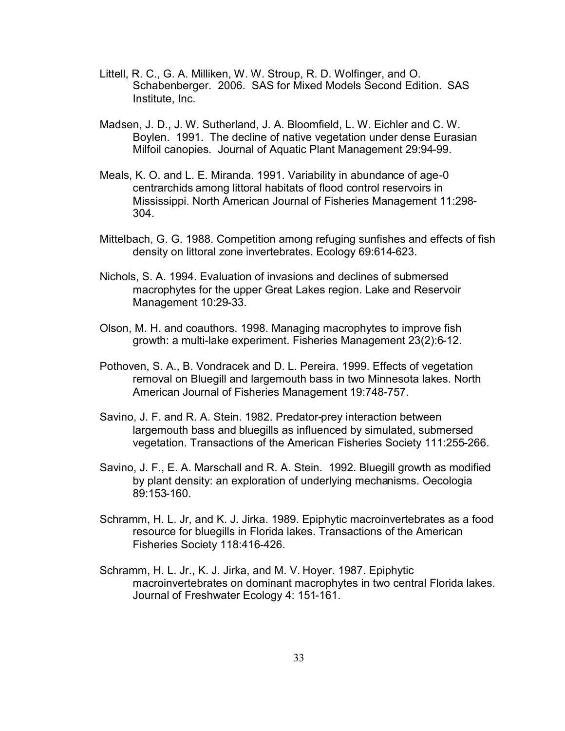Littell, R. C., G. A. Milliken, W. W. Stroup, R. D. Wolfinger, and O. Schabenberger. 2006. SAS for Mixed Models Second Edition. SAS Institute, Inc.

Madsen, J. D., J. W. Sutherland, J. A. Bloomfield, L. W. Eichler and C. W. Boylen. 1991. The decline of native vegetation under dense Eurasian Milfoil canopies. Journal of Aquatic Plant Management 29:94-99.

Meals, K. O. and L. E. Miranda. 1991. Variability in abundance of age-0 centrarchids among littoral habitats of flood control reservoirs in Mississippi. North American Journal of Fisheries Management 11:298-304.

Mittelbach, G. G. 1988. Competition among refuging sunfishes and effects of fish density on littoral zone invertebrates. Ecology 69:614-623.

Nichols, S. A. 1994. Evaluation of invasions and declines of submersed macrophytes for the upper Great Lakes region. Lake and Reservoir Management 10:29-33.

Olson, M. H. and coauthors. 1998. Managing macrophytes to improve fish growth: a multi-lake experiment. Fisheries Management 23(2):6-12.

Pothoven, S. A., B. Vondracek and D. L. Pereira. 1999. Effects of vegetation removal on Bluegill and largemouth bass in two Minnesota lakes. North American Journal of Fisheries Management 19:748-757.

Savino, J. F. and R. A. Stein. 1982. Predator-prey interaction between largemouth bass and bluegills as influenced by simulated, submersed vegetation. Transactions of the American Fisheries Society 111:255-266.

Savino, J. F., E. A. Marschall and R. A. Stein. 1992. Bluegill growth as modified by plant density: an exploration of underlying mechanisms. Oecologia 89:153-160.

Schramm, H. L. Jr, and K. J. Jirka. 1989. Epiphytic macroinvertebrates as a food resource for bluegills in Florida lakes. Transactions of the American Fisheries Society 118:416-426.

Schramm, H. L. Jr., K. J. Jirka, and M. V. Hoyer. 1987. Epiphytic macroinvertebrates on dominant macrophytes in two central Florida lakes. Journal of Freshwater Ecology 4: 151-161.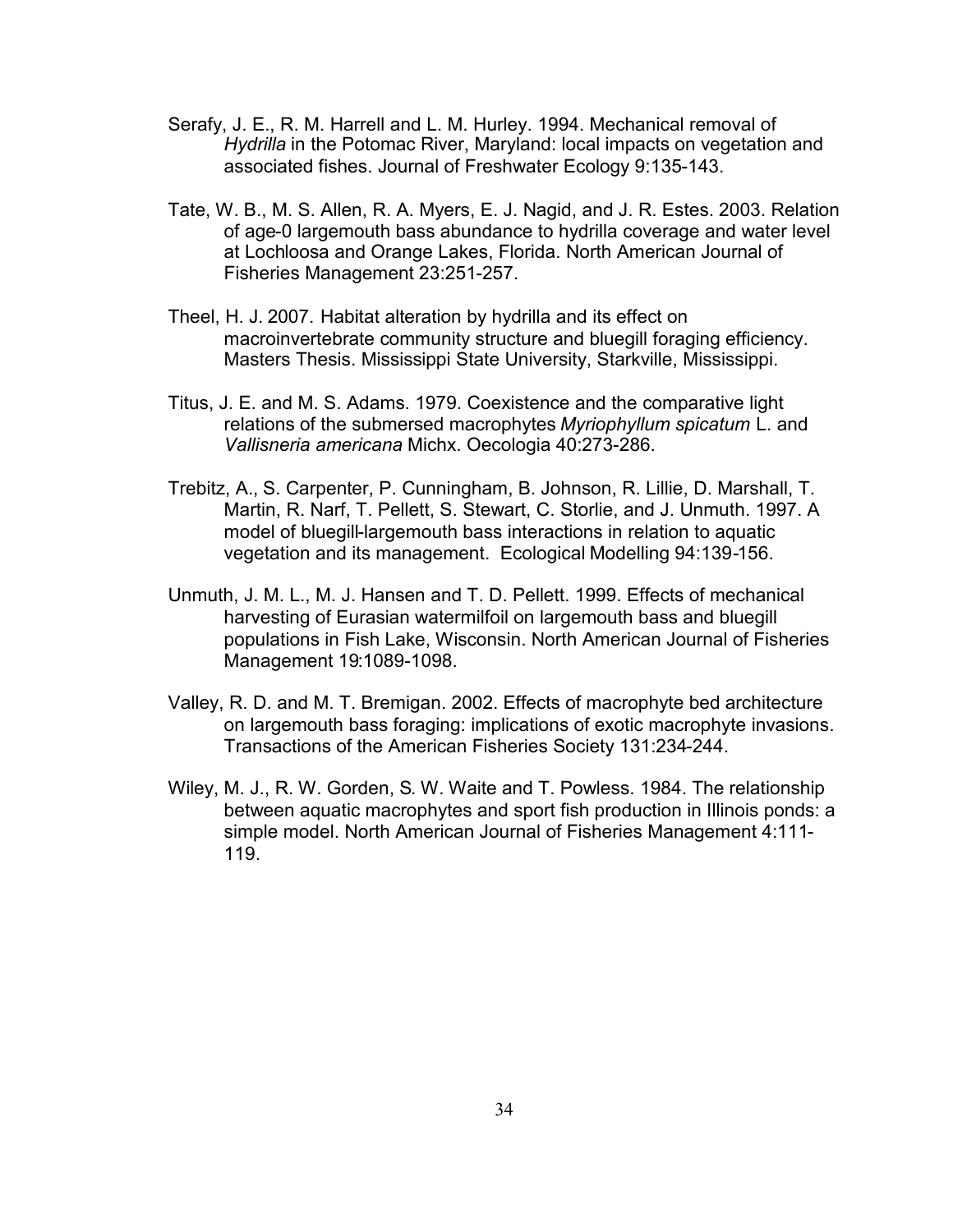Serafy, J. E., R. M. Harrell and L. M. Hurley. 1994. Mechanical removal of *Hydrilla* in the Potomac River, Maryland: local impacts on vegetation and associated fishes. Journal of Freshwater Ecology 9:135-143.

Tate, W. B., M. S. Allen, R. A. Myers, E. J. Nagid, and J. R. Estes. 2003. Relation of age-0 largemouth bass abundance to hydrilla coverage and water level at Lochloosa and Orange Lakes, Florida. North American Journal of Fisheries Management 23:251-257.

Theel, H. J. 2007. Habitat alteration by hydrilla and its effect on macroinvertebrate community structure and bluegill foraging efficiency. Masters Thesis. Mississippi State University, Starkville, Mississippi.

Titus, J. E. and M. S. Adams. 1979. Coexistence and the comparative light relations of the submersed macrophytes *Myriophyllum spicatum* L. and *Vallisneria americana* Michx. Oecologia 40:273-286.

Trebitz, A., S. Carpenter, P. Cunningham, B. Johnson, R. Lillie, D. Marshall, T. Martin, R. Narf, T. Pellett, S. Stewart, C. Storlie, and J. Unmuth. 1997. A model of bluegill-largemouth bass interactions in relation to aquatic vegetation and its management. Ecological Modelling 94:139-156.

Unmuth, J. M. L., M. J. Hansen and T. D. Pellett. 1999. Effects of mechanical harvesting of Eurasian watermilfoil on largemouth bass and bluegill populations in Fish Lake, Wisconsin. North American Journal of Fisheries Management 19:1089-1098.

Valley, R. D. and M. T. Bremigan. 2002. Effects of macrophyte bed architecture on largemouth bass foraging: implications of exotic macrophyte invasions. Transactions of the American Fisheries Society 131:234-244.

Wiley, M. J., R. W. Gorden, S. W. Waite and T. Powless. 1984. The relationship between aquatic macrophytes and sport fish production in Illinois ponds: a simple model. North American Journal of Fisheries Management 4:111-119.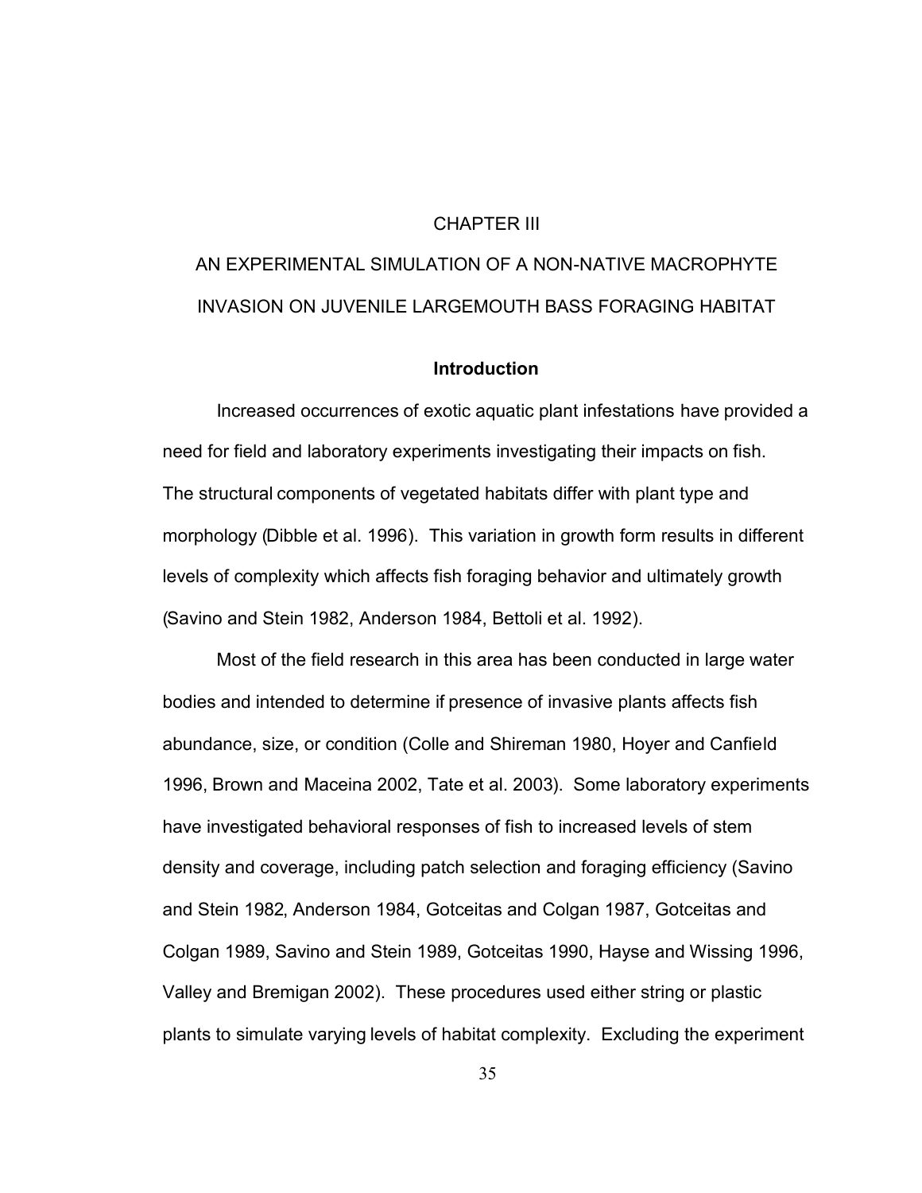# CHAPTER III

# AN EXPERIMENTAL SIMULATION OF A NON-NATIVE MACROPHYTE INVASION ON JUVENILE LARGEMOUTH BASS FORAGING HABITAT

## Introduction

Increased occurrences of exotic aquatic plant infestations have provided a need for field and laboratory experiments investigating their impacts on fish. The structural components of vegetated habitats differ with plant type and morphology (Dibble et al. 1996). This variation in growth form results in different levels of complexity which affects fish foraging behavior and ultimately growth (Savino and Stein 1982, Anderson 1984, Bettoli et al. 1992).

Most of the field research in this area has been conducted in large water bodies and intended to determine if presence of invasive plants affects fish abundance, size, or condition (Colle and Shireman 1980, Hoyer and Canfield 1996, Brown and Maceina 2002, Tate et al. 2003). Some laboratory experiments have investigated behavioral responses of fish to increased levels of stem density and coverage, including patch selection and foraging efficiency (Savino and Stein 1982, Anderson 1984, Gotceitas and Colgan 1987, Gotceitas and Colgan 1989, Savino and Stein 1989, Gotceitas 1990, Hayse and Wissing 1996, Valley and Bremigan 2002). These procedures used either string or plastic plants to simulate varying levels of habitat complexity. Excluding the experiment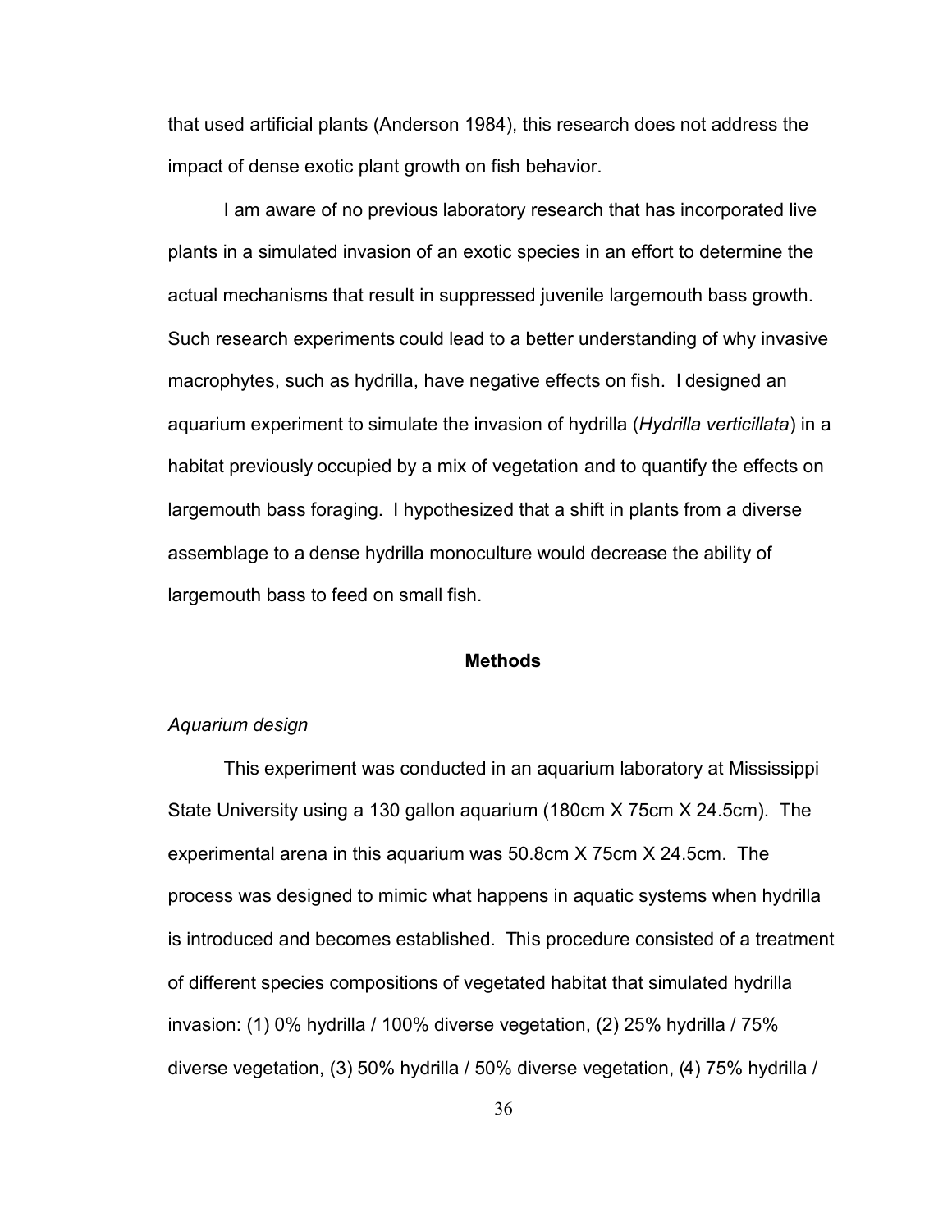that used artificial plants (Anderson 1984), this research does not address the impact of dense exotic plant growth on fish behavior.

I am aware of no previous laboratory research that has incorporated live plants in a simulated invasion of an exotic species in an effort to determine the actual mechanisms that result in suppressed juvenile largemouth bass growth. Such research experiments could lead to a better understanding of why invasive macrophytes, such as hydrilla, have negative effects on fish. I designed an aquarium experiment to simulate the invasion of hydrilla (*Hydrilla verticillata*) in a habitat previously occupied by a mix of vegetation and to quantify the effects on largemouth bass foraging. I hypothesized that a shift in plants from a diverse assemblage to a dense hydrilla monoculture would decrease the ability of largemouth bass to feed on small fish.

## Methods

### *Aquarium design*

This experiment was conducted in an aquarium laboratory at Mississippi State University using a 130 gallon aquarium (180cm X 75cm X 24.5cm). The experimental arena in this aquarium was 50.8cm X 75cm X 24.5cm. The process was designed to mimic what happens in aquatic systems when hydrilla is introduced and becomes established. This procedure consisted of a treatment of different species compositions of vegetated habitat that simulated hydrilla invasion: (1) 0% hydrilla / 100% diverse vegetation, (2) 25% hydrilla / 75% diverse vegetation, (3) 50% hydrilla / 50% diverse vegetation, (4) 75% hydrilla /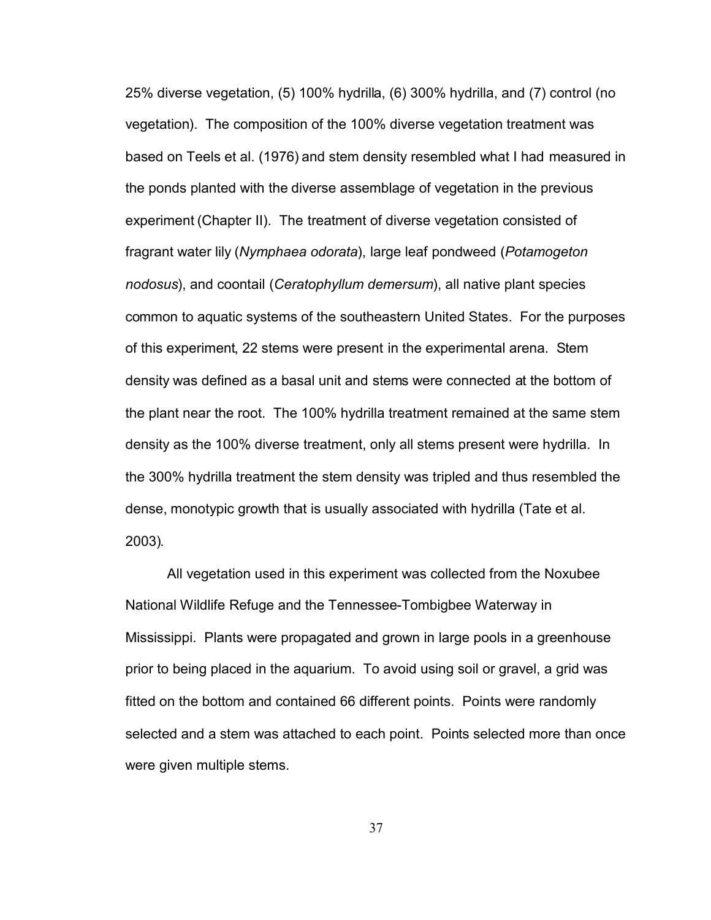25% diverse vegetation, (5) 100% hydrilla, (6) 300% hydrilla, and (7) control (no vegetation). The composition of the 100% diverse vegetation treatment was based on Teels et al. (1976) and stem density resembled what I had measured in the ponds planted with the diverse assemblage of vegetation in the previous experiment (Chapter II). The treatment of diverse vegetation consisted of fragrant water lily (*Nymphaea odorata*), large leaf pondweed (*Potamogeton nodosus*), and coontail (*Ceratophyllum demersum*), all native plant species common to aquatic systems of the southeastern United States. For the purposes of this experiment, 22 stems were present in the experimental arena. Stem density was defined as a basal unit and stems were connected at the bottom of the plant near the root. The 100% hydrilla treatment remained at the same stem density as the 100% diverse treatment, only all stems present were hydrilla. In the 300% hydrilla treatment the stem density was tripled and thus resembled the dense, monotypic growth that is usually associated with hydrilla (Tate et al. 2003).

All vegetation used in this experiment was collected from the Noxubee National Wildlife Refuge and the Tennessee-Tombigbee Waterway in Mississippi. Plants were propagated and grown in large pools in a greenhouse prior to being placed in the aquarium. To avoid using soil or gravel, a grid was fitted on the bottom and contained 66 different points. Points were randomly selected and a stem was attached to each point. Points selected more than once were given multiple stems.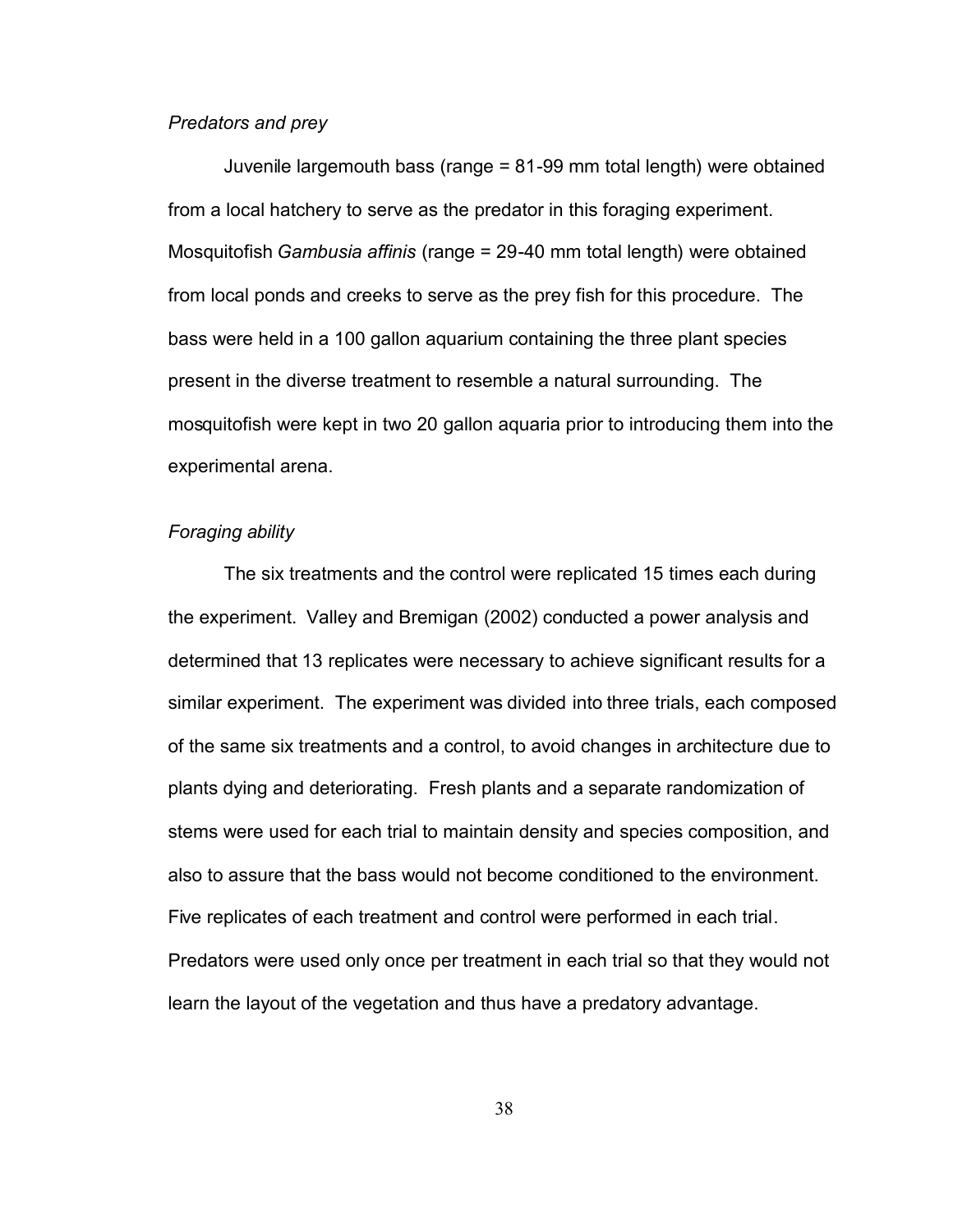*Predators and prey*

Juvenile largemouth bass (range = 81-99 mm total length) were obtained from a local hatchery to serve as the predator in this foraging experiment. Mosquitofish *Gambusia affinis* (range = 29-40 mm total length) were obtained from local ponds and creeks to serve as the prey fish for this procedure. The bass were held in a 100 gallon aquarium containing the three plant species present in the diverse treatment to resemble a natural surrounding. The mosquitofish were kept in two 20 gallon aquaria prior to introducing them into the experimental arena.

*Foraging ability*

The six treatments and the control were replicated 15 times each during the experiment. Valley and Bremigan (2002) conducted a power analysis and determined that 13 replicates were necessary to achieve significant results for a similar experiment. The experiment was divided into three trials, each composed of the same six treatments and a control, to avoid changes in architecture due to plants dying and deteriorating. Fresh plants and a separate randomization of stems were used for each trial to maintain density and species composition, and also to assure that the bass would not become conditioned to the environment. Five replicates of each treatment and control were performed in each trial. Predators were used only once per treatment in each trial so that they would not learn the layout of the vegetation and thus have a predatory advantage.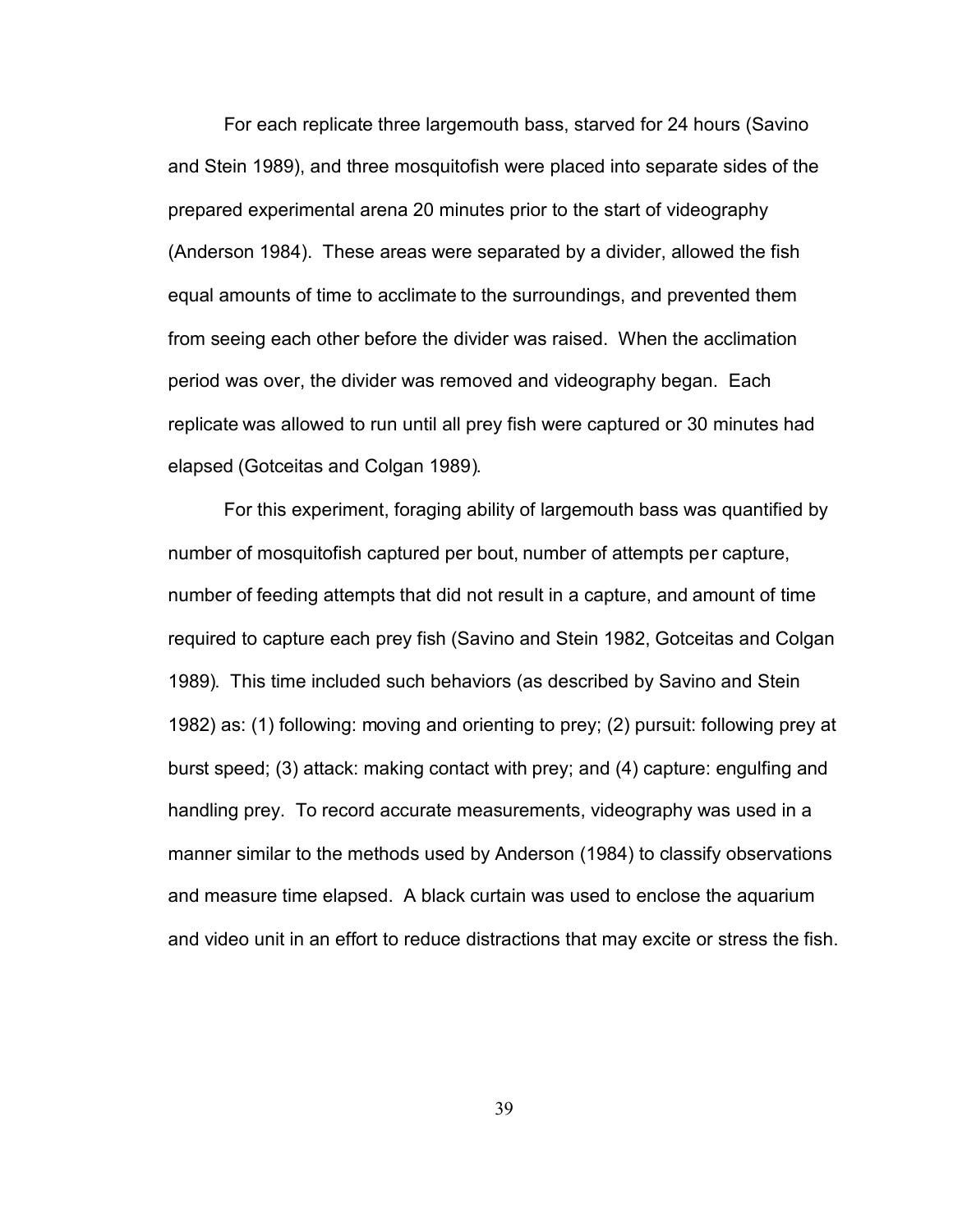For each replicate three largemouth bass, starved for 24 hours (Savino and Stein 1989), and three mosquitofish were placed into separate sides of the prepared experimental arena 20 minutes prior to the start of videography (Anderson 1984). These areas were separated by a divider, allowed the fish equal amounts of time to acclimate to the surroundings, and prevented them from seeing each other before the divider was raised. When the acclimation period was over, the divider was removed and videography began. Each replicate was allowed to run until all prey fish were captured or 30 minutes had elapsed (Gotceitas and Colgan 1989).

For this experiment, foraging ability of largemouth bass was quantified by number of mosquitofish captured per bout, number of attempts per capture, number of feeding attempts that did not result in a capture, and amount of time required to capture each prey fish (Savino and Stein 1982, Gotceitas and Colgan 1989). This time included such behaviors (as described by Savino and Stein 1982) as: (1) following: moving and orienting to prey; (2) pursuit: following prey at burst speed; (3) attack: making contact with prey; and (4) capture: engulfing and handling prey. To record accurate measurements, videography was used in a manner similar to the methods used by Anderson (1984) to classify observations and measure time elapsed. A black curtain was used to enclose the aquarium and video unit in an effort to reduce distractions that may excite or stress the fish.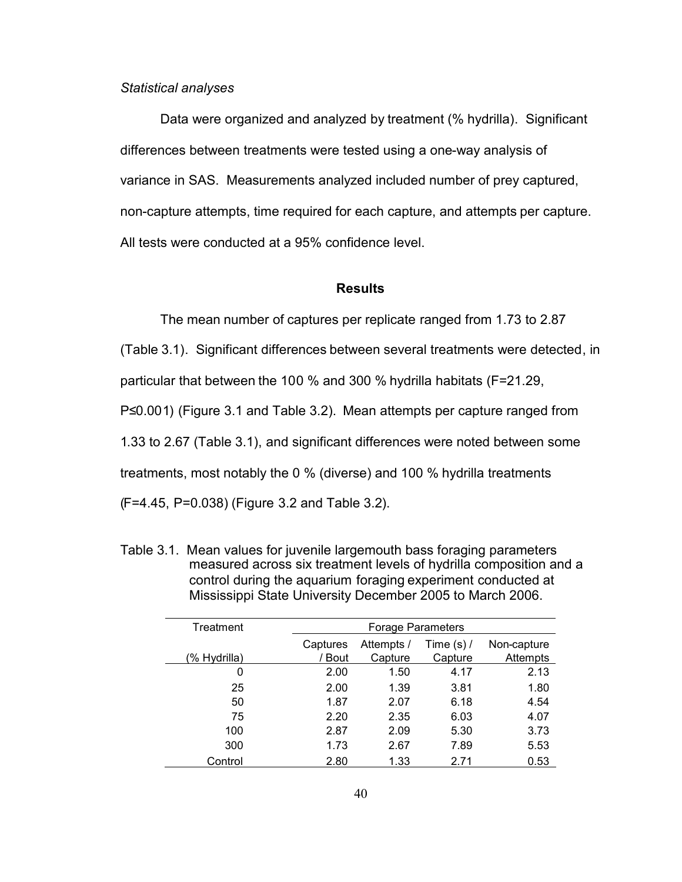*Statistical analyses*

Data were organized and analyzed by treatment (% hydrilla). Significant differences between treatments were tested using a one-way analysis of variance in SAS. Measurements analyzed included number of prey captured, non-capture attempts, time required for each capture, and attempts per capture. All tests were conducted at a 95% confidence level.

## Results

The mean number of captures per replicate ranged from 1.73 to 2.87 (Table 3.1). Significant differences between several treatments were detected, in particular that between the 100 % and 300 % hydrilla habitats ($F=21.29$, $P \leq 0.001$) (Figure 3.1 and Table 3.2). Mean attempts per capture ranged from 1.33 to 2.67 (Table 3.1), and significant differences were noted between some treatments, most notably the 0 % (diverse) and 100 % hydrilla treatments ($F=4.45$, $P=0.038$) (Figure 3.2 and Table 3.2).

Table 3.1. Mean values for juvenile largemouth bass foraging parameters measured across six treatment levels of hydrilla composition and a control during the aquarium foraging experiment conducted at Mississippi State University December 2005 to March 2006.

| Treatment | Forage Parameters | | | |
|---|---|---|---|---|
| (% Hydrilla) | Captures / Bout | Attempts / Capture | Time (s) / Capture | Non-capture Attempts |
| 0 | 2.00 | 1.50 | 4.17 | 2.13 |
| 25 | 2.00 | 1.39 | 3.81 | 1.80 |
| 50 | 1.87 | 2.07 | 6.18 | 4.54 |
| 75 | 2.20 | 2.35 | 6.03 | 4.07 |
| 100 | 2.87 | 2.09 | 5.30 | 3.73 |
| 300 | 1.73 | 2.67 | 7.89 | 5.53 |
| Control | 2.80 | 1.33 | 2.71 | 0.53 |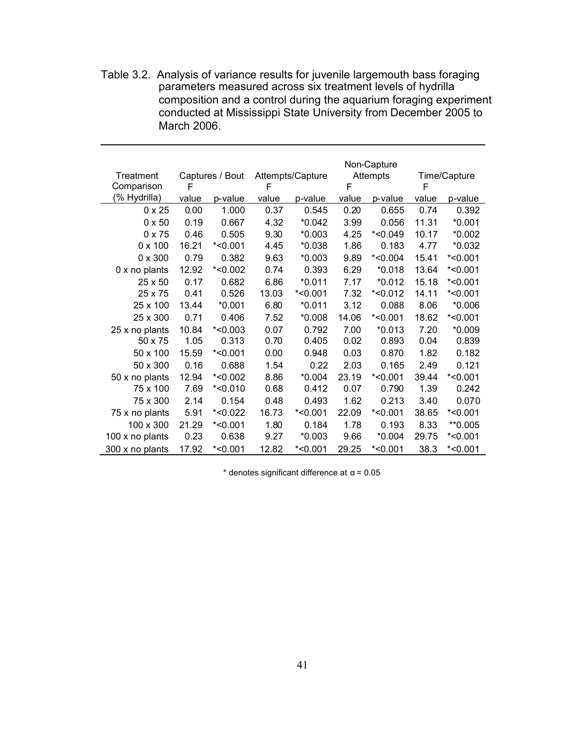Table 3.2. Analysis of variance results for juvenile largemouth bass foraging parameters measured across six treatment levels of hydrilla composition and a control during the aquarium foraging experiment conducted at Mississippi State University from December 2005 to March 2006.

| Treatment Comparison (% Hydrilla) | Captures / Bout | | Attempts/Capture | | Non-Capture Attempts | | Time/Capture | |
|---|---|---|---|---|---|---|---|---|
| | F value | p-value | F value | p-value | F value | p-value | F value | p-value |
| 0 x 25 | 0.00 | 1.000 | 0.37 | 0.545 | 0.20 | 0.655 | 0.74 | 0.392 |
| 0 x 50 | 0.19 | 0.667 | 4.32 | *0.042 | 3.99 | 0.056 | 11.31 | *0.001 |
| 0 x 75 | 0.46 | 0.505 | 9.30 | *0.003 | 4.25 | *<0.049 | 10.17 | *0.002 |
| 0 x 100 | 16.21 | *<0.001 | 4.45 | *0.038 | 1.86 | 0.183 | 4.77 | *0.032 |
| 0 x 300 | 0.79 | 0.382 | 9.63 | *0.003 | 9.89 | *<0.004 | 15.41 | *<0.001 |
| 0 x no plants | 12.92 | *<0.002 | 0.74 | 0.393 | 6.29 | *0.018 | 13.64 | *<0.001 |
| 25 x 50 | 0.17 | 0.682 | 6.86 | *0.011 | 7.17 | *0.012 | 15.18 | *<0.001 |
| 25 x 75 | 0.41 | 0.526 | 13.03 | *<0.001 | 7.32 | *<0.012 | 14.11 | *<0.001 |
| 25 x 100 | 13.44 | *0.001 | 6.80 | *0.011 | 3.12 | 0.088 | 8.06 | *0.006 |
| 25 x 300 | 0.71 | 0.406 | 7.52 | *0.008 | 14.06 | *<0.001 | 18.62 | *<0.001 |
| 25 x no plants | 10.84 | *<0.003 | 0.07 | 0.792 | 7.00 | *0.013 | 7.20 | *0.009 |
| 50 x 75 | 1.05 | 0.313 | 0.70 | 0.405 | 0.02 | 0.893 | 0.04 | 0.839 |
| 50 x 100 | 15.59 | *<0.001 | 0.00 | 0.948 | 0.03 | 0.870 | 1.82 | 0.182 |
| 50 x 300 | 0.16 | 0.688 | 1.54 | 0.22 | 2.03 | 0.165 | 2.49 | 0.121 |
| 50 x no plants | 12.94 | *<0.002 | 8.86 | *0.004 | 23.19 | *<0.001 | 39.44 | *<0.001 |
| 75 x 100 | 7.69 | *<0.010 | 0.68 | 0.412 | 0.07 | 0.790 | 1.39 | 0.242 |
| 75 x 300 | 2.14 | 0.154 | 0.48 | 0.493 | 1.62 | 0.213 | 3.40 | 0.070 |
| 75 x no plants | 5.91 | *<0.022 | 16.73 | *<0.001 | 22.09 | *<0.001 | 38.65 | *<0.001 |
| 100 x 300 | 21.29 | *<0.001 | 1.80 | 0.184 | 1.78 | 0.193 | 8.33 | **0.005 |
| 100 x no plants | 0.23 | 0.638 | 9.27 | *0.003 | 9.66 | *0.004 | 29.75 | *<0.001 |
| 300 x no plants | 17.92 | *<0.001 | 12.82 | *<0.001 | 29.25 | *<0.001 | 38.3 | *<0.001 |

* denotes significant difference at $\alpha = 0.05$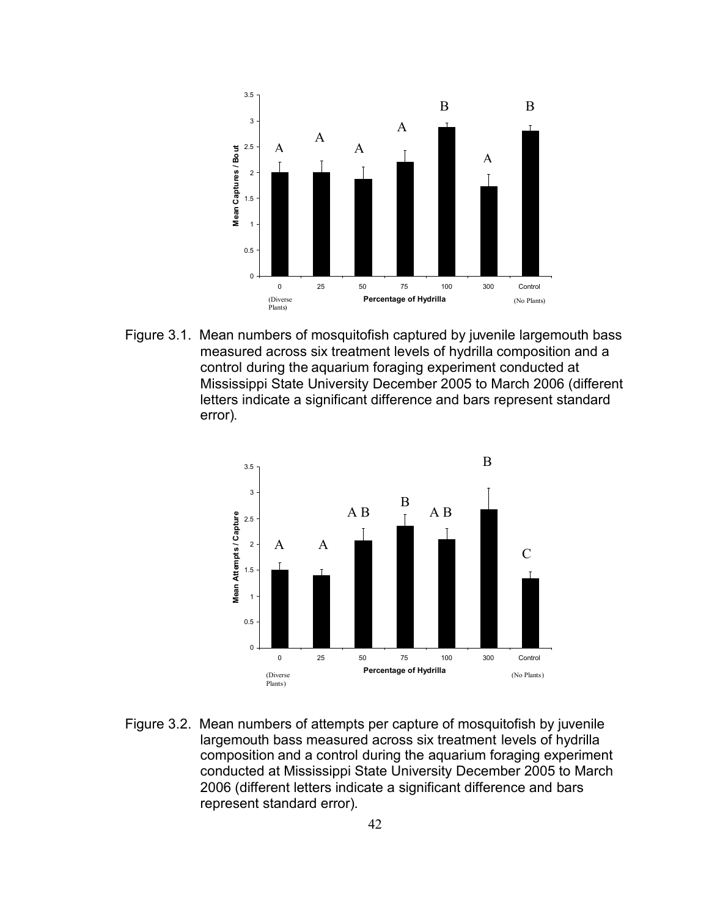Figure 3.1. Mean numbers of mosquitofish captured by juvenile largemouth bass measured across six treatment levels of hydrilla composition and a control during the aquarium foraging experiment conducted at Mississippi State University December 2005 to March 2006 (different letters indicate a significant difference and bars represent standard error).

Figure 3.2. Mean numbers of attempts per capture of mosquitofish by juvenile largemouth bass measured across six treatment levels of hydrilla composition and a control during the aquarium foraging experiment conducted at Mississippi State University December 2005 to March 2006 (different letters indicate a significant difference and bars represent standard error).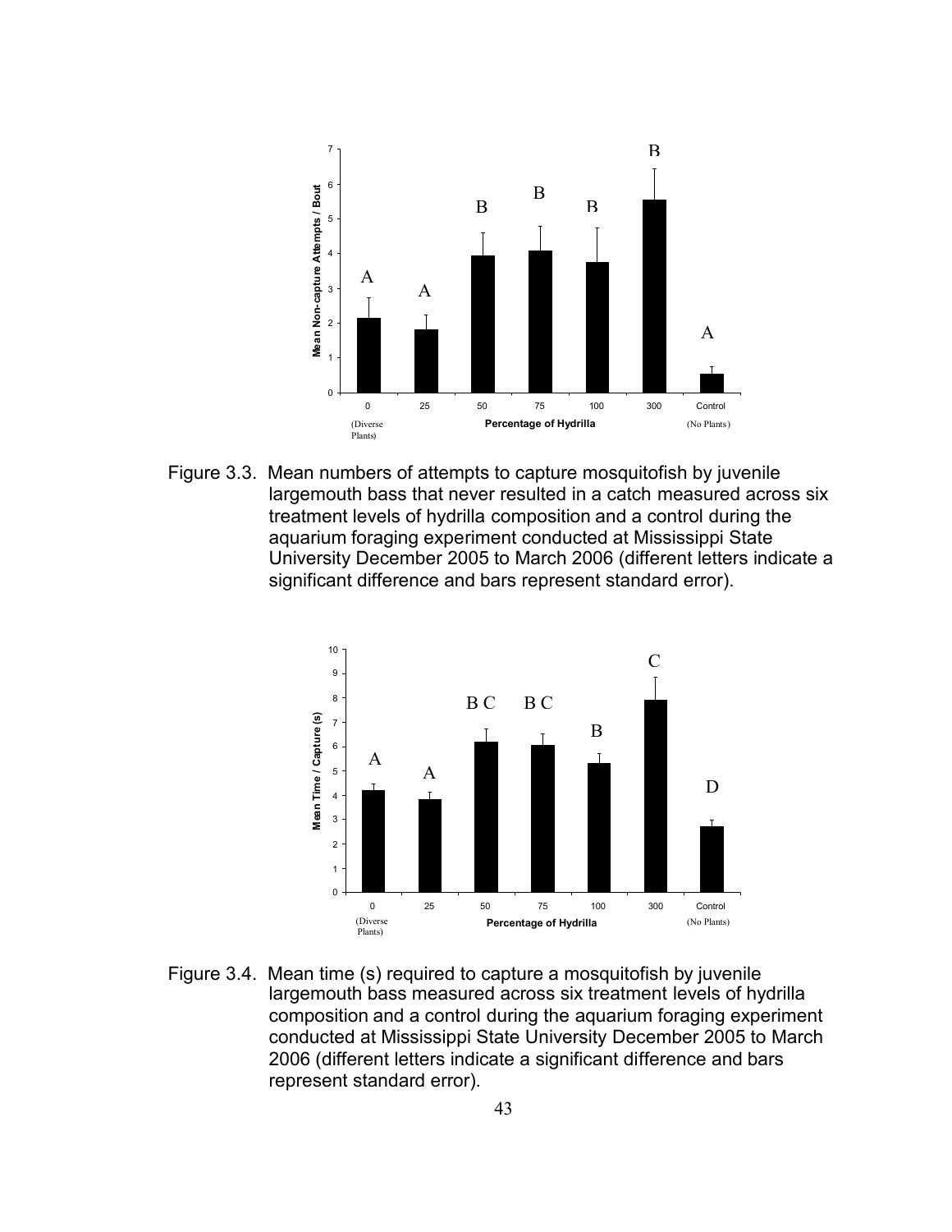Figure 3.3. Mean numbers of attempts to capture mosquitofish by juvenile largemouth bass that never resulted in a catch measured across six treatment levels of hydrilla composition and a control during the aquarium foraging experiment conducted at Mississippi State University December 2005 to March 2006 (different letters indicate a significant difference and bars represent standard error).

Figure 3.4. Mean time (s) required to capture a mosquitofish by juvenile largemouth bass measured across six treatment levels of hydrilla composition and a control during the aquarium foraging experiment conducted at Mississippi State University December 2005 to March 2006 (different letters indicate a significant difference and bars represent standard error).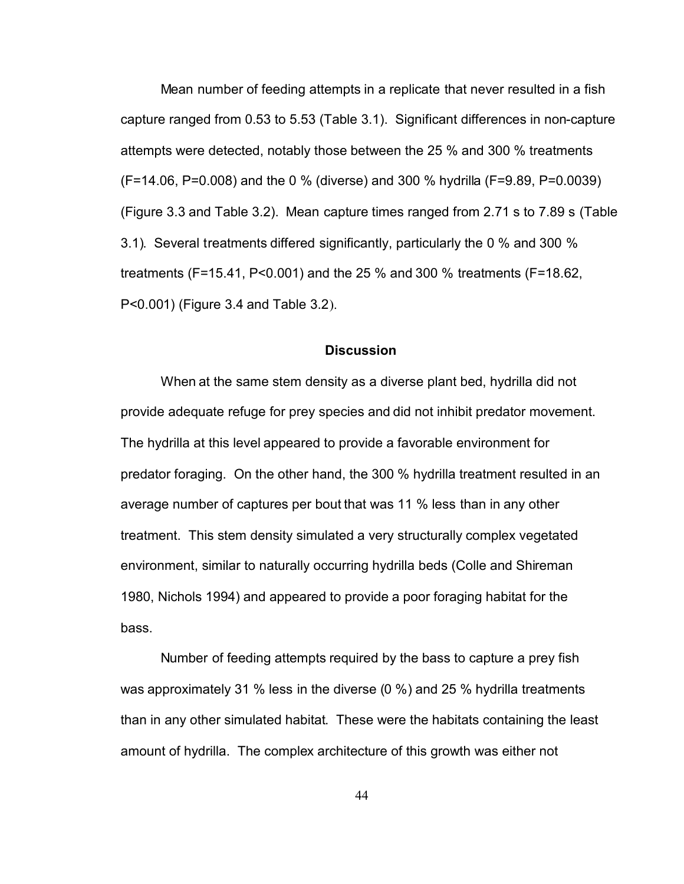Mean number of feeding attempts in a replicate that never resulted in a fish capture ranged from 0.53 to 5.53 (Table 3.1). Significant differences in non-capture attempts were detected, notably those between the 25 % and 300 % treatments ($F=14.06$, $P=0.008$) and the 0 % (diverse) and 300 % hydrilla ($F=9.89$, $P=0.0039$) (Figure 3.3 and Table 3.2). Mean capture times ranged from 2.71 s to 7.89 s (Table 3.1). Several treatments differed significantly, particularly the 0 % and 300 % treatments ($F=15.41$, $P<0.001$) and the 25 % and 300 % treatments ($F=18.62$, $P<0.001$) (Figure 3.4 and Table 3.2).

## Discussion

When at the same stem density as a diverse plant bed, hydrilla did not provide adequate refuge for prey species and did not inhibit predator movement. The hydrilla at this level appeared to provide a favorable environment for predator foraging. On the other hand, the 300 % hydrilla treatment resulted in an average number of captures per bout that was 11 % less than in any other treatment. This stem density simulated a very structurally complex vegetated environment, similar to naturally occurring hydrilla beds (Colle and Shireman 1980, Nichols 1994) and appeared to provide a poor foraging habitat for the bass.

Number of feeding attempts required by the bass to capture a prey fish was approximately 31 % less in the diverse (0 %) and 25 % hydrilla treatments than in any other simulated habitat. These were the habitats containing the least amount of hydrilla. The complex architecture of this growth was either not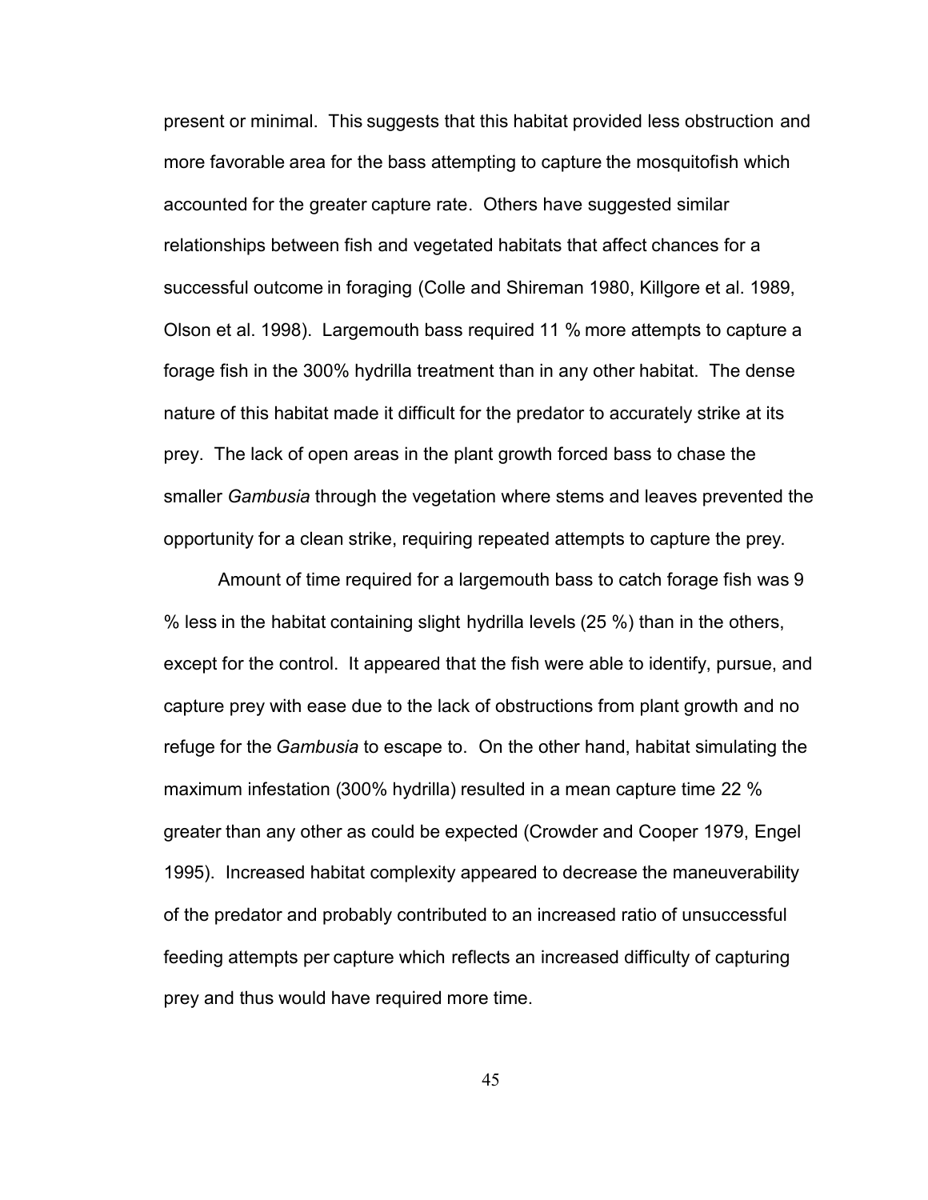present or minimal. This suggests that this habitat provided less obstruction and more favorable area for the bass attempting to capture the mosquitofish which accounted for the greater capture rate. Others have suggested similar relationships between fish and vegetated habitats that affect chances for a successful outcome in foraging (Colle and Shireman 1980, Killgore et al. 1989, Olson et al. 1998). Largemouth bass required 11 % more attempts to capture a forage fish in the 300% hydrilla treatment than in any other habitat. The dense nature of this habitat made it difficult for the predator to accurately strike at its prey. The lack of open areas in the plant growth forced bass to chase the smaller *Gambusia* through the vegetation where stems and leaves prevented the opportunity for a clean strike, requiring repeated attempts to capture the prey.

Amount of time required for a largemouth bass to catch forage fish was 9 % less in the habitat containing slight hydrilla levels (25 %) than in the others, except for the control. It appeared that the fish were able to identify, pursue, and capture prey with ease due to the lack of obstructions from plant growth and no refuge for the *Gambusia* to escape to. On the other hand, habitat simulating the maximum infestation (300% hydrilla) resulted in a mean capture time 22 % greater than any other as could be expected (Crowder and Cooper 1979, Engel 1995). Increased habitat complexity appeared to decrease the maneuverability of the predator and probably contributed to an increased ratio of unsuccessful feeding attempts per capture which reflects an increased difficulty of capturing prey and thus would have required more time.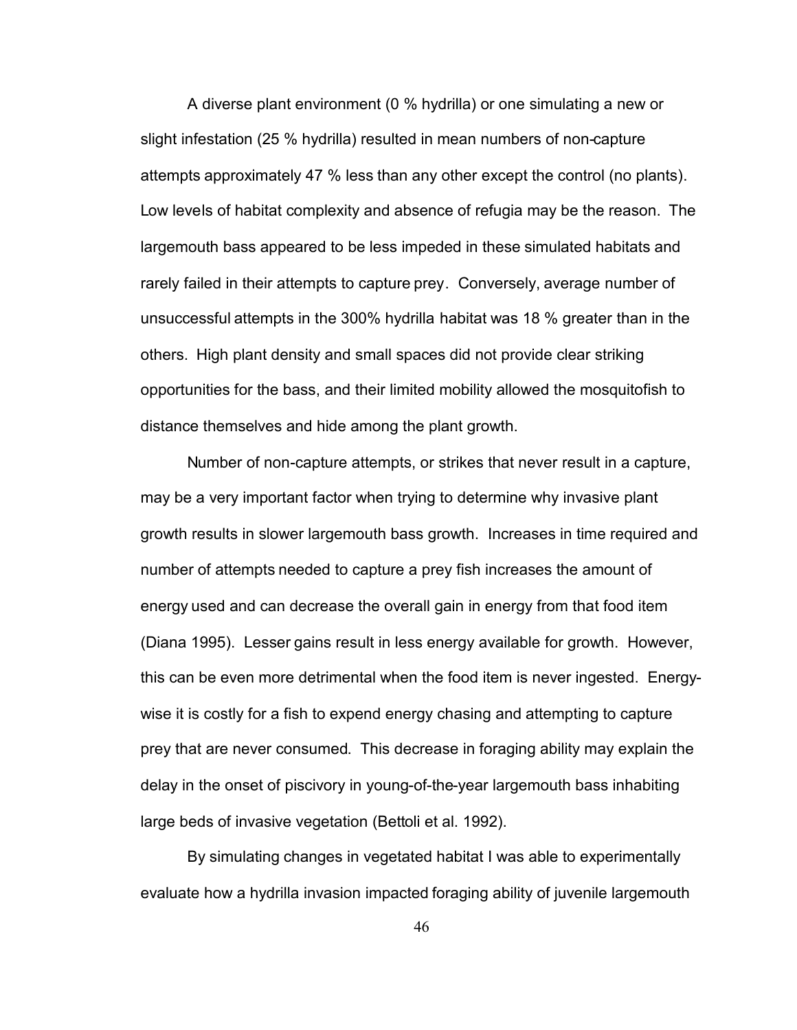A diverse plant environment (0 % hydrilla) or one simulating a new or slight infestation (25 % hydrilla) resulted in mean numbers of non-capture attempts approximately 47 % less than any other except the control (no plants). Low levels of habitat complexity and absence of refugia may be the reason. The largemouth bass appeared to be less impeded in these simulated habitats and rarely failed in their attempts to capture prey. Conversely, average number of unsuccessful attempts in the 300% hydrilla habitat was 18 % greater than in the others. High plant density and small spaces did not provide clear striking opportunities for the bass, and their limited mobility allowed the mosquitofish to distance themselves and hide among the plant growth.

Number of non-capture attempts, or strikes that never result in a capture, may be a very important factor when trying to determine why invasive plant growth results in slower largemouth bass growth. Increases in time required and number of attempts needed to capture a prey fish increases the amount of energy used and can decrease the overall gain in energy from that food item (Diana 1995). Lesser gains result in less energy available for growth. However, this can be even more detrimental when the food item is never ingested. Energy-wise it is costly for a fish to expend energy chasing and attempting to capture prey that are never consumed. This decrease in foraging ability may explain the delay in the onset of piscivory in young-of-the-year largemouth bass inhabiting large beds of invasive vegetation (Bettoli et al. 1992).

By simulating changes in vegetated habitat I was able to experimentally evaluate how a hydrilla invasion impacted foraging ability of juvenile largemouth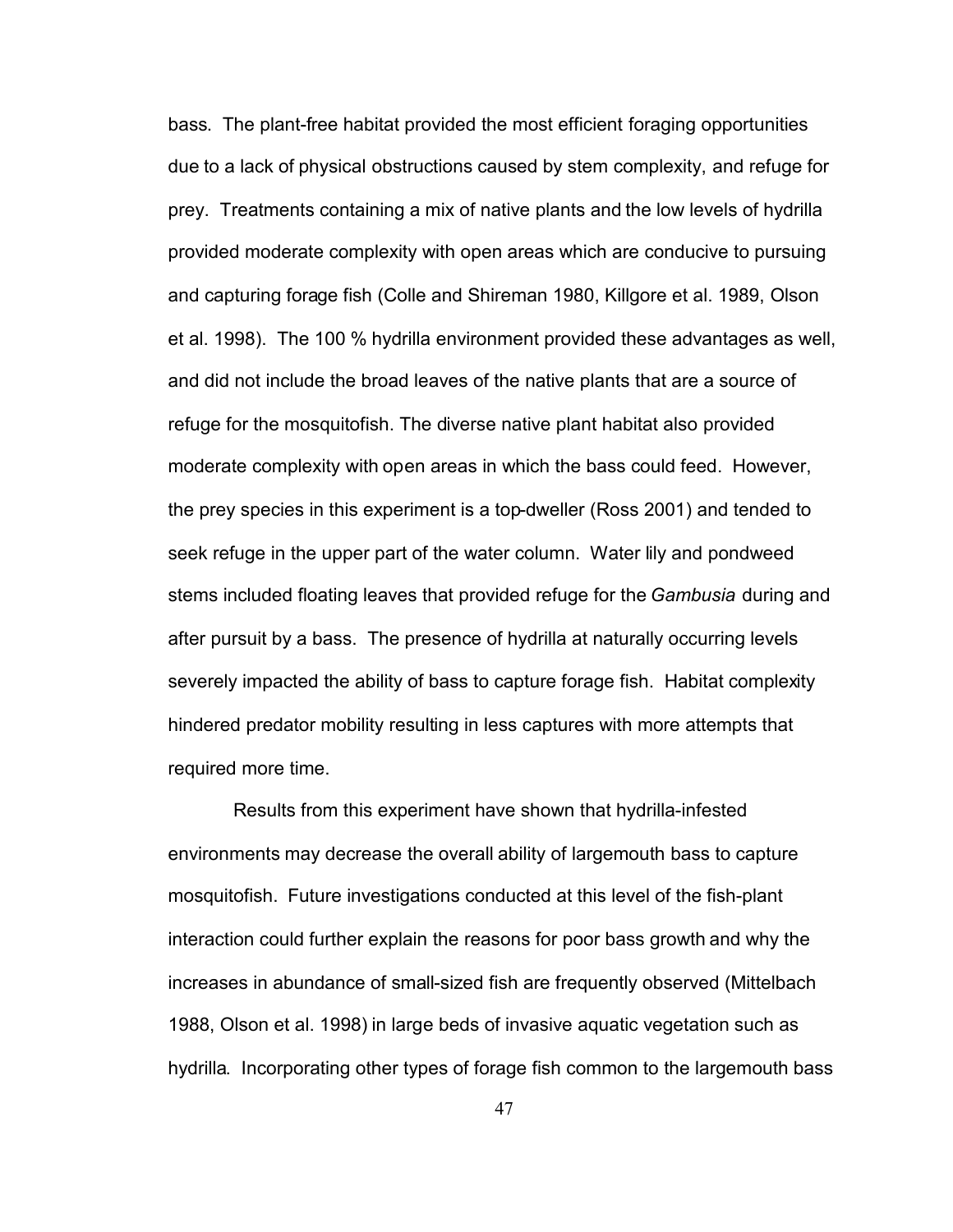bass. The plant-free habitat provided the most efficient foraging opportunities due to a lack of physical obstructions caused by stem complexity, and refuge for prey. Treatments containing a mix of native plants and the low levels of hydrilla provided moderate complexity with open areas which are conducive to pursuing and capturing forage fish (Colle and Shireman 1980, Killgore et al. 1989, Olson et al. 1998). The 100 % hydrilla environment provided these advantages as well, and did not include the broad leaves of the native plants that are a source of refuge for the mosquitofish. The diverse native plant habitat also provided moderate complexity with open areas in which the bass could feed. However, the prey species in this experiment is a top-dweller (Ross 2001) and tended to seek refuge in the upper part of the water column. Water lily and pondweed stems included floating leaves that provided refuge for the *Gambusia* during and after pursuit by a bass. The presence of hydrilla at naturally occurring levels severely impacted the ability of bass to capture forage fish. Habitat complexity hindered predator mobility resulting in less captures with more attempts that required more time.

Results from this experiment have shown that hydrilla-infested environments may decrease the overall ability of largemouth bass to capture mosquitofish. Future investigations conducted at this level of the fish-plant interaction could further explain the reasons for poor bass growth and why the increases in abundance of small-sized fish are frequently observed (Mittelbach 1988, Olson et al. 1998) in large beds of invasive aquatic vegetation such as hydrilla. Incorporating other types of forage fish common to the largemouth bass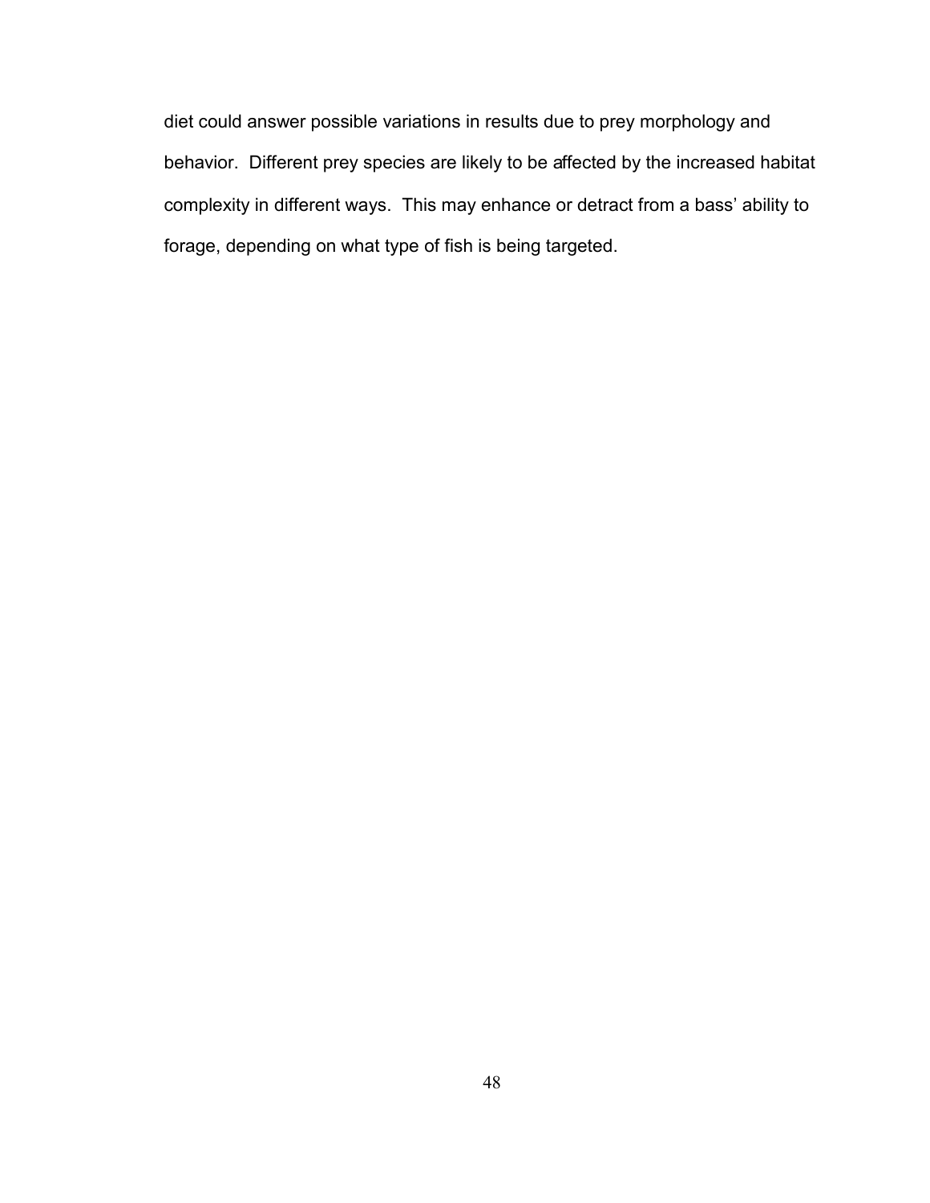diet could answer possible variations in results due to prey morphology and behavior. Different prey species are likely to be affected by the increased habitat complexity in different ways. This may enhance or detract from a bass' ability to forage, depending on what type of fish is being targeted.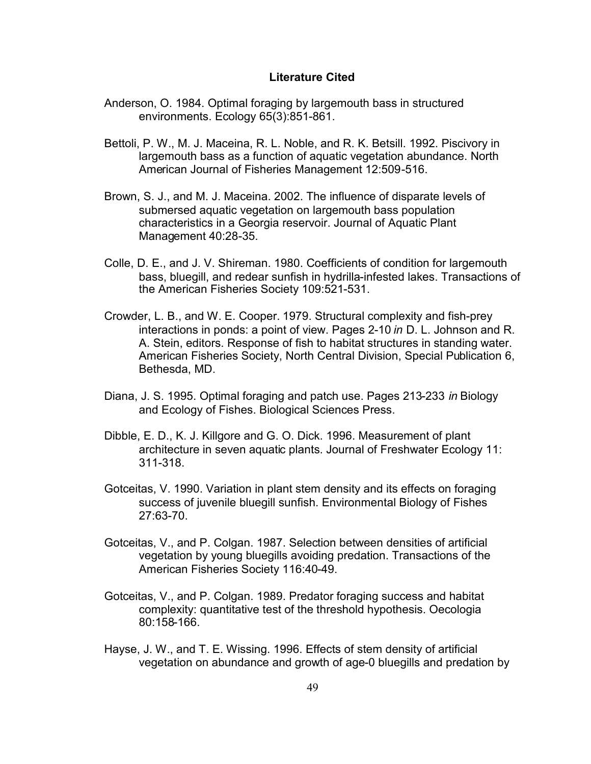## Literature Cited

Anderson, O. 1984. Optimal foraging by largemouth bass in structured environments. Ecology 65(3):851-861.

Bettoli, P. W., M. J. Maceina, R. L. Noble, and R. K. Betsill. 1992. Piscivory in largemouth bass as a function of aquatic vegetation abundance. North American Journal of Fisheries Management 12:509-516.

Brown, S. J., and M. J. Maceina. 2002. The influence of disparate levels of submersed aquatic vegetation on largemouth bass population characteristics in a Georgia reservoir. Journal of Aquatic Plant Management 40:28-35.

Colle, D. E., and J. V. Shireman. 1980. Coefficients of condition for largemouth bass, bluegill, and redear sunfish in hydrilla-infested lakes. Transactions of the American Fisheries Society 109:521-531.

Crowder, L. B., and W. E. Cooper. 1979. Structural complexity and fish-prey interactions in ponds: a point of view. Pages 2-10 *in* D. L. Johnson and R. A. Stein, editors. Response of fish to habitat structures in standing water. American Fisheries Society, North Central Division, Special Publication 6, Bethesda, MD.

Diana, J. S. 1995. Optimal foraging and patch use. Pages 213-233 *in* Biology and Ecology of Fishes. Biological Sciences Press.

Dibble, E. D., K. J. Killgore and G. O. Dick. 1996. Measurement of plant architecture in seven aquatic plants. Journal of Freshwater Ecology 11: 311-318.

Gotceitas, V. 1990. Variation in plant stem density and its effects on foraging success of juvenile bluegill sunfish. Environmental Biology of Fishes 27:63-70.

Gotceitas, V., and P. Colgan. 1987. Selection between densities of artificial vegetation by young bluegills avoiding predation. Transactions of the American Fisheries Society 116:40-49.

Gotceitas, V., and P. Colgan. 1989. Predator foraging success and habitat complexity: quantitative test of the threshold hypothesis. Oecologia 80:158-166.

Hayse, J. W., and T. E. Wissing. 1996. Effects of stem density of artificial vegetation on abundance and growth of age-0 bluegills and predation by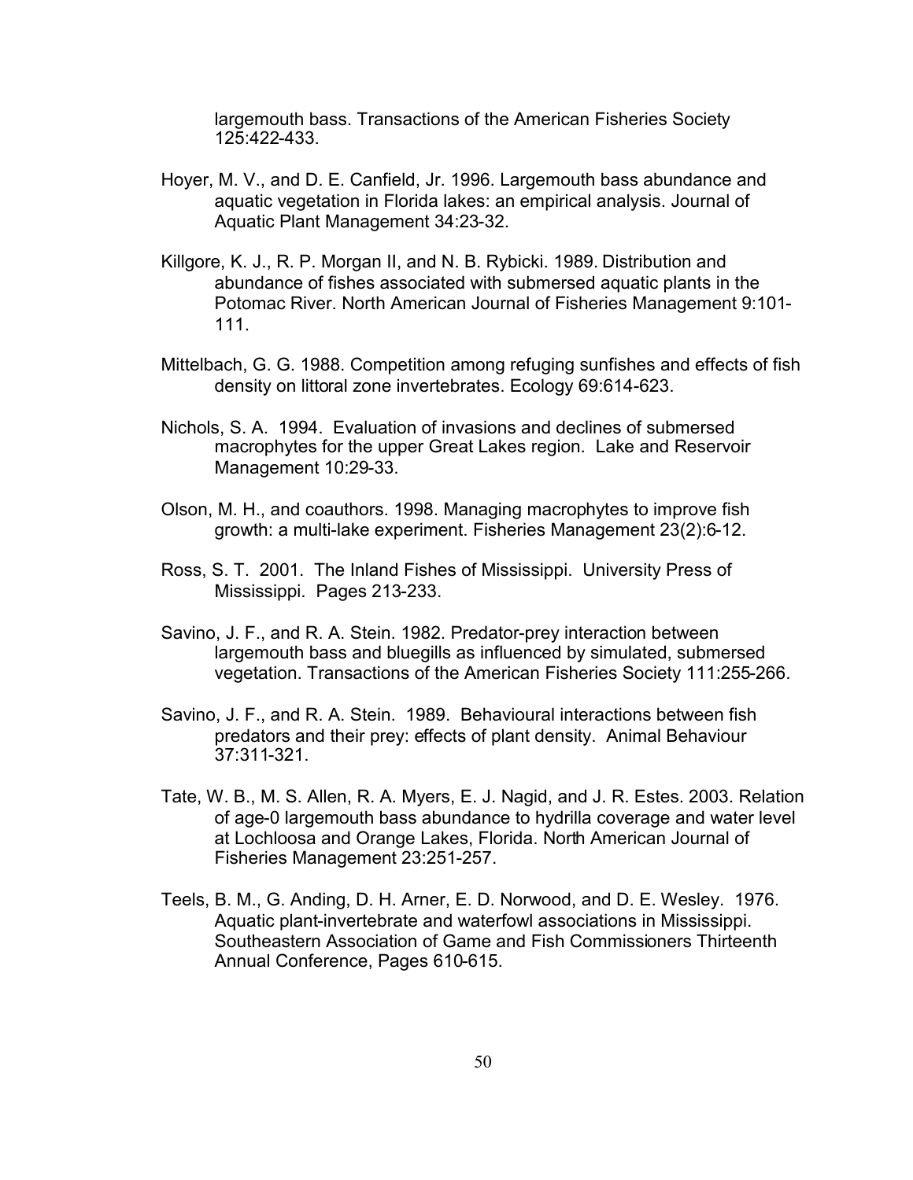largemouth bass. Transactions of the American Fisheries Society 125:422-433.

Hoyer, M. V., and D. E. Canfield, Jr. 1996. Largemouth bass abundance and aquatic vegetation in Florida lakes: an empirical analysis. Journal of Aquatic Plant Management 34:23-32.

Killgore, K. J., R. P. Morgan II, and N. B. Rybicki. 1989. Distribution and abundance of fishes associated with submersed aquatic plants in the Potomac River. North American Journal of Fisheries Management 9:101-111.

Mittelbach, G. G. 1988. Competition among refuging sunfishes and effects of fish density on littoral zone invertebrates. Ecology 69:614-623.

Nichols, S. A. 1994. Evaluation of invasions and declines of submersed macrophytes for the upper Great Lakes region. Lake and Reservoir Management 10:29-33.

Olson, M. H., and coauthors. 1998. Managing macrophytes to improve fish growth: a multi-lake experiment. Fisheries Management 23(2):6-12.

Ross, S. T. 2001. The Inland Fishes of Mississippi. University Press of Mississippi. Pages 213-233.

Savino, J. F., and R. A. Stein. 1982. Predator-prey interaction between largemouth bass and bluegills as influenced by simulated, submersed vegetation. Transactions of the American Fisheries Society 111:255-266.

Savino, J. F., and R. A. Stein. 1989. Behavioural interactions between fish predators and their prey: effects of plant density. Animal Behaviour 37:311-321.

Tate, W. B., M. S. Allen, R. A. Myers, E. J. Nagid, and J. R. Estes. 2003. Relation of age-0 largemouth bass abundance to hydrilla coverage and water level at Lochloosa and Orange Lakes, Florida. North American Journal of Fisheries Management 23:251-257.

Teels, B. M., G. Anding, D. H. Arner, E. D. Norwood, and D. E. Wesley. 1976. Aquatic plant-invertebrate and waterfowl associations in Mississippi. Southeastern Association of Game and Fish Commissioners Thirteenth Annual Conference, Pages 610-615.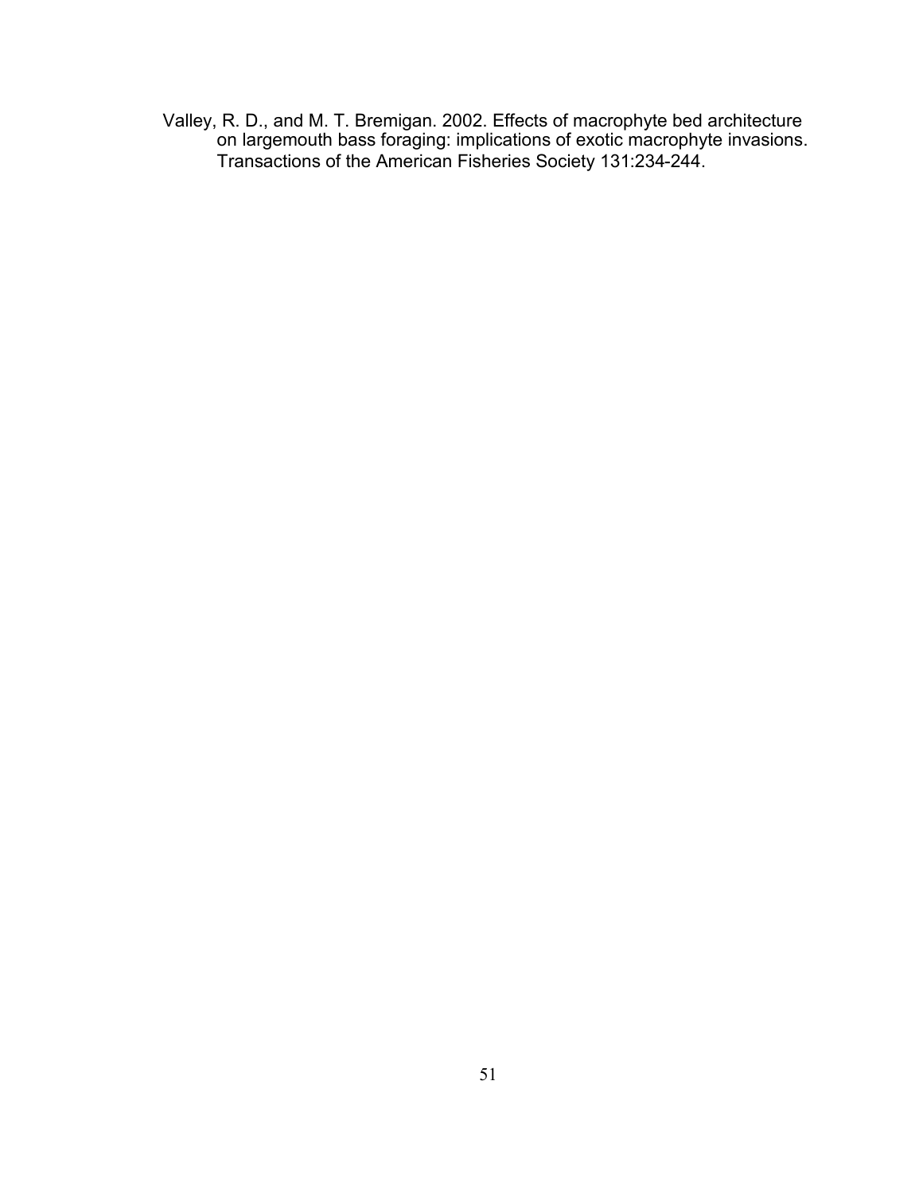Valley, R. D., and M. T. Bremigan. 2002. Effects of macrophyte bed architecture on largemouth bass foraging: implications of exotic macrophyte invasions. Transactions of the American Fisheries Society 131:234-244.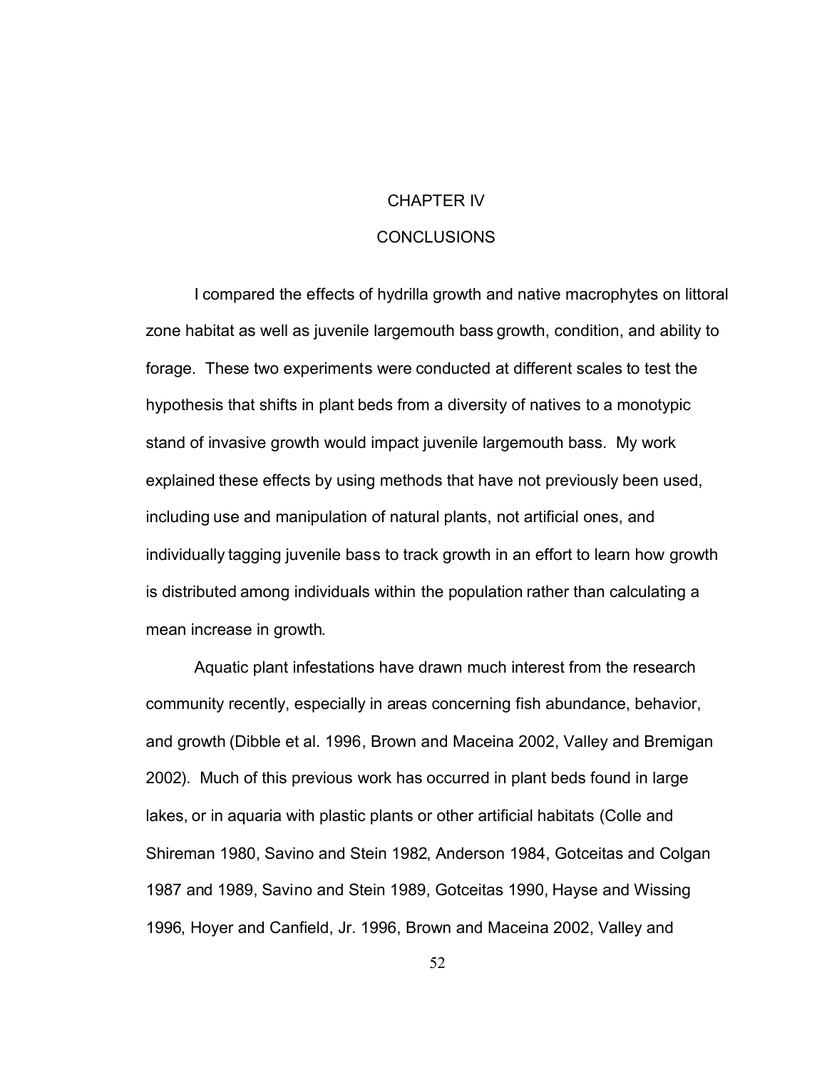# CHAPTER IV

# CONCLUSIONS

I compared the effects of hydrilla growth and native macrophytes on littoral zone habitat as well as juvenile largemouth bass growth, condition, and ability to forage. These two experiments were conducted at different scales to test the hypothesis that shifts in plant beds from a diversity of natives to a monotypic stand of invasive growth would impact juvenile largemouth bass. My work explained these effects by using methods that have not previously been used, including use and manipulation of natural plants, not artificial ones, and individually tagging juvenile bass to track growth in an effort to learn how growth is distributed among individuals within the population rather than calculating a mean increase in growth.

Aquatic plant infestations have drawn much interest from the research community recently, especially in areas concerning fish abundance, behavior, and growth (Dibble et al. 1996, Brown and Maceina 2002, Valley and Bremigan 2002). Much of this previous work has occurred in plant beds found in large lakes, or in aquaria with plastic plants or other artificial habitats (Colle and Shireman 1980, Savino and Stein 1982, Anderson 1984, Gotceitas and Colgan 1987 and 1989, Savino and Stein 1989, Gotceitas 1990, Hayse and Wissing 1996, Hoyer and Canfield, Jr. 1996, Brown and Maceina 2002, Valley and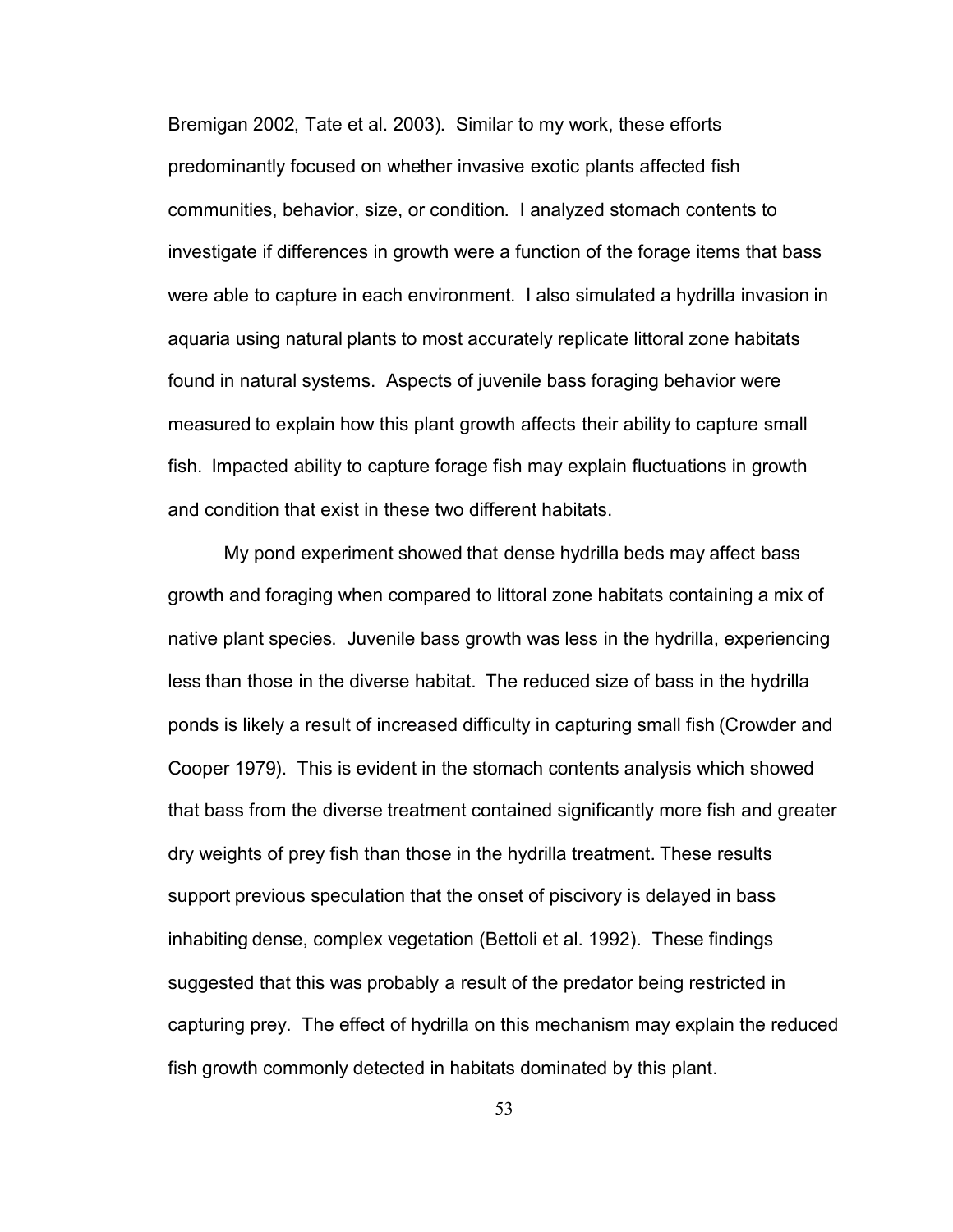Bremigan 2002, Tate et al. 2003). Similar to my work, these efforts predominantly focused on whether invasive exotic plants affected fish communities, behavior, size, or condition. I analyzed stomach contents to investigate if differences in growth were a function of the forage items that bass were able to capture in each environment. I also simulated a hydrilla invasion in aquaria using natural plants to most accurately replicate littoral zone habitats found in natural systems. Aspects of juvenile bass foraging behavior were measured to explain how this plant growth affects their ability to capture small fish. Impacted ability to capture forage fish may explain fluctuations in growth and condition that exist in these two different habitats.

My pond experiment showed that dense hydrilla beds may affect bass growth and foraging when compared to littoral zone habitats containing a mix of native plant species. Juvenile bass growth was less in the hydrilla, experiencing less than those in the diverse habitat. The reduced size of bass in the hydrilla ponds is likely a result of increased difficulty in capturing small fish (Crowder and Cooper 1979). This is evident in the stomach contents analysis which showed that bass from the diverse treatment contained significantly more fish and greater dry weights of prey fish than those in the hydrilla treatment. These results support previous speculation that the onset of piscivory is delayed in bass inhabiting dense, complex vegetation (Bettoli et al. 1992). These findings suggested that this was probably a result of the predator being restricted in capturing prey. The effect of hydrilla on this mechanism may explain the reduced fish growth commonly detected in habitats dominated by this plant.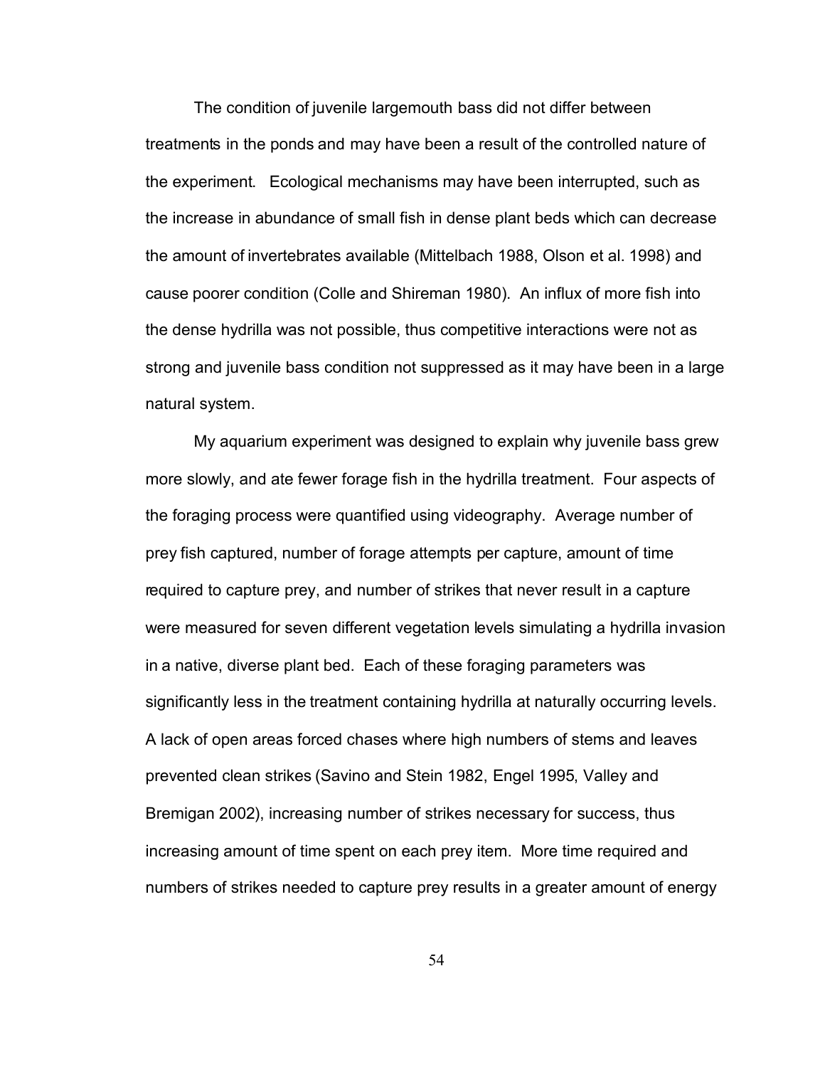The condition of juvenile largemouth bass did not differ between treatments in the ponds and may have been a result of the controlled nature of the experiment. Ecological mechanisms may have been interrupted, such as the increase in abundance of small fish in dense plant beds which can decrease the amount of invertebrates available (Mittelbach 1988, Olson et al. 1998) and cause poorer condition (Colle and Shireman 1980). An influx of more fish into the dense hydrilla was not possible, thus competitive interactions were not as strong and juvenile bass condition not suppressed as it may have been in a large natural system.

My aquarium experiment was designed to explain why juvenile bass grew more slowly, and ate fewer forage fish in the hydrilla treatment. Four aspects of the foraging process were quantified using videography. Average number of prey fish captured, number of forage attempts per capture, amount of time required to capture prey, and number of strikes that never result in a capture were measured for seven different vegetation levels simulating a hydrilla invasion in a native, diverse plant bed. Each of these foraging parameters was significantly less in the treatment containing hydrilla at naturally occurring levels. A lack of open areas forced chases where high numbers of stems and leaves prevented clean strikes (Savino and Stein 1982, Engel 1995, Valley and Bremigan 2002), increasing number of strikes necessary for success, thus increasing amount of time spent on each prey item. More time required and numbers of strikes needed to capture prey results in a greater amount of energy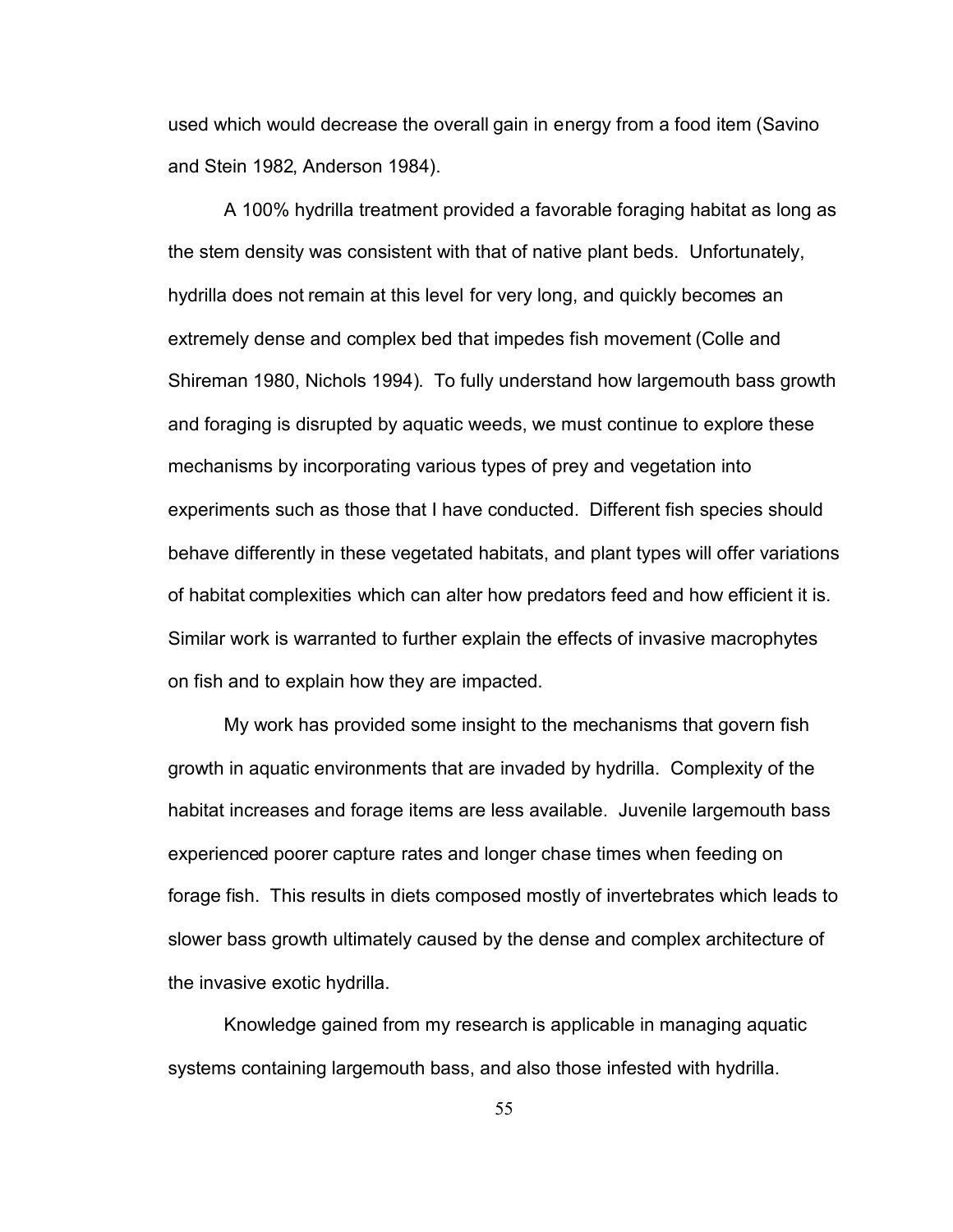used which would decrease the overall gain in energy from a food item (Savino and Stein 1982, Anderson 1984).

A 100% hydrilla treatment provided a favorable foraging habitat as long as the stem density was consistent with that of native plant beds. Unfortunately, hydrilla does not remain at this level for very long, and quickly becomes an extremely dense and complex bed that impedes fish movement (Colle and Shireman 1980, Nichols 1994). To fully understand how largemouth bass growth and foraging is disrupted by aquatic weeds, we must continue to explore these mechanisms by incorporating various types of prey and vegetation into experiments such as those that I have conducted. Different fish species should behave differently in these vegetated habitats, and plant types will offer variations of habitat complexities which can alter how predators feed and how efficient it is. Similar work is warranted to further explain the effects of invasive macrophytes on fish and to explain how they are impacted.

My work has provided some insight to the mechanisms that govern fish growth in aquatic environments that are invaded by hydrilla. Complexity of the habitat increases and forage items are less available. Juvenile largemouth bass experienced poorer capture rates and longer chase times when feeding on forage fish. This results in diets composed mostly of invertebrates which leads to slower bass growth ultimately caused by the dense and complex architecture of the invasive exotic hydrilla.

Knowledge gained from my research is applicable in managing aquatic systems containing largemouth bass, and also those infested with hydrilla.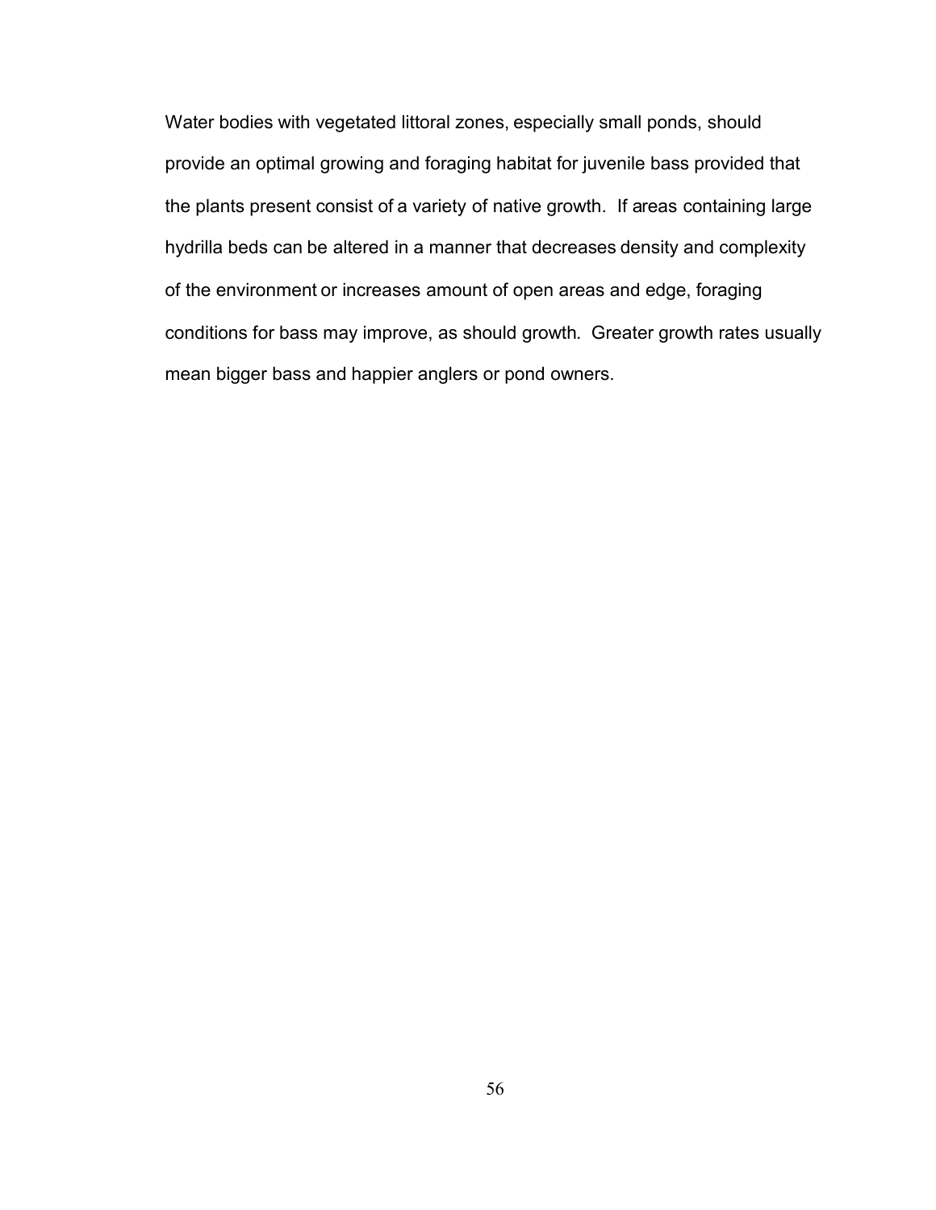Water bodies with vegetated littoral zones, especially small ponds, should provide an optimal growing and foraging habitat for juvenile bass provided that the plants present consist of a variety of native growth. If areas containing large hydrilla beds can be altered in a manner that decreases density and complexity of the environment or increases amount of open areas and edge, foraging conditions for bass may improve, as should growth. Greater growth rates usually mean bigger bass and happier anglers or pond owners.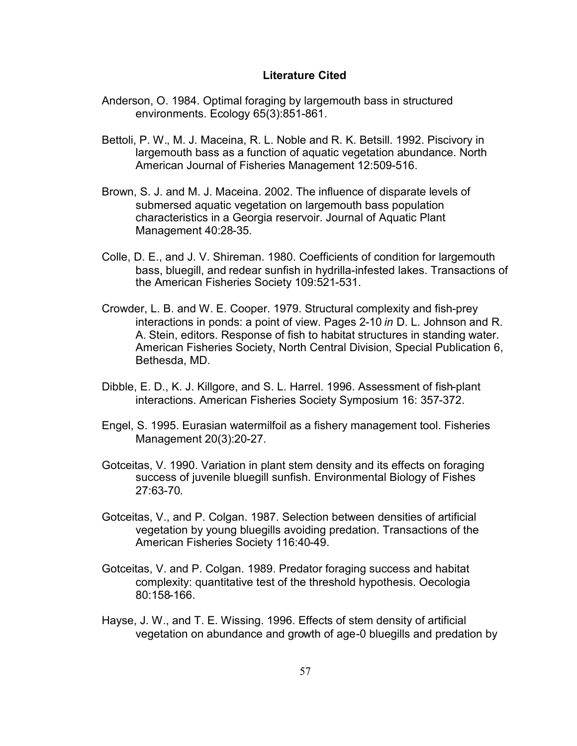## Literature Cited

Anderson, O. 1984. Optimal foraging by largemouth bass in structured environments. Ecology 65(3):851-861.

Bettoli, P. W., M. J. Maceina, R. L. Noble and R. K. Betsill. 1992. Piscivory in largemouth bass as a function of aquatic vegetation abundance. North American Journal of Fisheries Management 12:509-516.

Brown, S. J. and M. J. Maceina. 2002. The influence of disparate levels of submersed aquatic vegetation on largemouth bass population characteristics in a Georgia reservoir. Journal of Aquatic Plant Management 40:28-35.

Colle, D. E., and J. V. Shireman. 1980. Coefficients of condition for largemouth bass, bluegill, and redear sunfish in hydrilla-infested lakes. Transactions of the American Fisheries Society 109:521-531.

Crowder, L. B. and W. E. Cooper. 1979. Structural complexity and fish-prey interactions in ponds: a point of view. Pages 2-10 *in* D. L. Johnson and R. A. Stein, editors. Response of fish to habitat structures in standing water. American Fisheries Society, North Central Division, Special Publication 6, Bethesda, MD.

Dibble, E. D., K. J. Killgore, and S. L. Harrel. 1996. Assessment of fish-plant interactions. American Fisheries Society Symposium 16: 357-372.

Engel, S. 1995. Eurasian watermilfoil as a fishery management tool. Fisheries Management 20(3):20-27.

Gotceitas, V. 1990. Variation in plant stem density and its effects on foraging success of juvenile bluegill sunfish. Environmental Biology of Fishes 27:63-70.

Gotceitas, V., and P. Colgan. 1987. Selection between densities of artificial vegetation by young bluegills avoiding predation. Transactions of the American Fisheries Society 116:40-49.

Gotceitas, V. and P. Colgan. 1989. Predator foraging success and habitat complexity: quantitative test of the threshold hypothesis. Oecologia 80:158-166.

Hayse, J. W., and T. E. Wissing. 1996. Effects of stem density of artificial vegetation on abundance and growth of age-0 bluegills and predation by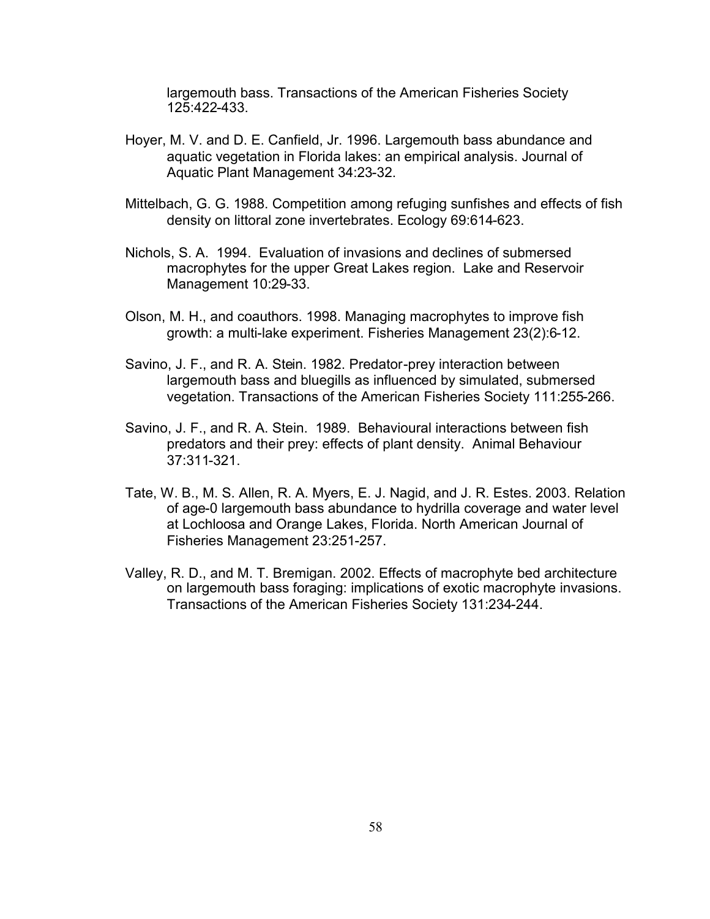largemouth bass. Transactions of the American Fisheries Society 125:422-433.

Hoyer, M. V. and D. E. Canfield, Jr. 1996. Largemouth bass abundance and aquatic vegetation in Florida lakes: an empirical analysis. Journal of Aquatic Plant Management 34:23-32.

Mittelbach, G. G. 1988. Competition among refuging sunfishes and effects of fish density on littoral zone invertebrates. Ecology 69:614-623.

Nichols, S. A. 1994. Evaluation of invasions and declines of submersed macrophytes for the upper Great Lakes region. Lake and Reservoir Management 10:29-33.

Olson, M. H., and coauthors. 1998. Managing macrophytes to improve fish growth: a multi-lake experiment. Fisheries Management 23(2):6-12.

Savino, J. F., and R. A. Stein. 1982. Predator-prey interaction between largemouth bass and bluegills as influenced by simulated, submersed vegetation. Transactions of the American Fisheries Society 111:255-266.

Savino, J. F., and R. A. Stein. 1989. Behavioural interactions between fish predators and their prey: effects of plant density. Animal Behaviour 37:311-321.

Tate, W. B., M. S. Allen, R. A. Myers, E. J. Nagid, and J. R. Estes. 2003. Relation of age-0 largemouth bass abundance to hydrilla coverage and water level at Lochloosa and Orange Lakes, Florida. North American Journal of Fisheries Management 23:251-257.

Valley, R. D., and M. T. Bremigan. 2002. Effects of macrophyte bed architecture on largemouth bass foraging: implications of exotic macrophyte invasions. Transactions of the American Fisheries Society 131:234-244.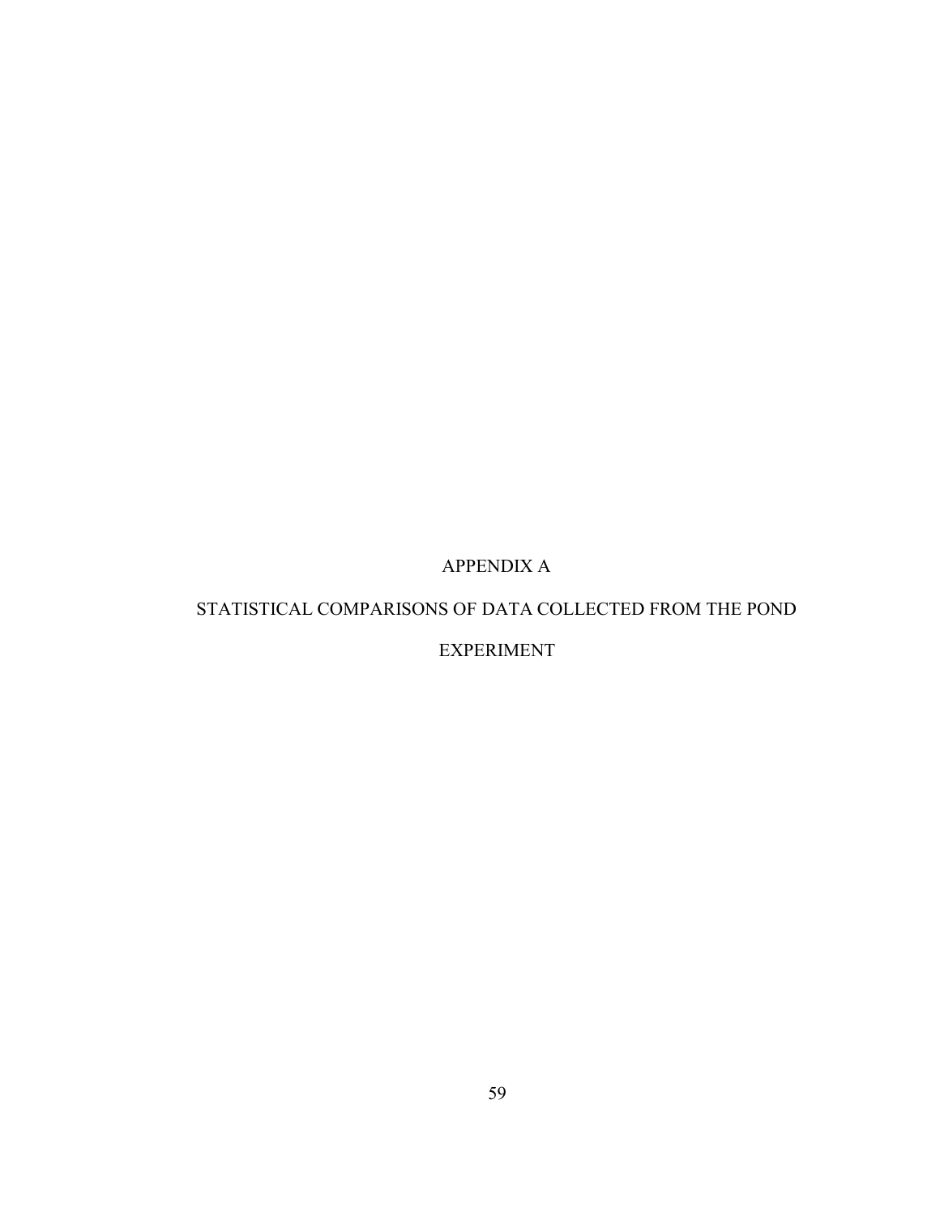# APPENDIX A

# STATISTICAL COMPARISONS OF DATA COLLECTED FROM THE POND EXPERIMENT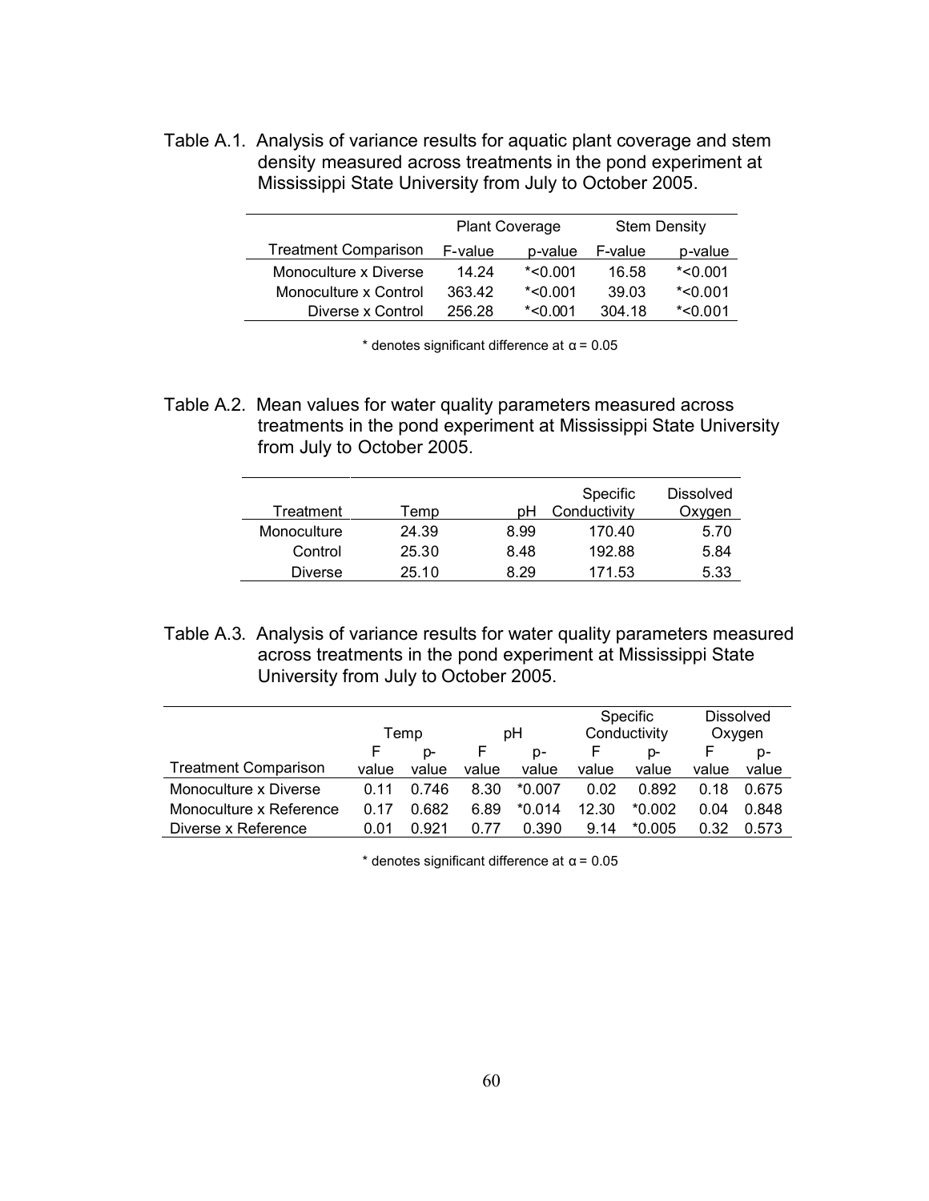Table A.1. Analysis of variance results for aquatic plant coverage and stem density measured across treatments in the pond experiment at Mississippi State University from July to October 2005.

| | Plant Coverage | | Stem Density | |
|---|---|---|---|---|
| Treatment Comparison | F-value | p-value | F-value | p-value |
| Monoculture x Diverse | 14.24 | *<0.001 | 16.58 | *<0.001 |
| Monoculture x Control | 363.42 | *<0.001 | 39.03 | *<0.001 |
| Diverse x Control | 256.28 | *<0.001 | 304.18 | *<0.001 |

* denotes significant difference at $\alpha = 0.05$

Table A.2. Mean values for water quality parameters measured across treatments in the pond experiment at Mississippi State University from July to October 2005.

| Treatment | Temp | pH | Specific Conductivity | Dissolved Oxygen |
|---|---|---|---|---|
| Monoculture | 24.39 | 8.99 | 170.40 | 5.70 |
| Control | 25.30 | 8.48 | 192.88 | 5.84 |
| Diverse | 25.10 | 8.29 | 171.53 | 5.33 |

Table A.3. Analysis of variance results for water quality parameters measured across treatments in the pond experiment at Mississippi State University from July to October 2005.

| | Temp | | pH | | Specific Conductivity | | Dissolved Oxygen | |
|---|---|---|---|---|---|---|---|---|
| Treatment Comparison | F value | p-value | F value | p-value | F value | p-value | F value | p-value |
| Monoculture x Diverse | 0.11 | 0.746 | 8.30 | *0.007 | 0.02 | 0.892 | 0.18 | 0.675 |
| Monoculture x Reference | 0.17 | 0.682 | 6.89 | *0.014 | 12.30 | *0.002 | 0.04 | 0.848 |
| Diverse x Reference | 0.01 | 0.921 | 0.77 | 0.390 | 9.14 | *0.005 | 0.32 | 0.573 |

* denotes significant difference at $\alpha = 0.05$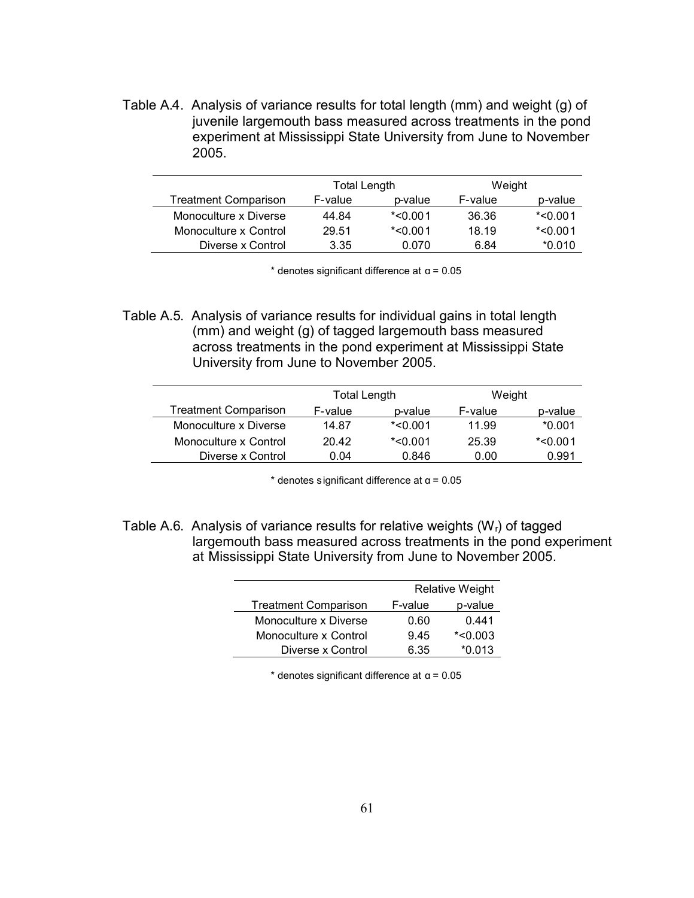Table A.4. Analysis of variance results for total length (mm) and weight (g) of juvenile largemouth bass measured across treatments in the pond experiment at Mississippi State University from June to November 2005.

| | Total Length | | Weight | |
|---|---|---|---|---|
| Treatment Comparison | F-value | p-value | F-value | p-value |
| Monoculture x Diverse | 44.84 | *<0.001 | 36.36 | *<0.001 |
| Monoculture x Control | 29.51 | *<0.001 | 18.19 | *<0.001 |
| Diverse x Control | 3.35 | 0.070 | 6.84 | *0.010 |

* denotes significant difference at $\alpha = 0.05$

Table A.5. Analysis of variance results for individual gains in total length (mm) and weight (g) of tagged largemouth bass measured across treatments in the pond experiment at Mississippi State University from June to November 2005.

| | Total Length | | Weight | |
|---|---|---|---|---|
| Treatment Comparison | F-value | p-value | F-value | p-value |
| Monoculture x Diverse | 14.87 | *<0.001 | 11.99 | *0.001 |
| Monoculture x Control | 20.42 | *<0.001 | 25.39 | *<0.001 |
| Diverse x Control | 0.04 | 0.846 | 0.00 | 0.991 |

* denotes significant difference at $\alpha = 0.05$

Table A.6. Analysis of variance results for relative weights ($W_r$) of tagged largemouth bass measured across treatments in the pond experiment at Mississippi State University from June to November 2005.

| | Relative Weight | |
|---|---|---|
| Treatment Comparison | F-value | p-value |
| Monoculture x Diverse | 0.60 | 0.441 |
| Monoculture x Control | 9.45 | *<0.003 |
| Diverse x Control | 6.35 | *0.013 |

* denotes significant difference at $\alpha = 0.05$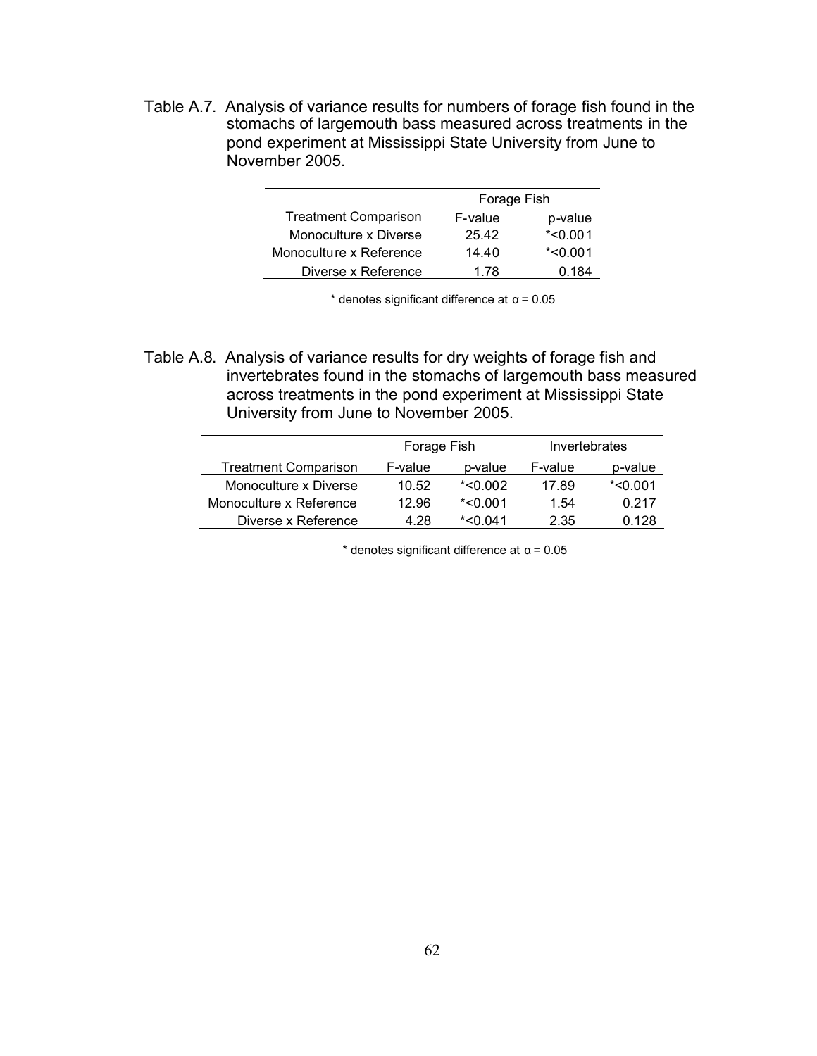Table A.7. Analysis of variance results for numbers of forage fish found in the stomachs of largemouth bass measured across treatments in the pond experiment at Mississippi State University from June to November 2005.

| | Forage Fish | |
|---|---|---|
| Treatment Comparison | F-value | p-value |
| Monoculture x Diverse | 25.42 | *<0.001 |
| Monoculture x Reference | 14.40 | *<0.001 |
| Diverse x Reference | 1.78 | 0.184 |

* denotes significant difference at α = 0.05

Table A.8. Analysis of variance results for dry weights of forage fish and invertebrates found in the stomachs of largemouth bass measured across treatments in the pond experiment at Mississippi State University from June to November 2005.

| | Forage Fish | | Invertebrates | |
|---|---|---|---|---|
| Treatment Comparison | F-value | p-value | F-value | p-value |
| Monoculture x Diverse | 10.52 | *<0.002 | 17.89 | *<0.001 |
| Monoculture x Reference | 12.96 | *<0.001 | 1.54 | 0.217 |
| Diverse x Reference | 4.28 | *<0.041 | 2.35 | 0.128 |

* denotes significant difference at α = 0.05